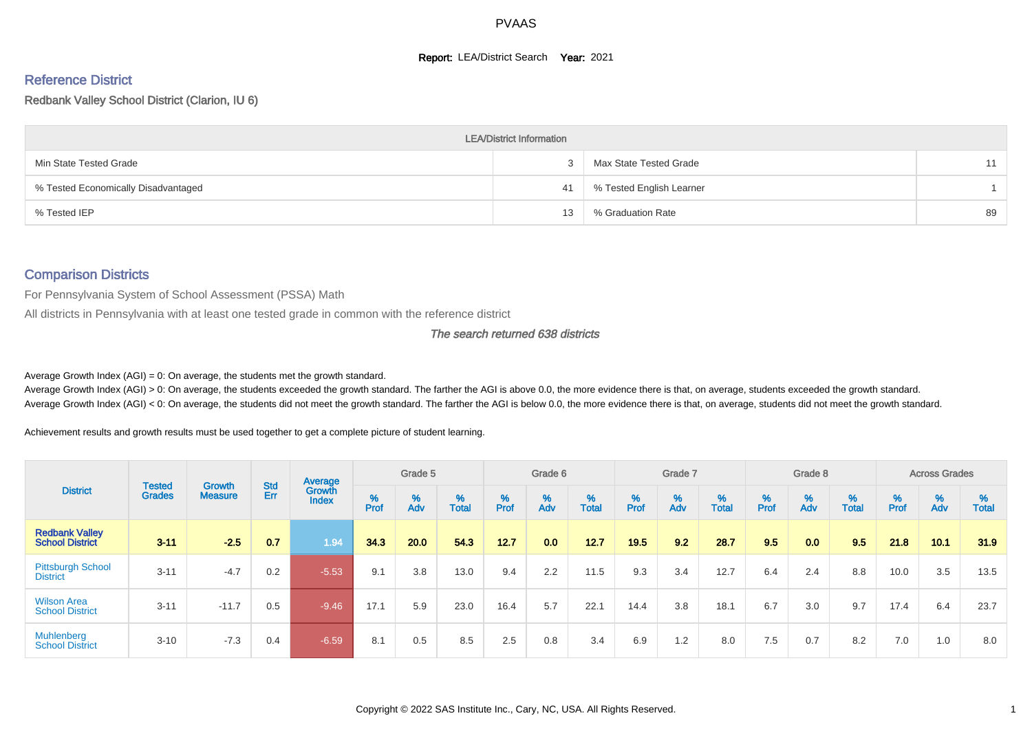# PVAAS

**Report:** LEA/District Search **Year:** 2021

## Reference District

Redbank Valley School District (Clarion, IU 6)

| LEA/District Information | | | |
|---|---|---|---|
| Min State Tested Grade | 3 | Max State Tested Grade | 11 |
| % Tested Economically Disadvantaged | 41 | % Tested English Learner | 1 |
| % Tested IEP | 13 | % Graduation Rate | 89 |

## Comparison Districts

For Pennsylvania System of School Assessment (PSSA) Math

All districts in Pennsylvania with at least one tested grade in common with the reference district

*The search returned 638 districts*

Average Growth Index (AGI) = 0: On average, the students met the growth standard.

Average Growth Index (AGI) > 0: On average, the students exceeded the growth standard. The farther the AGI is above 0.0, the more evidence there is that, on average, students exceeded the growth standard.

Average Growth Index (AGI) < 0: On average, the students did not meet the growth standard. The farther the AGI is below 0.0, the more evidence there is that, on average, students did not meet the growth standard.

Achievement results and growth results must be used together to get a complete picture of student learning.

| District | Tested Grades | Growth Measure | Std Err | Average Growth Index | Grade 5 | | | Grade 6 | | | Grade 7 | | | Grade 8 | | | Across Grades | | |
|---|---|---|---|---|---|---|---|---|---|---|---|---|---|---|---|---|---|---|---|
| | | | | | % Prof | % Adv | % Total | % Prof | % Adv | % Total | % Prof | % Adv | % Total | % Prof | % Adv | % Total | % Prof | % Adv | % Total |
| **Redbank Valley School District** | **3-11** | **-2.5** | **0.7** | **1.94** | **34.3** | **20.0** | **54.3** | **12.7** | **0.0** | **12.7** | **19.5** | **9.2** | **28.7** | **9.5** | **0.0** | **9.5** | **21.8** | **10.1** | **31.9** |
| Pittsburgh School District | 3-11 | -4.7 | 0.2 | -5.53 | 9.1 | 3.8 | 13.0 | 9.4 | 2.2 | 11.5 | 9.3 | 3.4 | 12.7 | 6.4 | 2.4 | 8.8 | 10.0 | 3.5 | 13.5 |
| Wilson Area School District | 3-11 | -11.7 | 0.5 | -9.46 | 17.1 | 5.9 | 23.0 | 16.4 | 5.7 | 22.1 | 14.4 | 3.8 | 18.1 | 6.7 | 3.0 | 9.7 | 17.4 | 6.4 | 23.7 |
| Muhlenberg School District | 3-10 | -7.3 | 0.4 | -6.59 | 8.1 | 0.5 | 8.5 | 2.5 | 0.8 | 3.4 | 6.9 | 1.2 | 8.0 | 7.5 | 0.7 | 8.2 | 7.0 | 1.0 | 8.0 |

Copyright © 2022 SAS Institute Inc., Cary, NC, USA. All Rights Reserved.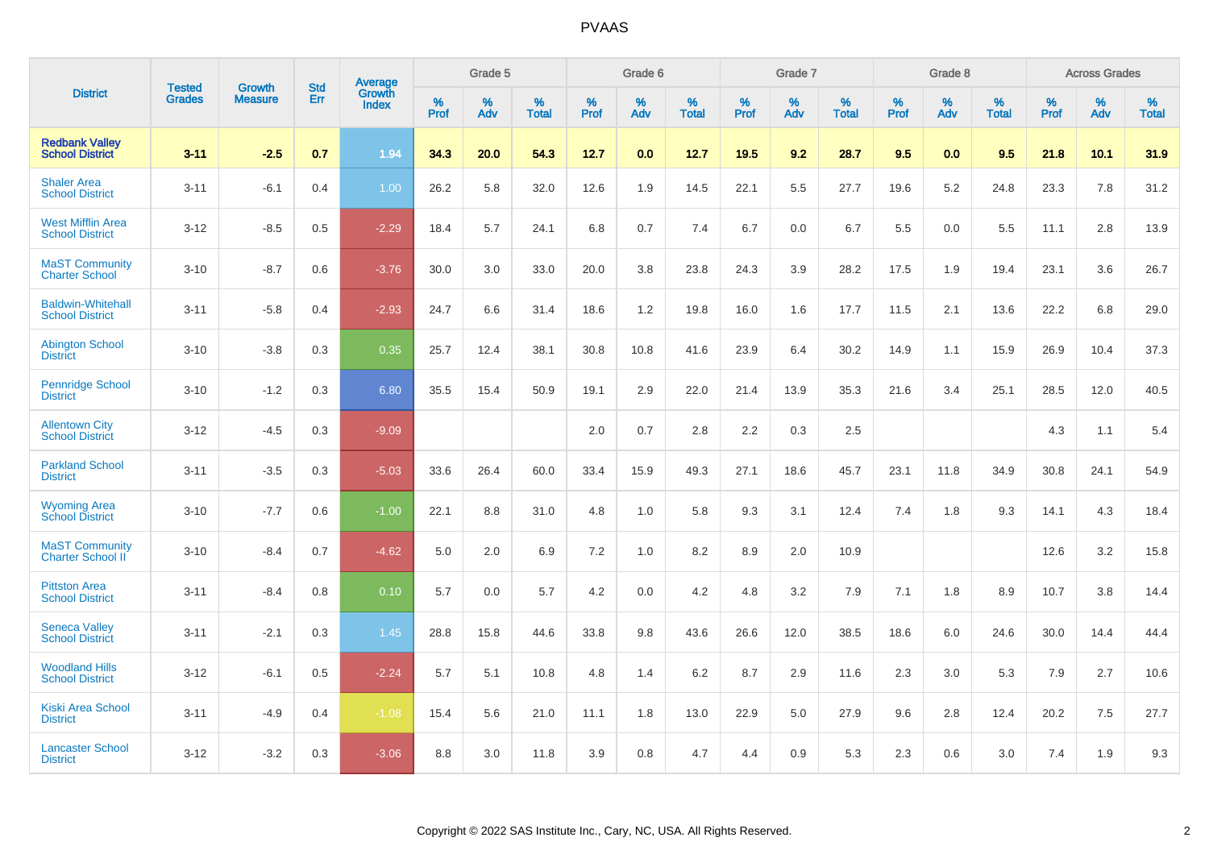# PVAAS

| District | Tested Grades | Growth Measure | Std Err | Average Growth Index | Grade 5 | | | Grade 6 | | | Grade 7 | | | Grade 8 | | | Across Grades | | |
|---|---|---|---|---|---|---|---|---|---|---|---|---|---|---|---|---|---|---|---|
| | | | | | % Prof | % Adv | % Total | % Prof | % Adv | % Total | % Prof | % Adv | % Total | % Prof | % Adv | % Total | % Prof | % Adv | % Total |
| **Redbank Valley School District** | **3-11** | **-2.5** | **0.7** | **1.94** | **34.3** | **20.0** | **54.3** | **12.7** | **0.0** | **12.7** | **19.5** | **9.2** | **28.7** | **9.5** | **0.0** | **9.5** | **21.8** | **10.1** | **31.9** |
| Shaler Area School District | 3-11 | -6.1 | 0.4 | 1.00 | 26.2 | 5.8 | 32.0 | 12.6 | 1.9 | 14.5 | 22.1 | 5.5 | 27.7 | 19.6 | 5.2 | 24.8 | 23.3 | 7.8 | 31.2 |
| West Mifflin Area School District | 3-12 | -8.5 | 0.5 | -2.29 | 18.4 | 5.7 | 24.1 | 6.8 | 0.7 | 7.4 | 6.7 | 0.0 | 6.7 | 5.5 | 0.0 | 5.5 | 11.1 | 2.8 | 13.9 |
| MaST Community Charter School | 3-10 | -8.7 | 0.6 | -3.76 | 30.0 | 3.0 | 33.0 | 20.0 | 3.8 | 23.8 | 24.3 | 3.9 | 28.2 | 17.5 | 1.9 | 19.4 | 23.1 | 3.6 | 26.7 |
| Baldwin-Whitehall School District | 3-11 | -5.8 | 0.4 | -2.93 | 24.7 | 6.6 | 31.4 | 18.6 | 1.2 | 19.8 | 16.0 | 1.6 | 17.7 | 11.5 | 2.1 | 13.6 | 22.2 | 6.8 | 29.0 |
| Abington School District | 3-10 | -3.8 | 0.3 | 0.35 | 25.7 | 12.4 | 38.1 | 30.8 | 10.8 | 41.6 | 23.9 | 6.4 | 30.2 | 14.9 | 1.1 | 15.9 | 26.9 | 10.4 | 37.3 |
| Pennridge School District | 3-10 | -1.2 | 0.3 | 6.80 | 35.5 | 15.4 | 50.9 | 19.1 | 2.9 | 22.0 | 21.4 | 13.9 | 35.3 | 21.6 | 3.4 | 25.1 | 28.5 | 12.0 | 40.5 |
| Allentown City School District | 3-12 | -4.5 | 0.3 | -9.09 | | | | 2.0 | 0.7 | 2.8 | 2.2 | 0.3 | 2.5 | | | | 4.3 | 1.1 | 5.4 |
| Parkland School District | 3-11 | -3.5 | 0.3 | -5.03 | 33.6 | 26.4 | 60.0 | 33.4 | 15.9 | 49.3 | 27.1 | 18.6 | 45.7 | 23.1 | 11.8 | 34.9 | 30.8 | 24.1 | 54.9 |
| Wyoming Area School District | 3-10 | -7.7 | 0.6 | -1.00 | 22.1 | 8.8 | 31.0 | 4.8 | 1.0 | 5.8 | 9.3 | 3.1 | 12.4 | 7.4 | 1.8 | 9.3 | 14.1 | 4.3 | 18.4 |
| MaST Community Charter School II | 3-10 | -8.4 | 0.7 | -4.62 | 5.0 | 2.0 | 6.9 | 7.2 | 1.0 | 8.2 | 8.9 | 2.0 | 10.9 | | | | 12.6 | 3.2 | 15.8 |
| Pittston Area School District | 3-11 | -8.4 | 0.8 | 0.10 | 5.7 | 0.0 | 5.7 | 4.2 | 0.0 | 4.2 | 4.8 | 3.2 | 7.9 | 7.1 | 1.8 | 8.9 | 10.7 | 3.8 | 14.4 |
| Seneca Valley School District | 3-11 | -2.1 | 0.3 | 1.45 | 28.8 | 15.8 | 44.6 | 33.8 | 9.8 | 43.6 | 26.6 | 12.0 | 38.5 | 18.6 | 6.0 | 24.6 | 30.0 | 14.4 | 44.4 |
| Woodland Hills School District | 3-12 | -6.1 | 0.5 | -2.24 | 5.7 | 5.1 | 10.8 | 4.8 | 1.4 | 6.2 | 8.7 | 2.9 | 11.6 | 2.3 | 3.0 | 5.3 | 7.9 | 2.7 | 10.6 |
| Kiski Area School District | 3-11 | -4.9 | 0.4 | -1.08 | 15.4 | 5.6 | 21.0 | 11.1 | 1.8 | 13.0 | 22.9 | 5.0 | 27.9 | 9.6 | 2.8 | 12.4 | 20.2 | 7.5 | 27.7 |
| Lancaster School District | 3-12 | -3.2 | 0.3 | -3.06 | 8.8 | 3.0 | 11.8 | 3.9 | 0.8 | 4.7 | 4.4 | 0.9 | 5.3 | 2.3 | 0.6 | 3.0 | 7.4 | 1.9 | 9.3 |

Copyright © 2022 SAS Institute Inc., Cary, NC, USA. All Rights Reserved.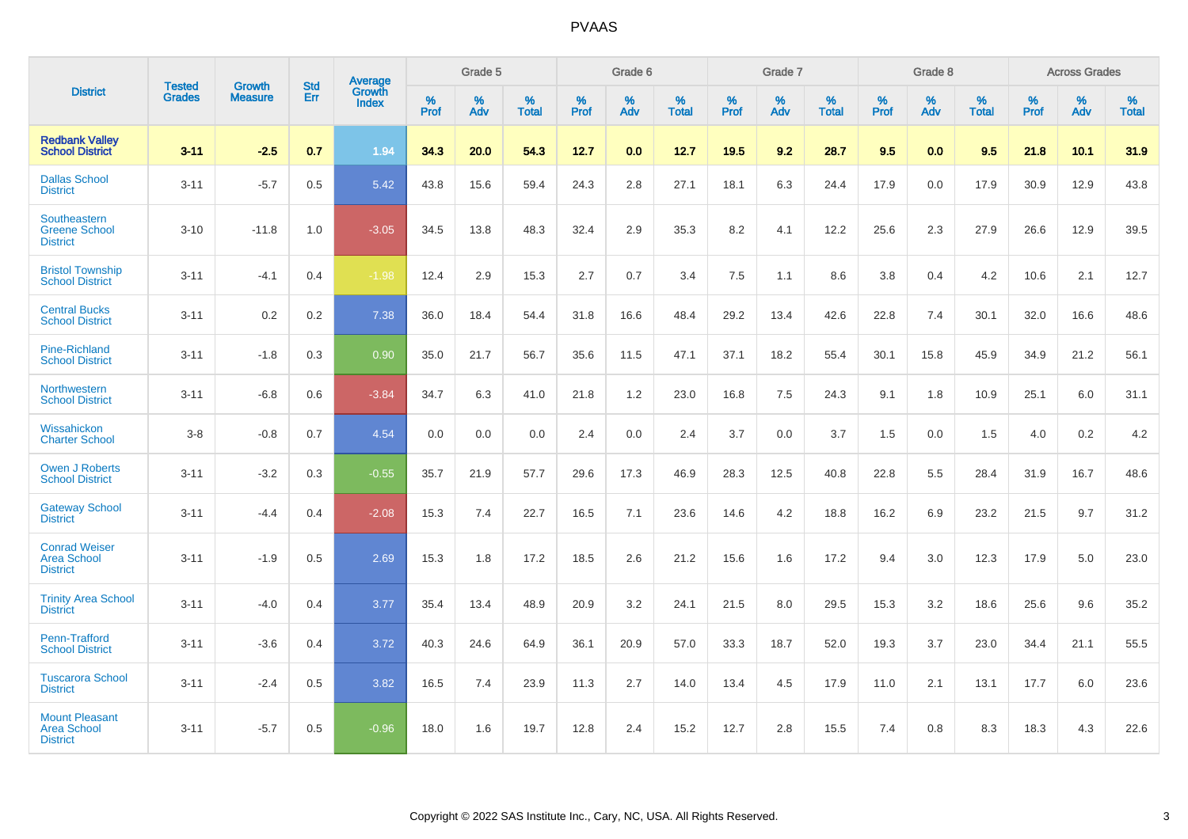# PVAAS

| District | Tested Grades | Growth Measure | Std Err | Average Growth Index | Grade 5 | | | Grade 6 | | | Grade 7 | | | Grade 8 | | | Across Grades | | |
|---|---|---|---|---|---|---|---|---|---|---|---|---|---|---|---|---|---|---|---|
| | | | | | % Prof | % Adv | % Total | % Prof | % Adv | % Total | % Prof | % Adv | % Total | % Prof | % Adv | % Total | % Prof | % Adv | % Total |
| **Redbank Valley School District** | **3-11** | **-2.5** | **0.7** | **1.94** | **34.3** | **20.0** | **54.3** | **12.7** | **0.0** | **12.7** | **19.5** | **9.2** | **28.7** | **9.5** | **0.0** | **9.5** | **21.8** | **10.1** | **31.9** |
| Dallas School District | 3-11 | -5.7 | 0.5 | 5.42 | 43.8 | 15.6 | 59.4 | 24.3 | 2.8 | 27.1 | 18.1 | 6.3 | 24.4 | 17.9 | 0.0 | 17.9 | 30.9 | 12.9 | 43.8 |
| Southeastern Greene School District | 3-10 | -11.8 | 1.0 | -3.05 | 34.5 | 13.8 | 48.3 | 32.4 | 2.9 | 35.3 | 8.2 | 4.1 | 12.2 | 25.6 | 2.3 | 27.9 | 26.6 | 12.9 | 39.5 |
| Bristol Township School District | 3-11 | -4.1 | 0.4 | -1.98 | 12.4 | 2.9 | 15.3 | 2.7 | 0.7 | 3.4 | 7.5 | 1.1 | 8.6 | 3.8 | 0.4 | 4.2 | 10.6 | 2.1 | 12.7 |
| Central Bucks School District | 3-11 | 0.2 | 0.2 | 7.38 | 36.0 | 18.4 | 54.4 | 31.8 | 16.6 | 48.4 | 29.2 | 13.4 | 42.6 | 22.8 | 7.4 | 30.1 | 32.0 | 16.6 | 48.6 |
| Pine-Richland School District | 3-11 | -1.8 | 0.3 | 0.90 | 35.0 | 21.7 | 56.7 | 35.6 | 11.5 | 47.1 | 37.1 | 18.2 | 55.4 | 30.1 | 15.8 | 45.9 | 34.9 | 21.2 | 56.1 |
| Northwestern School District | 3-11 | -6.8 | 0.6 | -3.84 | 34.7 | 6.3 | 41.0 | 21.8 | 1.2 | 23.0 | 16.8 | 7.5 | 24.3 | 9.1 | 1.8 | 10.9 | 25.1 | 6.0 | 31.1 |
| Wissahickon Charter School | 3-8 | -0.8 | 0.7 | 4.54 | 0.0 | 0.0 | 0.0 | 2.4 | 0.0 | 2.4 | 3.7 | 0.0 | 3.7 | 1.5 | 0.0 | 1.5 | 4.0 | 0.2 | 4.2 |
| Owen J Roberts School District | 3-11 | -3.2 | 0.3 | -0.55 | 35.7 | 21.9 | 57.7 | 29.6 | 17.3 | 46.9 | 28.3 | 12.5 | 40.8 | 22.8 | 5.5 | 28.4 | 31.9 | 16.7 | 48.6 |
| Gateway School District | 3-11 | -4.4 | 0.4 | -2.08 | 15.3 | 7.4 | 22.7 | 16.5 | 7.1 | 23.6 | 14.6 | 4.2 | 18.8 | 16.2 | 6.9 | 23.2 | 21.5 | 9.7 | 31.2 |
| Conrad Weiser Area School District | 3-11 | -1.9 | 0.5 | 2.69 | 15.3 | 1.8 | 17.2 | 18.5 | 2.6 | 21.2 | 15.6 | 1.6 | 17.2 | 9.4 | 3.0 | 12.3 | 17.9 | 5.0 | 23.0 |
| Trinity Area School District | 3-11 | -4.0 | 0.4 | 3.77 | 35.4 | 13.4 | 48.9 | 20.9 | 3.2 | 24.1 | 21.5 | 8.0 | 29.5 | 15.3 | 3.2 | 18.6 | 25.6 | 9.6 | 35.2 |
| Penn-Trafford School District | 3-11 | -3.6 | 0.4 | 3.72 | 40.3 | 24.6 | 64.9 | 36.1 | 20.9 | 57.0 | 33.3 | 18.7 | 52.0 | 19.3 | 3.7 | 23.0 | 34.4 | 21.1 | 55.5 |
| Tuscarora School District | 3-11 | -2.4 | 0.5 | 3.82 | 16.5 | 7.4 | 23.9 | 11.3 | 2.7 | 14.0 | 13.4 | 4.5 | 17.9 | 11.0 | 2.1 | 13.1 | 17.7 | 6.0 | 23.6 |
| Mount Pleasant Area School District | 3-11 | -5.7 | 0.5 | -0.96 | 18.0 | 1.6 | 19.7 | 12.8 | 2.4 | 15.2 | 12.7 | 2.8 | 15.5 | 7.4 | 0.8 | 8.3 | 18.3 | 4.3 | 22.6 |

Copyright © 2022 SAS Institute Inc., Cary, NC, USA. All Rights Reserved.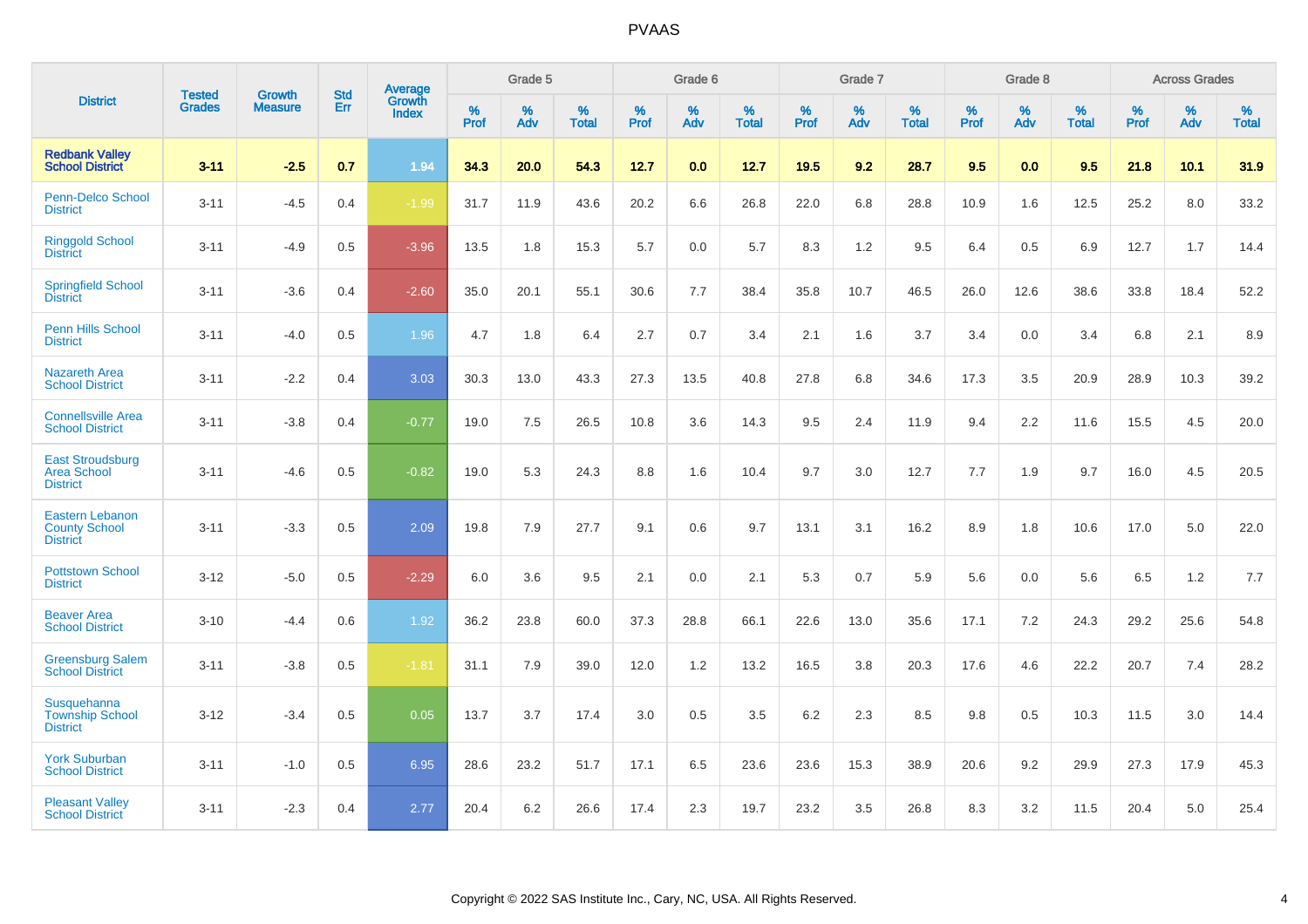# PVAAS

| District | Tested Grades | Growth Measure | Std Err | Average Growth Index | Grade 5 | | | Grade 6 | | | Grade 7 | | | Grade 8 | | | Across Grades | | |
|---|---|---|---|---|---|---|---|---|---|---|---|---|---|---|---|---|---|---|---|
| | | | | | % Prof | % Adv | % Total | % Prof | % Adv | % Total | % Prof | % Adv | % Total | % Prof | % Adv | % Total | % Prof | % Adv | % Total |
| **Redbank Valley School District** | **3-11** | **-2.5** | **0.7** | **1.94** | **34.3** | **20.0** | **54.3** | **12.7** | **0.0** | **12.7** | **19.5** | **9.2** | **28.7** | **9.5** | **0.0** | **9.5** | **21.8** | **10.1** | **31.9** |
| Penn-Delco School District | 3-11 | -4.5 | 0.4 | -1.99 | 31.7 | 11.9 | 43.6 | 20.2 | 6.6 | 26.8 | 22.0 | 6.8 | 28.8 | 10.9 | 1.6 | 12.5 | 25.2 | 8.0 | 33.2 |
| Ringgold School District | 3-11 | -4.9 | 0.5 | -3.96 | 13.5 | 1.8 | 15.3 | 5.7 | 0.0 | 5.7 | 8.3 | 1.2 | 9.5 | 6.4 | 0.5 | 6.9 | 12.7 | 1.7 | 14.4 |
| Springfield School District | 3-11 | -3.6 | 0.4 | -2.60 | 35.0 | 20.1 | 55.1 | 30.6 | 7.7 | 38.4 | 35.8 | 10.7 | 46.5 | 26.0 | 12.6 | 38.6 | 33.8 | 18.4 | 52.2 |
| Penn Hills School District | 3-11 | -4.0 | 0.5 | 1.96 | 4.7 | 1.8 | 6.4 | 2.7 | 0.7 | 3.4 | 2.1 | 1.6 | 3.7 | 3.4 | 0.0 | 3.4 | 6.8 | 2.1 | 8.9 |
| Nazareth Area School District | 3-11 | -2.2 | 0.4 | 3.03 | 30.3 | 13.0 | 43.3 | 27.3 | 13.5 | 40.8 | 27.8 | 6.8 | 34.6 | 17.3 | 3.5 | 20.9 | 28.9 | 10.3 | 39.2 |
| Connellsville Area School District | 3-11 | -3.8 | 0.4 | -0.77 | 19.0 | 7.5 | 26.5 | 10.8 | 3.6 | 14.3 | 9.5 | 2.4 | 11.9 | 9.4 | 2.2 | 11.6 | 15.5 | 4.5 | 20.0 |
| East Stroudsburg Area School District | 3-11 | -4.6 | 0.5 | -0.82 | 19.0 | 5.3 | 24.3 | 8.8 | 1.6 | 10.4 | 9.7 | 3.0 | 12.7 | 7.7 | 1.9 | 9.7 | 16.0 | 4.5 | 20.5 |
| Eastern Lebanon County School District | 3-11 | -3.3 | 0.5 | 2.09 | 19.8 | 7.9 | 27.7 | 9.1 | 0.6 | 9.7 | 13.1 | 3.1 | 16.2 | 8.9 | 1.8 | 10.6 | 17.0 | 5.0 | 22.0 |
| Pottstown School District | 3-12 | -5.0 | 0.5 | -2.29 | 6.0 | 3.6 | 9.5 | 2.1 | 0.0 | 2.1 | 5.3 | 0.7 | 5.9 | 5.6 | 0.0 | 5.6 | 6.5 | 1.2 | 7.7 |
| Beaver Area School District | 3-10 | -4.4 | 0.6 | 1.92 | 36.2 | 23.8 | 60.0 | 37.3 | 28.8 | 66.1 | 22.6 | 13.0 | 35.6 | 17.1 | 7.2 | 24.3 | 29.2 | 25.6 | 54.8 |
| Greensburg Salem School District | 3-11 | -3.8 | 0.5 | -1.81 | 31.1 | 7.9 | 39.0 | 12.0 | 1.2 | 13.2 | 16.5 | 3.8 | 20.3 | 17.6 | 4.6 | 22.2 | 20.7 | 7.4 | 28.2 |
| Susquehanna Township School District | 3-12 | -3.4 | 0.5 | 0.05 | 13.7 | 3.7 | 17.4 | 3.0 | 0.5 | 3.5 | 6.2 | 2.3 | 8.5 | 9.8 | 0.5 | 10.3 | 11.5 | 3.0 | 14.4 |
| York Suburban School District | 3-11 | -1.0 | 0.5 | 6.95 | 28.6 | 23.2 | 51.7 | 17.1 | 6.5 | 23.6 | 23.6 | 15.3 | 38.9 | 20.6 | 9.2 | 29.9 | 27.3 | 17.9 | 45.3 |
| Pleasant Valley School District | 3-11 | -2.3 | 0.4 | 2.77 | 20.4 | 6.2 | 26.6 | 17.4 | 2.3 | 19.7 | 23.2 | 3.5 | 26.8 | 8.3 | 3.2 | 11.5 | 20.4 | 5.0 | 25.4 |

Copyright © 2022 SAS Institute Inc., Cary, NC, USA. All Rights Reserved.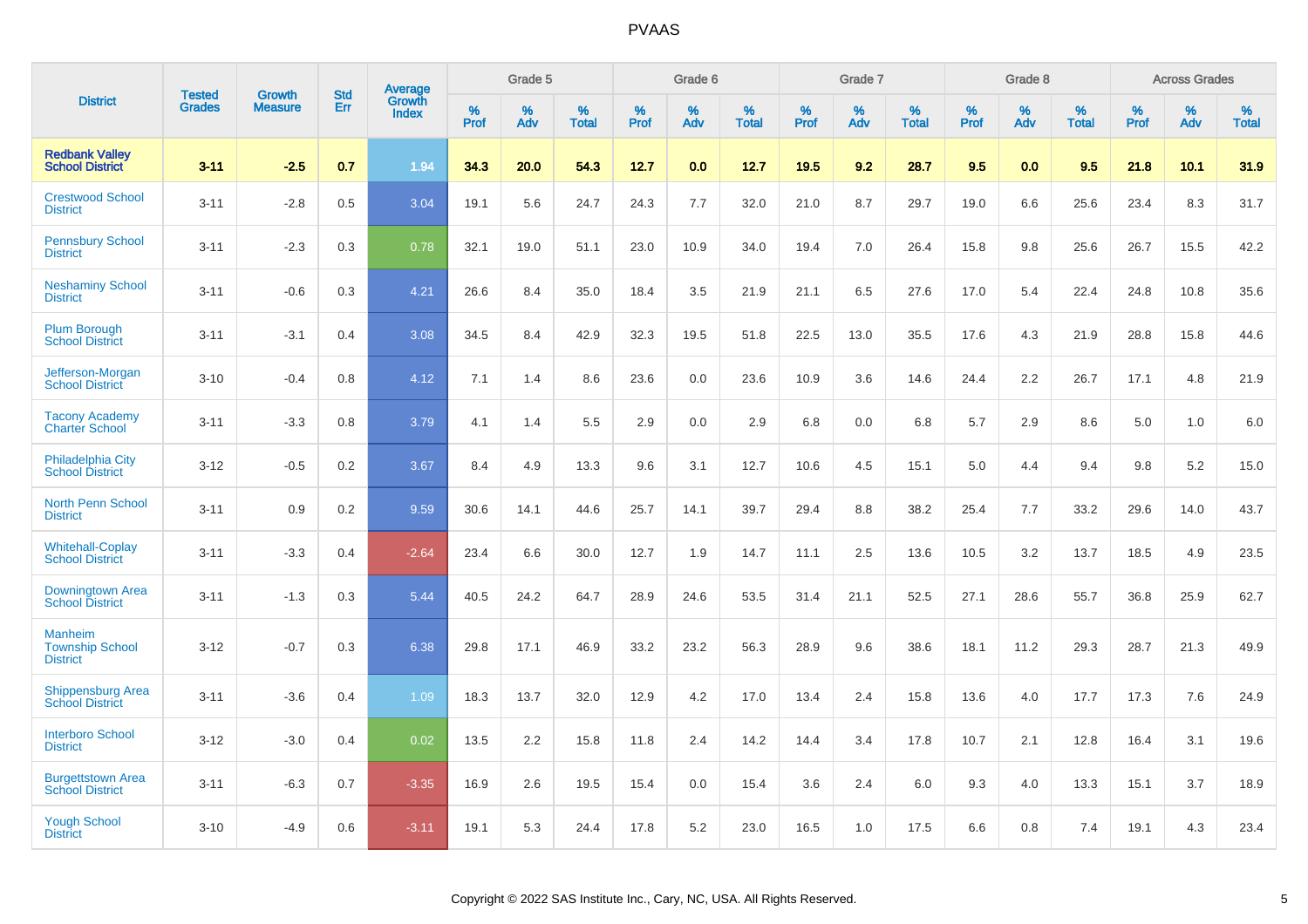# PVAAS

| District | Tested Grades | Growth Measure | Std Err | Average Growth Index | Grade 5 | | | Grade 6 | | | Grade 7 | | | Grade 8 | | | Across Grades | | |
|---|---|---|---|---|---|---|---|---|---|---|---|---|---|---|---|---|---|---|---|
| | | | | | % Prof | % Adv | % Total | % Prof | % Adv | % Total | % Prof | % Adv | % Total | % Prof | % Adv | % Total | % Prof | % Adv | % Total |
| **Redbank Valley School District** | **3-11** | **-2.5** | **0.7** | **1.94** | **34.3** | **20.0** | **54.3** | **12.7** | **0.0** | **12.7** | **19.5** | **9.2** | **28.7** | **9.5** | **0.0** | **9.5** | **21.8** | **10.1** | **31.9** |
| Crestwood School District | 3-11 | -2.8 | 0.5 | 3.04 | 19.1 | 5.6 | 24.7 | 24.3 | 7.7 | 32.0 | 21.0 | 8.7 | 29.7 | 19.0 | 6.6 | 25.6 | 23.4 | 8.3 | 31.7 |
| Pennsbury School District | 3-11 | -2.3 | 0.3 | 0.78 | 32.1 | 19.0 | 51.1 | 23.0 | 10.9 | 34.0 | 19.4 | 7.0 | 26.4 | 15.8 | 9.8 | 25.6 | 26.7 | 15.5 | 42.2 |
| Neshaminy School District | 3-11 | -0.6 | 0.3 | 4.21 | 26.6 | 8.4 | 35.0 | 18.4 | 3.5 | 21.9 | 21.1 | 6.5 | 27.6 | 17.0 | 5.4 | 22.4 | 24.8 | 10.8 | 35.6 |
| Plum Borough School District | 3-11 | -3.1 | 0.4 | 3.08 | 34.5 | 8.4 | 42.9 | 32.3 | 19.5 | 51.8 | 22.5 | 13.0 | 35.5 | 17.6 | 4.3 | 21.9 | 28.8 | 15.8 | 44.6 |
| Jefferson-Morgan School District | 3-10 | -0.4 | 0.8 | 4.12 | 7.1 | 1.4 | 8.6 | 23.6 | 0.0 | 23.6 | 10.9 | 3.6 | 14.6 | 24.4 | 2.2 | 26.7 | 17.1 | 4.8 | 21.9 |
| Tacony Academy Charter School | 3-11 | -3.3 | 0.8 | 3.79 | 4.1 | 1.4 | 5.5 | 2.9 | 0.0 | 2.9 | 6.8 | 0.0 | 6.8 | 5.7 | 2.9 | 8.6 | 5.0 | 1.0 | 6.0 |
| Philadelphia City School District | 3-12 | -0.5 | 0.2 | 3.67 | 8.4 | 4.9 | 13.3 | 9.6 | 3.1 | 12.7 | 10.6 | 4.5 | 15.1 | 5.0 | 4.4 | 9.4 | 9.8 | 5.2 | 15.0 |
| North Penn School District | 3-11 | 0.9 | 0.2 | 9.59 | 30.6 | 14.1 | 44.6 | 25.7 | 14.1 | 39.7 | 29.4 | 8.8 | 38.2 | 25.4 | 7.7 | 33.2 | 29.6 | 14.0 | 43.7 |
| Whitehall-Coplay School District | 3-11 | -3.3 | 0.4 | -2.64 | 23.4 | 6.6 | 30.0 | 12.7 | 1.9 | 14.7 | 11.1 | 2.5 | 13.6 | 10.5 | 3.2 | 13.7 | 18.5 | 4.9 | 23.5 |
| Downingtown Area School District | 3-11 | -1.3 | 0.3 | 5.44 | 40.5 | 24.2 | 64.7 | 28.9 | 24.6 | 53.5 | 31.4 | 21.1 | 52.5 | 27.1 | 28.6 | 55.7 | 36.8 | 25.9 | 62.7 |
| Manheim Township School District | 3-12 | -0.7 | 0.3 | 6.38 | 29.8 | 17.1 | 46.9 | 33.2 | 23.2 | 56.3 | 28.9 | 9.6 | 38.6 | 18.1 | 11.2 | 29.3 | 28.7 | 21.3 | 49.9 |
| Shippensburg Area School District | 3-11 | -3.6 | 0.4 | 1.09 | 18.3 | 13.7 | 32.0 | 12.9 | 4.2 | 17.0 | 13.4 | 2.4 | 15.8 | 13.6 | 4.0 | 17.7 | 17.3 | 7.6 | 24.9 |
| Interboro School District | 3-12 | -3.0 | 0.4 | 0.02 | 13.5 | 2.2 | 15.8 | 11.8 | 2.4 | 14.2 | 14.4 | 3.4 | 17.8 | 10.7 | 2.1 | 12.8 | 16.4 | 3.1 | 19.6 |
| Burgettstown Area School District | 3-11 | -6.3 | 0.7 | -3.35 | 16.9 | 2.6 | 19.5 | 15.4 | 0.0 | 15.4 | 3.6 | 2.4 | 6.0 | 9.3 | 4.0 | 13.3 | 15.1 | 3.7 | 18.9 |
| Yough School District | 3-10 | -4.9 | 0.6 | -3.11 | 19.1 | 5.3 | 24.4 | 17.8 | 5.2 | 23.0 | 16.5 | 1.0 | 17.5 | 6.6 | 0.8 | 7.4 | 19.1 | 4.3 | 23.4 |

Copyright © 2022 SAS Institute Inc., Cary, NC, USA. All Rights Reserved.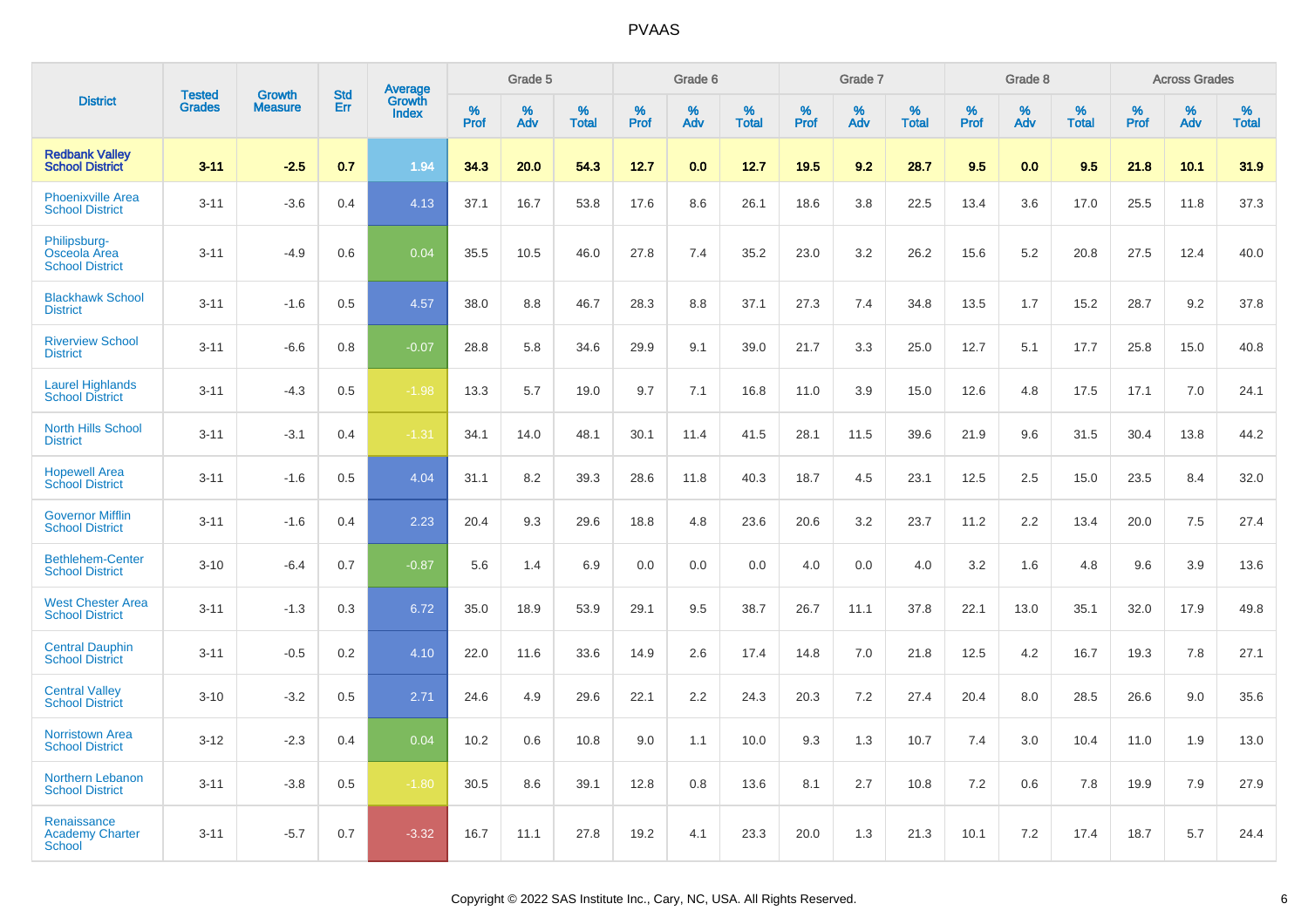| District | Tested Grades | Growth Measure | Std Err | Average Growth Index | Grade 5 | | | Grade 6 | | | Grade 7 | | | Grade 8 | | | Across Grades | | |
|---|---|---|---|---|---|---|---|---|---|---|---|---|---|---|---|---|---|---|---|
| | | | | | % Prof | % Adv | % Total | % Prof | % Adv | % Total | % Prof | % Adv | % Total | % Prof | % Adv | % Total | % Prof | % Adv | % Total |
| **Redbank Valley School District** | **3-11** | **-2.5** | **0.7** | **1.94** | **34.3** | **20.0** | **54.3** | **12.7** | **0.0** | **12.7** | **19.5** | **9.2** | **28.7** | **9.5** | **0.0** | **9.5** | **21.8** | **10.1** | **31.9** |
| Phoenixville Area School District | 3-11 | -3.6 | 0.4 | 4.13 | 37.1 | 16.7 | 53.8 | 17.6 | 8.6 | 26.1 | 18.6 | 3.8 | 22.5 | 13.4 | 3.6 | 17.0 | 25.5 | 11.8 | 37.3 |
| Philipsburg-Osceola Area School District | 3-11 | -4.9 | 0.6 | 0.04 | 35.5 | 10.5 | 46.0 | 27.8 | 7.4 | 35.2 | 23.0 | 3.2 | 26.2 | 15.6 | 5.2 | 20.8 | 27.5 | 12.4 | 40.0 |
| Blackhawk School District | 3-11 | -1.6 | 0.5 | 4.57 | 38.0 | 8.8 | 46.7 | 28.3 | 8.8 | 37.1 | 27.3 | 7.4 | 34.8 | 13.5 | 1.7 | 15.2 | 28.7 | 9.2 | 37.8 |
| Riverview School District | 3-11 | -6.6 | 0.8 | -0.07 | 28.8 | 5.8 | 34.6 | 29.9 | 9.1 | 39.0 | 21.7 | 3.3 | 25.0 | 12.7 | 5.1 | 17.7 | 25.8 | 15.0 | 40.8 |
| Laurel Highlands School District | 3-11 | -4.3 | 0.5 | -1.98 | 13.3 | 5.7 | 19.0 | 9.7 | 7.1 | 16.8 | 11.0 | 3.9 | 15.0 | 12.6 | 4.8 | 17.5 | 17.1 | 7.0 | 24.1 |
| North Hills School District | 3-11 | -3.1 | 0.4 | -1.31 | 34.1 | 14.0 | 48.1 | 30.1 | 11.4 | 41.5 | 28.1 | 11.5 | 39.6 | 21.9 | 9.6 | 31.5 | 30.4 | 13.8 | 44.2 |
| Hopewell Area School District | 3-11 | -1.6 | 0.5 | 4.04 | 31.1 | 8.2 | 39.3 | 28.6 | 11.8 | 40.3 | 18.7 | 4.5 | 23.1 | 12.5 | 2.5 | 15.0 | 23.5 | 8.4 | 32.0 |
| Governor Mifflin School District | 3-11 | -1.6 | 0.4 | 2.23 | 20.4 | 9.3 | 29.6 | 18.8 | 4.8 | 23.6 | 20.6 | 3.2 | 23.7 | 11.2 | 2.2 | 13.4 | 20.0 | 7.5 | 27.4 |
| Bethlehem-Center School District | 3-10 | -6.4 | 0.7 | -0.87 | 5.6 | 1.4 | 6.9 | 0.0 | 0.0 | 0.0 | 4.0 | 0.0 | 4.0 | 3.2 | 1.6 | 4.8 | 9.6 | 3.9 | 13.6 |
| West Chester Area School District | 3-11 | -1.3 | 0.3 | 6.72 | 35.0 | 18.9 | 53.9 | 29.1 | 9.5 | 38.7 | 26.7 | 11.1 | 37.8 | 22.1 | 13.0 | 35.1 | 32.0 | 17.9 | 49.8 |
| Central Dauphin School District | 3-11 | -0.5 | 0.2 | 4.10 | 22.0 | 11.6 | 33.6 | 14.9 | 2.6 | 17.4 | 14.8 | 7.0 | 21.8 | 12.5 | 4.2 | 16.7 | 19.3 | 7.8 | 27.1 |
| Central Valley School District | 3-10 | -3.2 | 0.5 | 2.71 | 24.6 | 4.9 | 29.6 | 22.1 | 2.2 | 24.3 | 20.3 | 7.2 | 27.4 | 20.4 | 8.0 | 28.5 | 26.6 | 9.0 | 35.6 |
| Norristown Area School District | 3-12 | -2.3 | 0.4 | 0.04 | 10.2 | 0.6 | 10.8 | 9.0 | 1.1 | 10.0 | 9.3 | 1.3 | 10.7 | 7.4 | 3.0 | 10.4 | 11.0 | 1.9 | 13.0 |
| Northern Lebanon School District | 3-11 | -3.8 | 0.5 | -1.80 | 30.5 | 8.6 | 39.1 | 12.8 | 0.8 | 13.6 | 8.1 | 2.7 | 10.8 | 7.2 | 0.6 | 7.8 | 19.9 | 7.9 | 27.9 |
| Renaissance Academy Charter School | 3-11 | -5.7 | 0.7 | -3.32 | 16.7 | 11.1 | 27.8 | 19.2 | 4.1 | 23.3 | 20.0 | 1.3 | 21.3 | 10.1 | 7.2 | 17.4 | 18.7 | 5.7 | 24.4 |

Copyright © 2022 SAS Institute Inc., Cary, NC, USA. All Rights Reserved.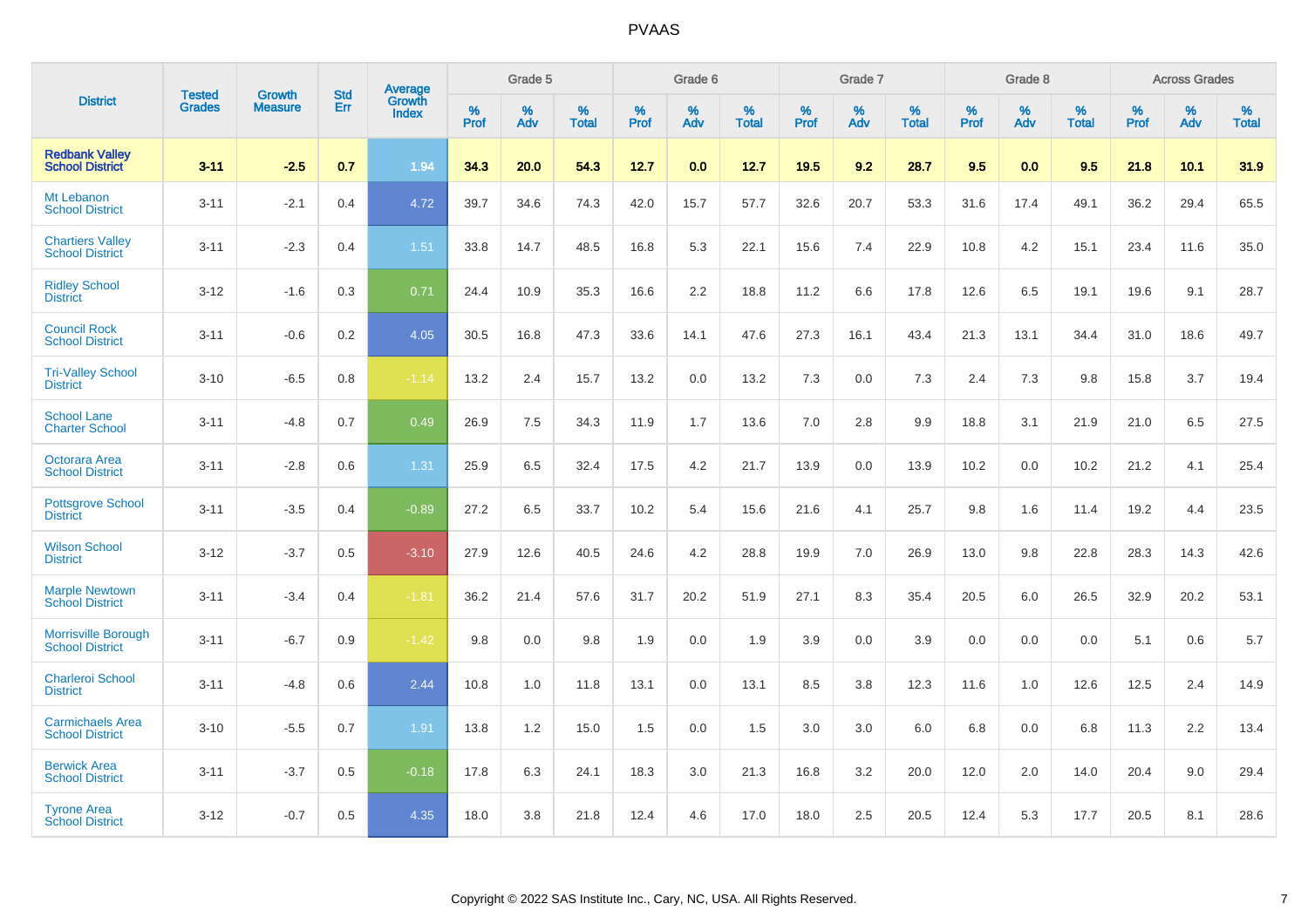| District | Tested Grades | Growth Measure | Std Err | Average Growth Index | Grade 5 | | | Grade 6 | | | Grade 7 | | | Grade 8 | | | Across Grades | | |
|---|---|---|---|---|---|---|---|---|---|---|---|---|---|---|---|---|---|---|---|
| | | | | | % Prof | % Adv | % Total | % Prof | % Adv | % Total | % Prof | % Adv | % Total | % Prof | % Adv | % Total | % Prof | % Adv | % Total |
| **Redbank Valley School District** | **3-11** | **-2.5** | **0.7** | **1.94** | **34.3** | **20.0** | **54.3** | **12.7** | **0.0** | **12.7** | **19.5** | **9.2** | **28.7** | **9.5** | **0.0** | **9.5** | **21.8** | **10.1** | **31.9** |
| Mt Lebanon School District | 3-11 | -2.1 | 0.4 | 4.72 | 39.7 | 34.6 | 74.3 | 42.0 | 15.7 | 57.7 | 32.6 | 20.7 | 53.3 | 31.6 | 17.4 | 49.1 | 36.2 | 29.4 | 65.5 |
| Chartiers Valley School District | 3-11 | -2.3 | 0.4 | 1.51 | 33.8 | 14.7 | 48.5 | 16.8 | 5.3 | 22.1 | 15.6 | 7.4 | 22.9 | 10.8 | 4.2 | 15.1 | 23.4 | 11.6 | 35.0 |
| Ridley School District | 3-12 | -1.6 | 0.3 | 0.71 | 24.4 | 10.9 | 35.3 | 16.6 | 2.2 | 18.8 | 11.2 | 6.6 | 17.8 | 12.6 | 6.5 | 19.1 | 19.6 | 9.1 | 28.7 |
| Council Rock School District | 3-11 | -0.6 | 0.2 | 4.05 | 30.5 | 16.8 | 47.3 | 33.6 | 14.1 | 47.6 | 27.3 | 16.1 | 43.4 | 21.3 | 13.1 | 34.4 | 31.0 | 18.6 | 49.7 |
| Tri-Valley School District | 3-10 | -6.5 | 0.8 | -1.14 | 13.2 | 2.4 | 15.7 | 13.2 | 0.0 | 13.2 | 7.3 | 0.0 | 7.3 | 2.4 | 7.3 | 9.8 | 15.8 | 3.7 | 19.4 |
| School Lane Charter School | 3-11 | -4.8 | 0.7 | 0.49 | 26.9 | 7.5 | 34.3 | 11.9 | 1.7 | 13.6 | 7.0 | 2.8 | 9.9 | 18.8 | 3.1 | 21.9 | 21.0 | 6.5 | 27.5 |
| Octorara Area School District | 3-11 | -2.8 | 0.6 | 1.31 | 25.9 | 6.5 | 32.4 | 17.5 | 4.2 | 21.7 | 13.9 | 0.0 | 13.9 | 10.2 | 0.0 | 10.2 | 21.2 | 4.1 | 25.4 |
| Pottsgrove School District | 3-11 | -3.5 | 0.4 | -0.89 | 27.2 | 6.5 | 33.7 | 10.2 | 5.4 | 15.6 | 21.6 | 4.1 | 25.7 | 9.8 | 1.6 | 11.4 | 19.2 | 4.4 | 23.5 |
| Wilson School District | 3-12 | -3.7 | 0.5 | -3.10 | 27.9 | 12.6 | 40.5 | 24.6 | 4.2 | 28.8 | 19.9 | 7.0 | 26.9 | 13.0 | 9.8 | 22.8 | 28.3 | 14.3 | 42.6 |
| Marple Newtown School District | 3-11 | -3.4 | 0.4 | -1.81 | 36.2 | 21.4 | 57.6 | 31.7 | 20.2 | 51.9 | 27.1 | 8.3 | 35.4 | 20.5 | 6.0 | 26.5 | 32.9 | 20.2 | 53.1 |
| Morrisville Borough School District | 3-11 | -6.7 | 0.9 | -1.42 | 9.8 | 0.0 | 9.8 | 1.9 | 0.0 | 1.9 | 3.9 | 0.0 | 3.9 | 0.0 | 0.0 | 0.0 | 5.1 | 0.6 | 5.7 |
| Charleroi School District | 3-11 | -4.8 | 0.6 | 2.44 | 10.8 | 1.0 | 11.8 | 13.1 | 0.0 | 13.1 | 8.5 | 3.8 | 12.3 | 11.6 | 1.0 | 12.6 | 12.5 | 2.4 | 14.9 |
| Carmichaels Area School District | 3-10 | -5.5 | 0.7 | 1.91 | 13.8 | 1.2 | 15.0 | 1.5 | 0.0 | 1.5 | 3.0 | 3.0 | 6.0 | 6.8 | 0.0 | 6.8 | 11.3 | 2.2 | 13.4 |
| Berwick Area School District | 3-11 | -3.7 | 0.5 | -0.18 | 17.8 | 6.3 | 24.1 | 18.3 | 3.0 | 21.3 | 16.8 | 3.2 | 20.0 | 12.0 | 2.0 | 14.0 | 20.4 | 9.0 | 29.4 |
| Tyrone Area School District | 3-12 | -0.7 | 0.5 | 4.35 | 18.0 | 3.8 | 21.8 | 12.4 | 4.6 | 17.0 | 18.0 | 2.5 | 20.5 | 12.4 | 5.3 | 17.7 | 20.5 | 8.1 | 28.6 |

Copyright © 2022 SAS Institute Inc., Cary, NC, USA. All Rights Reserved.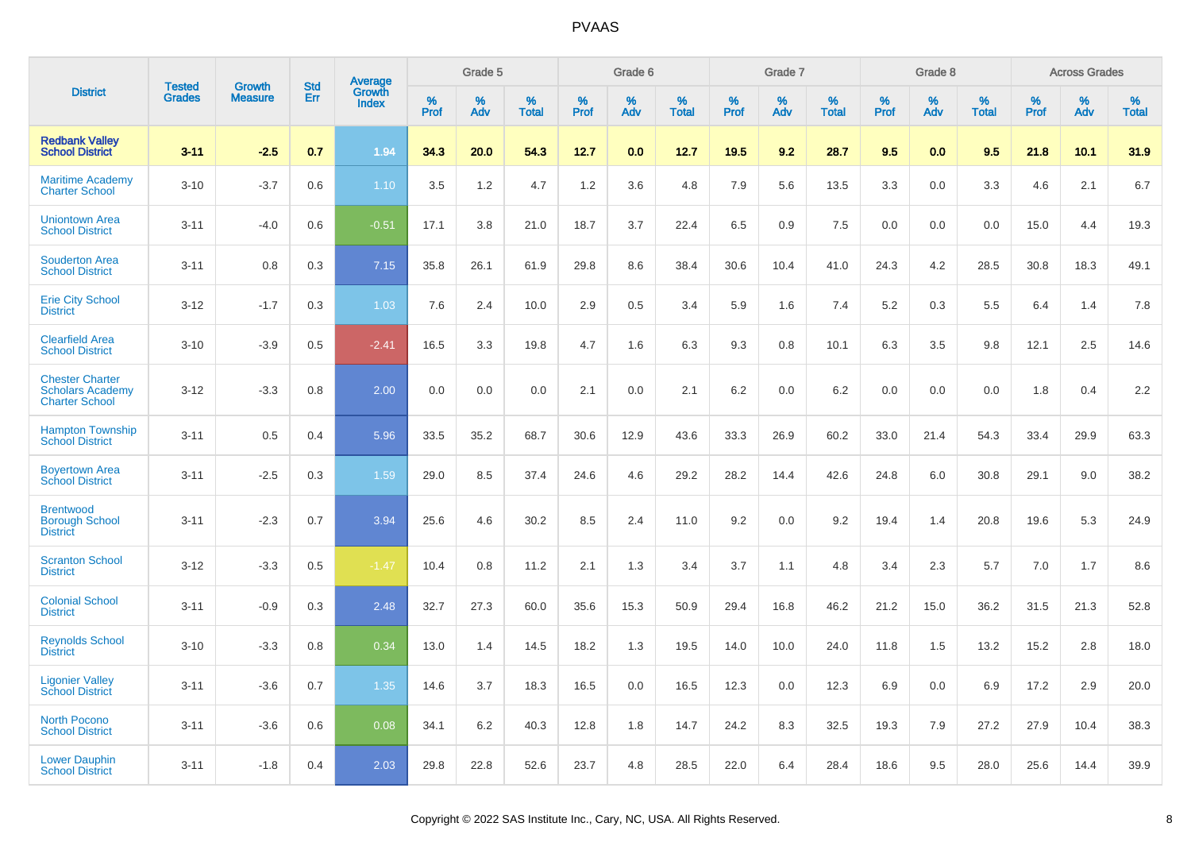# PVAAS

| District | Tested Grades | Growth Measure | Std Err | Average Growth Index | Grade 5 | | | Grade 6 | | | Grade 7 | | | Grade 8 | | | Across Grades | | |
|---|---|---|---|---|---|---|---|---|---|---|---|---|---|---|---|---|---|---|---|
| | | | | | % Prof | % Adv | % Total | % Prof | % Adv | % Total | % Prof | % Adv | % Total | % Prof | % Adv | % Total | % Prof | % Adv | % Total |
| **Redbank Valley School District** | **3-11** | **-2.5** | **0.7** | **1.94** | **34.3** | **20.0** | **54.3** | **12.7** | **0.0** | **12.7** | **19.5** | **9.2** | **28.7** | **9.5** | **0.0** | **9.5** | **21.8** | **10.1** | **31.9** |
| Maritime Academy Charter School | 3-10 | -3.7 | 0.6 | 1.10 | 3.5 | 1.2 | 4.7 | 1.2 | 3.6 | 4.8 | 7.9 | 5.6 | 13.5 | 3.3 | 0.0 | 3.3 | 4.6 | 2.1 | 6.7 |
| Uniontown Area School District | 3-11 | -4.0 | 0.6 | -0.51 | 17.1 | 3.8 | 21.0 | 18.7 | 3.7 | 22.4 | 6.5 | 0.9 | 7.5 | 0.0 | 0.0 | 0.0 | 15.0 | 4.4 | 19.3 |
| Souderton Area School District | 3-11 | 0.8 | 0.3 | 7.15 | 35.8 | 26.1 | 61.9 | 29.8 | 8.6 | 38.4 | 30.6 | 10.4 | 41.0 | 24.3 | 4.2 | 28.5 | 30.8 | 18.3 | 49.1 |
| Erie City School District | 3-12 | -1.7 | 0.3 | 1.03 | 7.6 | 2.4 | 10.0 | 2.9 | 0.5 | 3.4 | 5.9 | 1.6 | 7.4 | 5.2 | 0.3 | 5.5 | 6.4 | 1.4 | 7.8 |
| Clearfield Area School District | 3-10 | -3.9 | 0.5 | -2.41 | 16.5 | 3.3 | 19.8 | 4.7 | 1.6 | 6.3 | 9.3 | 0.8 | 10.1 | 6.3 | 3.5 | 9.8 | 12.1 | 2.5 | 14.6 |
| Chester Charter Scholars Academy Charter School | 3-12 | -3.3 | 0.8 | 2.00 | 0.0 | 0.0 | 0.0 | 2.1 | 0.0 | 2.1 | 6.2 | 0.0 | 6.2 | 0.0 | 0.0 | 0.0 | 1.8 | 0.4 | 2.2 |
| Hampton Township School District | 3-11 | 0.5 | 0.4 | 5.96 | 33.5 | 35.2 | 68.7 | 30.6 | 12.9 | 43.6 | 33.3 | 26.9 | 60.2 | 33.0 | 21.4 | 54.3 | 33.4 | 29.9 | 63.3 |
| Boyertown Area School District | 3-11 | -2.5 | 0.3 | 1.59 | 29.0 | 8.5 | 37.4 | 24.6 | 4.6 | 29.2 | 28.2 | 14.4 | 42.6 | 24.8 | 6.0 | 30.8 | 29.1 | 9.0 | 38.2 |
| Brentwood Borough School District | 3-11 | -2.3 | 0.7 | 3.94 | 25.6 | 4.6 | 30.2 | 8.5 | 2.4 | 11.0 | 9.2 | 0.0 | 9.2 | 19.4 | 1.4 | 20.8 | 19.6 | 5.3 | 24.9 |
| Scranton School District | 3-12 | -3.3 | 0.5 | -1.47 | 10.4 | 0.8 | 11.2 | 2.1 | 1.3 | 3.4 | 3.7 | 1.1 | 4.8 | 3.4 | 2.3 | 5.7 | 7.0 | 1.7 | 8.6 |
| Colonial School District | 3-11 | -0.9 | 0.3 | 2.48 | 32.7 | 27.3 | 60.0 | 35.6 | 15.3 | 50.9 | 29.4 | 16.8 | 46.2 | 21.2 | 15.0 | 36.2 | 31.5 | 21.3 | 52.8 |
| Reynolds School District | 3-10 | -3.3 | 0.8 | 0.34 | 13.0 | 1.4 | 14.5 | 18.2 | 1.3 | 19.5 | 14.0 | 10.0 | 24.0 | 11.8 | 1.5 | 13.2 | 15.2 | 2.8 | 18.0 |
| Ligonier Valley School District | 3-11 | -3.6 | 0.7 | 1.35 | 14.6 | 3.7 | 18.3 | 16.5 | 0.0 | 16.5 | 12.3 | 0.0 | 12.3 | 6.9 | 0.0 | 6.9 | 17.2 | 2.9 | 20.0 |
| North Pocono School District | 3-11 | -3.6 | 0.6 | 0.08 | 34.1 | 6.2 | 40.3 | 12.8 | 1.8 | 14.7 | 24.2 | 8.3 | 32.5 | 19.3 | 7.9 | 27.2 | 27.9 | 10.4 | 38.3 |
| Lower Dauphin School District | 3-11 | -1.8 | 0.4 | 2.03 | 29.8 | 22.8 | 52.6 | 23.7 | 4.8 | 28.5 | 22.0 | 6.4 | 28.4 | 18.6 | 9.5 | 28.0 | 25.6 | 14.4 | 39.9 |

Copyright © 2022 SAS Institute Inc., Cary, NC, USA. All Rights Reserved.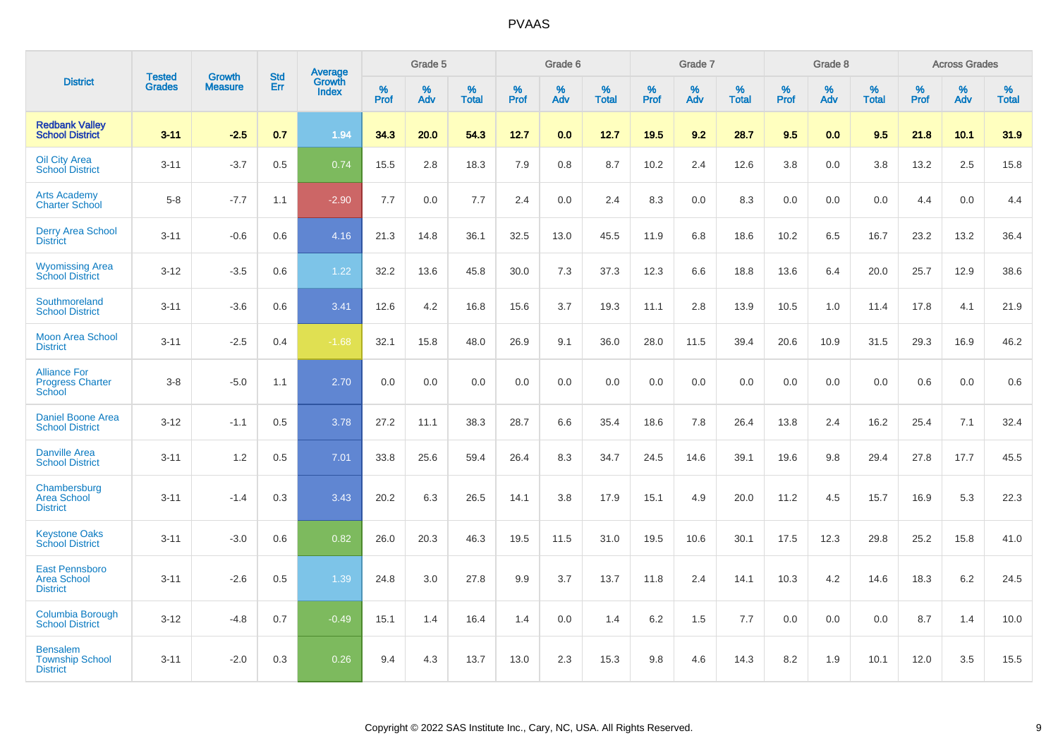# PVAAS

| District | Tested Grades | Growth Measure | Std Err | Average Growth Index | Grade 5 | | | Grade 6 | | | Grade 7 | | | Grade 8 | | | Across Grades | | |
|---|---|---|---|---|---|---|---|---|---|---|---|---|---|---|---|---|---|---|---|
| | | | | | % Prof | % Adv | % Total | % Prof | % Adv | % Total | % Prof | % Adv | % Total | % Prof | % Adv | % Total | % Prof | % Adv | % Total |
| **Redbank Valley School District** | **3-11** | **-2.5** | **0.7** | **1.94** | **34.3** | **20.0** | **54.3** | **12.7** | **0.0** | **12.7** | **19.5** | **9.2** | **28.7** | **9.5** | **0.0** | **9.5** | **21.8** | **10.1** | **31.9** |
| Oil City Area School District | 3-11 | -3.7 | 0.5 | 0.74 | 15.5 | 2.8 | 18.3 | 7.9 | 0.8 | 8.7 | 10.2 | 2.4 | 12.6 | 3.8 | 0.0 | 3.8 | 13.2 | 2.5 | 15.8 |
| Arts Academy Charter School | 5-8 | -7.7 | 1.1 | -2.90 | 7.7 | 0.0 | 7.7 | 2.4 | 0.0 | 2.4 | 8.3 | 0.0 | 8.3 | 0.0 | 0.0 | 0.0 | 4.4 | 0.0 | 4.4 |
| Derry Area School District | 3-11 | -0.6 | 0.6 | 4.16 | 21.3 | 14.8 | 36.1 | 32.5 | 13.0 | 45.5 | 11.9 | 6.8 | 18.6 | 10.2 | 6.5 | 16.7 | 23.2 | 13.2 | 36.4 |
| Wyomissing Area School District | 3-12 | -3.5 | 0.6 | 1.22 | 32.2 | 13.6 | 45.8 | 30.0 | 7.3 | 37.3 | 12.3 | 6.6 | 18.8 | 13.6 | 6.4 | 20.0 | 25.7 | 12.9 | 38.6 |
| Southmoreland School District | 3-11 | -3.6 | 0.6 | 3.41 | 12.6 | 4.2 | 16.8 | 15.6 | 3.7 | 19.3 | 11.1 | 2.8 | 13.9 | 10.5 | 1.0 | 11.4 | 17.8 | 4.1 | 21.9 |
| Moon Area School District | 3-11 | -2.5 | 0.4 | -1.68 | 32.1 | 15.8 | 48.0 | 26.9 | 9.1 | 36.0 | 28.0 | 11.5 | 39.4 | 20.6 | 10.9 | 31.5 | 29.3 | 16.9 | 46.2 |
| Alliance For Progress Charter School | 3-8 | -5.0 | 1.1 | 2.70 | 0.0 | 0.0 | 0.0 | 0.0 | 0.0 | 0.0 | 0.0 | 0.0 | 0.0 | 0.0 | 0.0 | 0.0 | 0.6 | 0.0 | 0.6 |
| Daniel Boone Area School District | 3-12 | -1.1 | 0.5 | 3.78 | 27.2 | 11.1 | 38.3 | 28.7 | 6.6 | 35.4 | 18.6 | 7.8 | 26.4 | 13.8 | 2.4 | 16.2 | 25.4 | 7.1 | 32.4 |
| Danville Area School District | 3-11 | 1.2 | 0.5 | 7.01 | 33.8 | 25.6 | 59.4 | 26.4 | 8.3 | 34.7 | 24.5 | 14.6 | 39.1 | 19.6 | 9.8 | 29.4 | 27.8 | 17.7 | 45.5 |
| Chambersburg Area School District | 3-11 | -1.4 | 0.3 | 3.43 | 20.2 | 6.3 | 26.5 | 14.1 | 3.8 | 17.9 | 15.1 | 4.9 | 20.0 | 11.2 | 4.5 | 15.7 | 16.9 | 5.3 | 22.3 |
| Keystone Oaks School District | 3-11 | -3.0 | 0.6 | 0.82 | 26.0 | 20.3 | 46.3 | 19.5 | 11.5 | 31.0 | 19.5 | 10.6 | 30.1 | 17.5 | 12.3 | 29.8 | 25.2 | 15.8 | 41.0 |
| East Pennsboro Area School District | 3-11 | -2.6 | 0.5 | 1.39 | 24.8 | 3.0 | 27.8 | 9.9 | 3.7 | 13.7 | 11.8 | 2.4 | 14.1 | 10.3 | 4.2 | 14.6 | 18.3 | 6.2 | 24.5 |
| Columbia Borough School District | 3-12 | -4.8 | 0.7 | -0.49 | 15.1 | 1.4 | 16.4 | 1.4 | 0.0 | 1.4 | 6.2 | 1.5 | 7.7 | 0.0 | 0.0 | 0.0 | 8.7 | 1.4 | 10.0 |
| Bensalem Township School District | 3-11 | -2.0 | 0.3 | 0.26 | 9.4 | 4.3 | 13.7 | 13.0 | 2.3 | 15.3 | 9.8 | 4.6 | 14.3 | 8.2 | 1.9 | 10.1 | 12.0 | 3.5 | 15.5 |

Copyright © 2022 SAS Institute Inc., Cary, NC, USA. All Rights Reserved.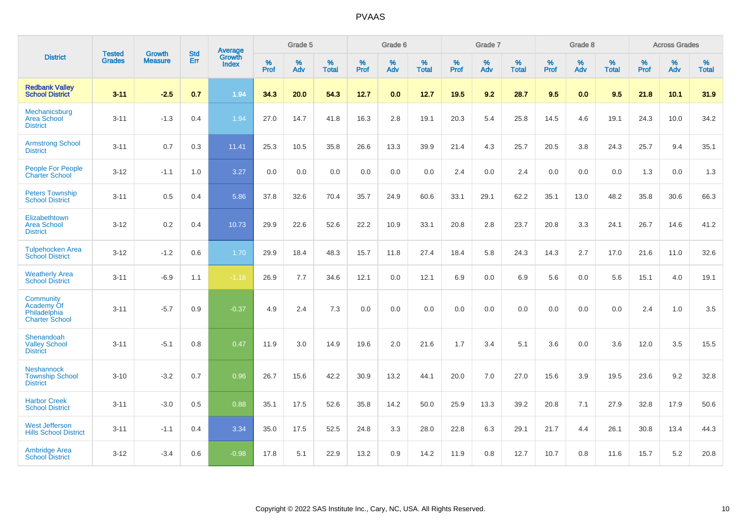# PVAAS

| District | Tested Grades | Growth Measure | Std Err | Average Growth Index | Grade 5 | | | Grade 6 | | | Grade 7 | | | Grade 8 | | | Across Grades | | |
|---|---|---|---|---|---|---|---|---|---|---|---|---|---|---|---|---|---|---|---|
| | | | | | % Prof | % Adv | % Total | % Prof | % Adv | % Total | % Prof | % Adv | % Total | % Prof | % Adv | % Total | % Prof | % Adv | % Total |
| **Redbank Valley School District** | **3-11** | **-2.5** | **0.7** | **1.94** | **34.3** | **20.0** | **54.3** | **12.7** | **0.0** | **12.7** | **19.5** | **9.2** | **28.7** | **9.5** | **0.0** | **9.5** | **21.8** | **10.1** | **31.9** |
| Mechanicsburg Area School District | 3-11 | -1.3 | 0.4 | 1.94 | 27.0 | 14.7 | 41.8 | 16.3 | 2.8 | 19.1 | 20.3 | 5.4 | 25.8 | 14.5 | 4.6 | 19.1 | 24.3 | 10.0 | 34.2 |
| Armstrong School District | 3-11 | 0.7 | 0.3 | 11.41 | 25.3 | 10.5 | 35.8 | 26.6 | 13.3 | 39.9 | 21.4 | 4.3 | 25.7 | 20.5 | 3.8 | 24.3 | 25.7 | 9.4 | 35.1 |
| People For People Charter School | 3-12 | -1.1 | 1.0 | 3.27 | 0.0 | 0.0 | 0.0 | 0.0 | 0.0 | 0.0 | 2.4 | 0.0 | 2.4 | 0.0 | 0.0 | 0.0 | 1.3 | 0.0 | 1.3 |
| Peters Township School District | 3-11 | 0.5 | 0.4 | 5.86 | 37.8 | 32.6 | 70.4 | 35.7 | 24.9 | 60.6 | 33.1 | 29.1 | 62.2 | 35.1 | 13.0 | 48.2 | 35.8 | 30.6 | 66.3 |
| Elizabethtown Area School District | 3-12 | 0.2 | 0.4 | 10.73 | 29.9 | 22.6 | 52.6 | 22.2 | 10.9 | 33.1 | 20.8 | 2.8 | 23.7 | 20.8 | 3.3 | 24.1 | 26.7 | 14.6 | 41.2 |
| Tulpehocken Area School District | 3-12 | -1.2 | 0.6 | 1.70 | 29.9 | 18.4 | 48.3 | 15.7 | 11.8 | 27.4 | 18.4 | 5.8 | 24.3 | 14.3 | 2.7 | 17.0 | 21.6 | 11.0 | 32.6 |
| Weatherly Area School District | 3-11 | -6.9 | 1.1 | -1.18 | 26.9 | 7.7 | 34.6 | 12.1 | 0.0 | 12.1 | 6.9 | 0.0 | 6.9 | 5.6 | 0.0 | 5.6 | 15.1 | 4.0 | 19.1 |
| Community Academy Of Philadelphia Charter School | 3-11 | -5.7 | 0.9 | -0.37 | 4.9 | 2.4 | 7.3 | 0.0 | 0.0 | 0.0 | 0.0 | 0.0 | 0.0 | 0.0 | 0.0 | 0.0 | 2.4 | 1.0 | 3.5 |
| Shenandoah Valley School District | 3-11 | -5.1 | 0.8 | 0.47 | 11.9 | 3.0 | 14.9 | 19.6 | 2.0 | 21.6 | 1.7 | 3.4 | 5.1 | 3.6 | 0.0 | 3.6 | 12.0 | 3.5 | 15.5 |
| Neshannock Township School District | 3-10 | -3.2 | 0.7 | 0.96 | 26.7 | 15.6 | 42.2 | 30.9 | 13.2 | 44.1 | 20.0 | 7.0 | 27.0 | 15.6 | 3.9 | 19.5 | 23.6 | 9.2 | 32.8 |
| Harbor Creek School District | 3-11 | -3.0 | 0.5 | 0.88 | 35.1 | 17.5 | 52.6 | 35.8 | 14.2 | 50.0 | 25.9 | 13.3 | 39.2 | 20.8 | 7.1 | 27.9 | 32.8 | 17.9 | 50.6 |
| West Jefferson Hills School District | 3-11 | -1.1 | 0.4 | 3.34 | 35.0 | 17.5 | 52.5 | 24.8 | 3.3 | 28.0 | 22.8 | 6.3 | 29.1 | 21.7 | 4.4 | 26.1 | 30.8 | 13.4 | 44.3 |
| Ambridge Area School District | 3-12 | -3.4 | 0.6 | -0.98 | 17.8 | 5.1 | 22.9 | 13.2 | 0.9 | 14.2 | 11.9 | 0.8 | 12.7 | 10.7 | 0.8 | 11.6 | 15.7 | 5.2 | 20.8 |

Copyright © 2022 SAS Institute Inc., Cary, NC, USA. All Rights Reserved.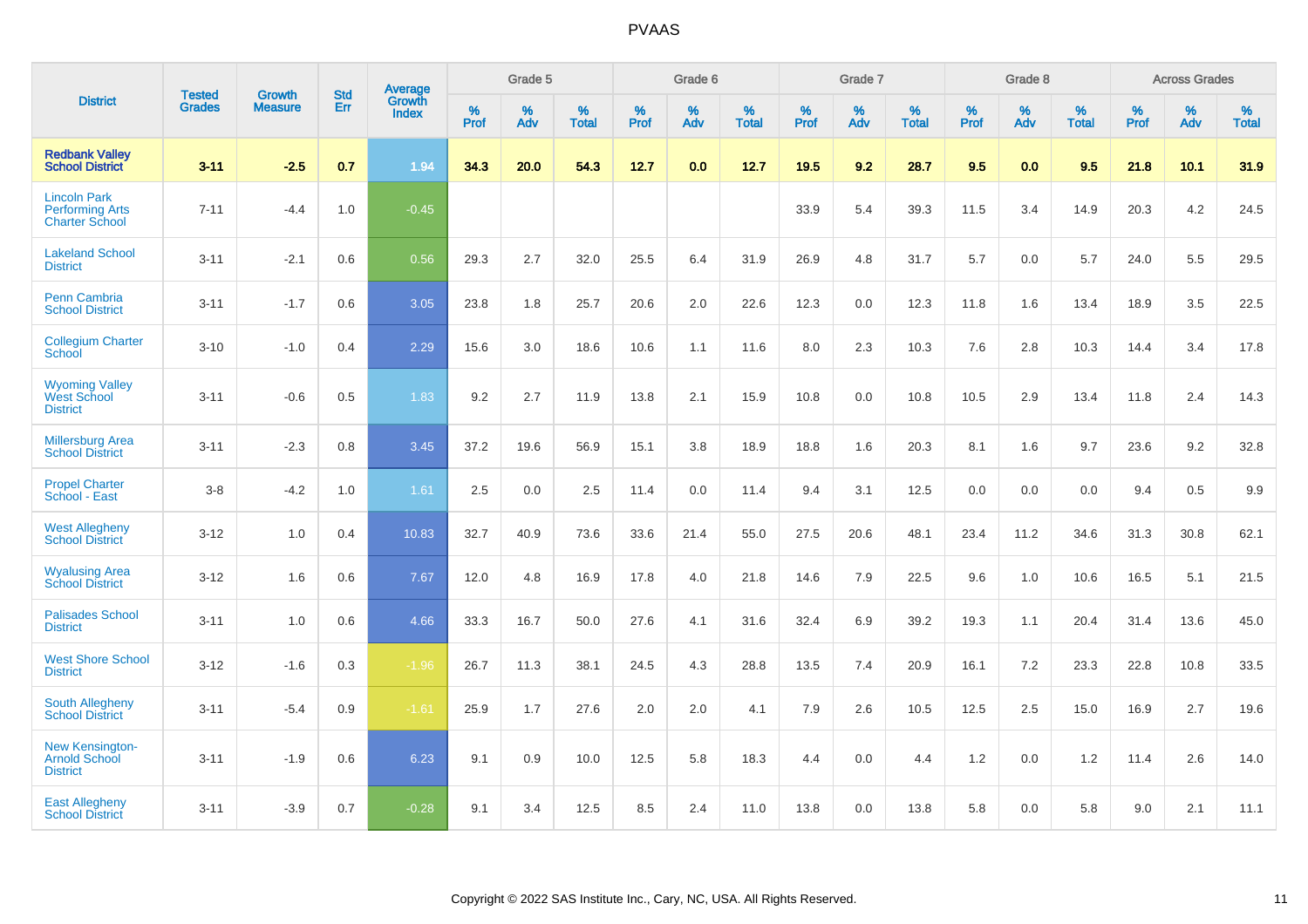| District | Tested Grades | Growth Measure | Std Err | Average Growth Index | Grade 5 | | | Grade 6 | | | Grade 7 | | | Grade 8 | | | Across Grades | | |
|---|---|---|---|---|---|---|---|---|---|---|---|---|---|---|---|---|---|---|---|
| | | | | | % Prof | % Adv | % Total | % Prof | % Adv | % Total | % Prof | % Adv | % Total | % Prof | % Adv | % Total | % Prof | % Adv | % Total |
| **Redbank Valley School District** | **3-11** | **-2.5** | **0.7** | **1.94** | **34.3** | **20.0** | **54.3** | **12.7** | **0.0** | **12.7** | **19.5** | **9.2** | **28.7** | **9.5** | **0.0** | **9.5** | **21.8** | **10.1** | **31.9** |
| Lincoln Park Performing Arts Charter School | 7-11 | -4.4 | 1.0 | -0.45 | | | | | | | 33.9 | 5.4 | 39.3 | 11.5 | 3.4 | 14.9 | 20.3 | 4.2 | 24.5 |
| Lakeland School District | 3-11 | -2.1 | 0.6 | 0.56 | 29.3 | 2.7 | 32.0 | 25.5 | 6.4 | 31.9 | 26.9 | 4.8 | 31.7 | 5.7 | 0.0 | 5.7 | 24.0 | 5.5 | 29.5 |
| Penn Cambria School District | 3-11 | -1.7 | 0.6 | 3.05 | 23.8 | 1.8 | 25.7 | 20.6 | 2.0 | 22.6 | 12.3 | 0.0 | 12.3 | 11.8 | 1.6 | 13.4 | 18.9 | 3.5 | 22.5 |
| Collegium Charter School | 3-10 | -1.0 | 0.4 | 2.29 | 15.6 | 3.0 | 18.6 | 10.6 | 1.1 | 11.6 | 8.0 | 2.3 | 10.3 | 7.6 | 2.8 | 10.3 | 14.4 | 3.4 | 17.8 |
| Wyoming Valley West School District | 3-11 | -0.6 | 0.5 | 1.83 | 9.2 | 2.7 | 11.9 | 13.8 | 2.1 | 15.9 | 10.8 | 0.0 | 10.8 | 10.5 | 2.9 | 13.4 | 11.8 | 2.4 | 14.3 |
| Millersburg Area School District | 3-11 | -2.3 | 0.8 | 3.45 | 37.2 | 19.6 | 56.9 | 15.1 | 3.8 | 18.9 | 18.8 | 1.6 | 20.3 | 8.1 | 1.6 | 9.7 | 23.6 | 9.2 | 32.8 |
| Propel Charter School - East | 3-8 | -4.2 | 1.0 | 1.61 | 2.5 | 0.0 | 2.5 | 11.4 | 0.0 | 11.4 | 9.4 | 3.1 | 12.5 | 0.0 | 0.0 | 0.0 | 9.4 | 0.5 | 9.9 |
| West Allegheny School District | 3-12 | 1.0 | 0.4 | 10.83 | 32.7 | 40.9 | 73.6 | 33.6 | 21.4 | 55.0 | 27.5 | 20.6 | 48.1 | 23.4 | 11.2 | 34.6 | 31.3 | 30.8 | 62.1 |
| Wyalusing Area School District | 3-12 | 1.6 | 0.6 | 7.67 | 12.0 | 4.8 | 16.9 | 17.8 | 4.0 | 21.8 | 14.6 | 7.9 | 22.5 | 9.6 | 1.0 | 10.6 | 16.5 | 5.1 | 21.5 |
| Palisades School District | 3-11 | 1.0 | 0.6 | 4.66 | 33.3 | 16.7 | 50.0 | 27.6 | 4.1 | 31.6 | 32.4 | 6.9 | 39.2 | 19.3 | 1.1 | 20.4 | 31.4 | 13.6 | 45.0 |
| West Shore School District | 3-12 | -1.6 | 0.3 | -1.96 | 26.7 | 11.3 | 38.1 | 24.5 | 4.3 | 28.8 | 13.5 | 7.4 | 20.9 | 16.1 | 7.2 | 23.3 | 22.8 | 10.8 | 33.5 |
| South Allegheny School District | 3-11 | -5.4 | 0.9 | -1.61 | 25.9 | 1.7 | 27.6 | 2.0 | 2.0 | 4.1 | 7.9 | 2.6 | 10.5 | 12.5 | 2.5 | 15.0 | 16.9 | 2.7 | 19.6 |
| New Kensington-Arnold School District | 3-11 | -1.9 | 0.6 | 6.23 | 9.1 | 0.9 | 10.0 | 12.5 | 5.8 | 18.3 | 4.4 | 0.0 | 4.4 | 1.2 | 0.0 | 1.2 | 11.4 | 2.6 | 14.0 |
| East Allegheny School District | 3-11 | -3.9 | 0.7 | -0.28 | 9.1 | 3.4 | 12.5 | 8.5 | 2.4 | 11.0 | 13.8 | 0.0 | 13.8 | 5.8 | 0.0 | 5.8 | 9.0 | 2.1 | 11.1 |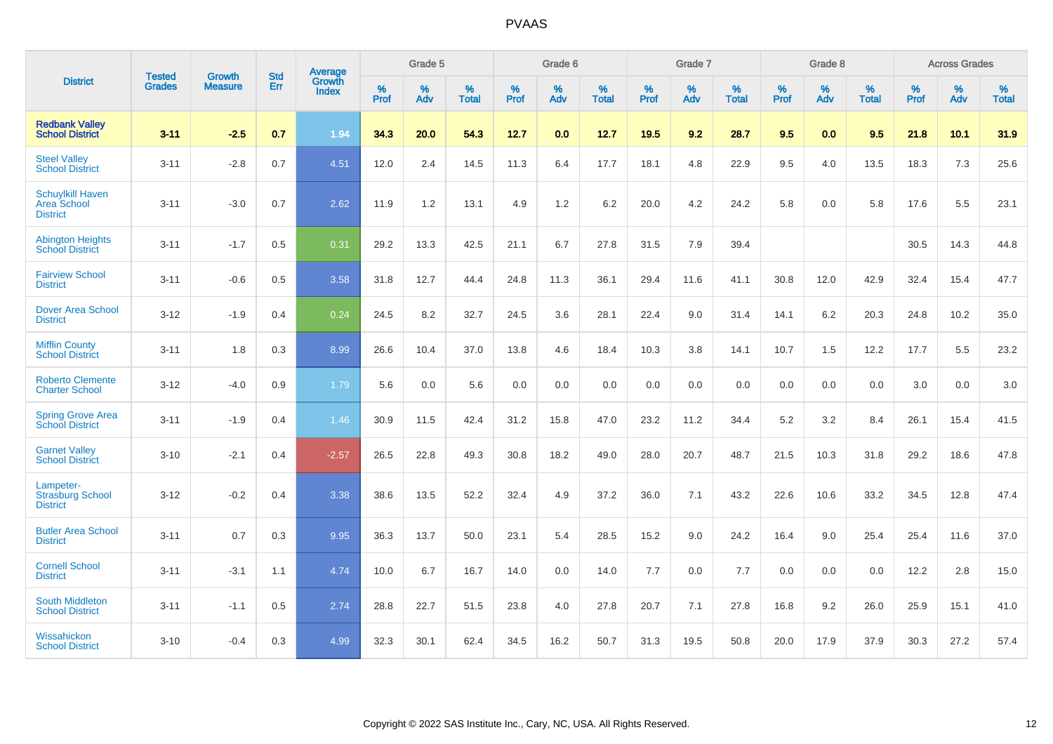# PVAAS

| District | Tested Grades | Growth Measure | Std Err | Average Growth Index | Grade 5 | | | Grade 6 | | | Grade 7 | | | Grade 8 | | | Across Grades | | |
|---|---|---|---|---|---|---|---|---|---|---|---|---|---|---|---|---|---|---|---|
| | | | | | % Prof | % Adv | % Total | % Prof | % Adv | % Total | % Prof | % Adv | % Total | % Prof | % Adv | % Total | % Prof | % Adv | % Total |
| **Redbank Valley School District** | **3-11** | **-2.5** | **0.7** | **1.94** | **34.3** | **20.0** | **54.3** | **12.7** | **0.0** | **12.7** | **19.5** | **9.2** | **28.7** | **9.5** | **0.0** | **9.5** | **21.8** | **10.1** | **31.9** |
| Steel Valley School District | 3-11 | -2.8 | 0.7 | 4.51 | 12.0 | 2.4 | 14.5 | 11.3 | 6.4 | 17.7 | 18.1 | 4.8 | 22.9 | 9.5 | 4.0 | 13.5 | 18.3 | 7.3 | 25.6 |
| Schuylkill Haven Area School District | 3-11 | -3.0 | 0.7 | 2.62 | 11.9 | 1.2 | 13.1 | 4.9 | 1.2 | 6.2 | 20.0 | 4.2 | 24.2 | 5.8 | 0.0 | 5.8 | 17.6 | 5.5 | 23.1 |
| Abington Heights School District | 3-11 | -1.7 | 0.5 | 0.31 | 29.2 | 13.3 | 42.5 | 21.1 | 6.7 | 27.8 | 31.5 | 7.9 | 39.4 | | | | 30.5 | 14.3 | 44.8 |
| Fairview School District | 3-11 | -0.6 | 0.5 | 3.58 | 31.8 | 12.7 | 44.4 | 24.8 | 11.3 | 36.1 | 29.4 | 11.6 | 41.1 | 30.8 | 12.0 | 42.9 | 32.4 | 15.4 | 47.7 |
| Dover Area School District | 3-12 | -1.9 | 0.4 | 0.24 | 24.5 | 8.2 | 32.7 | 24.5 | 3.6 | 28.1 | 22.4 | 9.0 | 31.4 | 14.1 | 6.2 | 20.3 | 24.8 | 10.2 | 35.0 |
| Mifflin County School District | 3-11 | 1.8 | 0.3 | 8.99 | 26.6 | 10.4 | 37.0 | 13.8 | 4.6 | 18.4 | 10.3 | 3.8 | 14.1 | 10.7 | 1.5 | 12.2 | 17.7 | 5.5 | 23.2 |
| Roberto Clemente Charter School | 3-12 | -4.0 | 0.9 | 1.79 | 5.6 | 0.0 | 5.6 | 0.0 | 0.0 | 0.0 | 0.0 | 0.0 | 0.0 | 0.0 | 0.0 | 0.0 | 3.0 | 0.0 | 3.0 |
| Spring Grove Area School District | 3-11 | -1.9 | 0.4 | 1.46 | 30.9 | 11.5 | 42.4 | 31.2 | 15.8 | 47.0 | 23.2 | 11.2 | 34.4 | 5.2 | 3.2 | 8.4 | 26.1 | 15.4 | 41.5 |
| Garnet Valley School District | 3-10 | -2.1 | 0.4 | -2.57 | 26.5 | 22.8 | 49.3 | 30.8 | 18.2 | 49.0 | 28.0 | 20.7 | 48.7 | 21.5 | 10.3 | 31.8 | 29.2 | 18.6 | 47.8 |
| Lampeter-Strasburg School District | 3-12 | -0.2 | 0.4 | 3.38 | 38.6 | 13.5 | 52.2 | 32.4 | 4.9 | 37.2 | 36.0 | 7.1 | 43.2 | 22.6 | 10.6 | 33.2 | 34.5 | 12.8 | 47.4 |
| Butler Area School District | 3-11 | 0.7 | 0.3 | 9.95 | 36.3 | 13.7 | 50.0 | 23.1 | 5.4 | 28.5 | 15.2 | 9.0 | 24.2 | 16.4 | 9.0 | 25.4 | 25.4 | 11.6 | 37.0 |
| Cornell School District | 3-11 | -3.1 | 1.1 | 4.74 | 10.0 | 6.7 | 16.7 | 14.0 | 0.0 | 14.0 | 7.7 | 0.0 | 7.7 | 0.0 | 0.0 | 0.0 | 12.2 | 2.8 | 15.0 |
| South Middleton School District | 3-11 | -1.1 | 0.5 | 2.74 | 28.8 | 22.7 | 51.5 | 23.8 | 4.0 | 27.8 | 20.7 | 7.1 | 27.8 | 16.8 | 9.2 | 26.0 | 25.9 | 15.1 | 41.0 |
| Wissahickon School District | 3-10 | -0.4 | 0.3 | 4.99 | 32.3 | 30.1 | 62.4 | 34.5 | 16.2 | 50.7 | 31.3 | 19.5 | 50.8 | 20.0 | 17.9 | 37.9 | 30.3 | 27.2 | 57.4 |

Copyright © 2022 SAS Institute Inc., Cary, NC, USA. All Rights Reserved.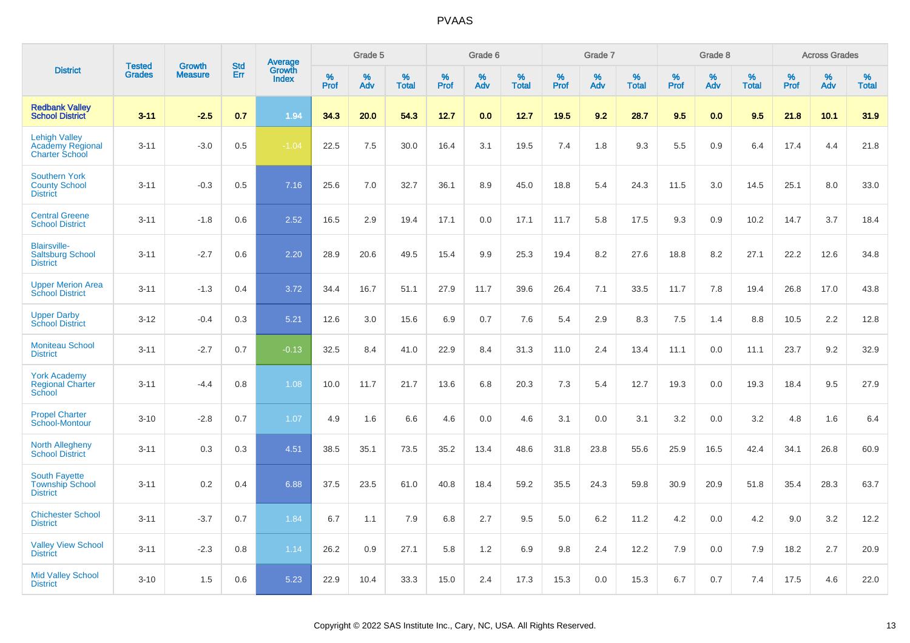# PVAAS

| District | Tested Grades | Growth Measure | Std Err | Average Growth Index | Grade 5 | | | Grade 6 | | | Grade 7 | | | Grade 8 | | | Across Grades | | |
|---|---|---|---|---|---|---|---|---|---|---|---|---|---|---|---|---|---|---|---|
| | | | | | % Prof | % Adv | % Total | % Prof | % Adv | % Total | % Prof | % Adv | % Total | % Prof | % Adv | % Total | % Prof | % Adv | % Total |
| **Redbank Valley School District** | **3-11** | **-2.5** | **0.7** | **1.94** | **34.3** | **20.0** | **54.3** | **12.7** | **0.0** | **12.7** | **19.5** | **9.2** | **28.7** | **9.5** | **0.0** | **9.5** | **21.8** | **10.1** | **31.9** |
| Lehigh Valley Academy Regional Charter School | 3-11 | -3.0 | 0.5 | -1.04 | 22.5 | 7.5 | 30.0 | 16.4 | 3.1 | 19.5 | 7.4 | 1.8 | 9.3 | 5.5 | 0.9 | 6.4 | 17.4 | 4.4 | 21.8 |
| Southern York County School District | 3-11 | -0.3 | 0.5 | 7.16 | 25.6 | 7.0 | 32.7 | 36.1 | 8.9 | 45.0 | 18.8 | 5.4 | 24.3 | 11.5 | 3.0 | 14.5 | 25.1 | 8.0 | 33.0 |
| Central Greene School District | 3-11 | -1.8 | 0.6 | 2.52 | 16.5 | 2.9 | 19.4 | 17.1 | 0.0 | 17.1 | 11.7 | 5.8 | 17.5 | 9.3 | 0.9 | 10.2 | 14.7 | 3.7 | 18.4 |
| Blairsville-Saltsburg School District | 3-11 | -2.7 | 0.6 | 2.20 | 28.9 | 20.6 | 49.5 | 15.4 | 9.9 | 25.3 | 19.4 | 8.2 | 27.6 | 18.8 | 8.2 | 27.1 | 22.2 | 12.6 | 34.8 |
| Upper Merion Area School District | 3-11 | -1.3 | 0.4 | 3.72 | 34.4 | 16.7 | 51.1 | 27.9 | 11.7 | 39.6 | 26.4 | 7.1 | 33.5 | 11.7 | 7.8 | 19.4 | 26.8 | 17.0 | 43.8 |
| Upper Darby School District | 3-12 | -0.4 | 0.3 | 5.21 | 12.6 | 3.0 | 15.6 | 6.9 | 0.7 | 7.6 | 5.4 | 2.9 | 8.3 | 7.5 | 1.4 | 8.8 | 10.5 | 2.2 | 12.8 |
| Moniteau School District | 3-11 | -2.7 | 0.7 | -0.13 | 32.5 | 8.4 | 41.0 | 22.9 | 8.4 | 31.3 | 11.0 | 2.4 | 13.4 | 11.1 | 0.0 | 11.1 | 23.7 | 9.2 | 32.9 |
| York Academy Regional Charter School | 3-11 | -4.4 | 0.8 | 1.08 | 10.0 | 11.7 | 21.7 | 13.6 | 6.8 | 20.3 | 7.3 | 5.4 | 12.7 | 19.3 | 0.0 | 19.3 | 18.4 | 9.5 | 27.9 |
| Propel Charter School-Montour | 3-10 | -2.8 | 0.7 | 1.07 | 4.9 | 1.6 | 6.6 | 4.6 | 0.0 | 4.6 | 3.1 | 0.0 | 3.1 | 3.2 | 0.0 | 3.2 | 4.8 | 1.6 | 6.4 |
| North Allegheny School District | 3-11 | 0.3 | 0.3 | 4.51 | 38.5 | 35.1 | 73.5 | 35.2 | 13.4 | 48.6 | 31.8 | 23.8 | 55.6 | 25.9 | 16.5 | 42.4 | 34.1 | 26.8 | 60.9 |
| South Fayette Township School District | 3-11 | 0.2 | 0.4 | 6.88 | 37.5 | 23.5 | 61.0 | 40.8 | 18.4 | 59.2 | 35.5 | 24.3 | 59.8 | 30.9 | 20.9 | 51.8 | 35.4 | 28.3 | 63.7 |
| Chichester School District | 3-11 | -3.7 | 0.7 | 1.84 | 6.7 | 1.1 | 7.9 | 6.8 | 2.7 | 9.5 | 5.0 | 6.2 | 11.2 | 4.2 | 0.0 | 4.2 | 9.0 | 3.2 | 12.2 |
| Valley View School District | 3-11 | -2.3 | 0.8 | 1.14 | 26.2 | 0.9 | 27.1 | 5.8 | 1.2 | 6.9 | 9.8 | 2.4 | 12.2 | 7.9 | 0.0 | 7.9 | 18.2 | 2.7 | 20.9 |
| Mid Valley School District | 3-10 | 1.5 | 0.6 | 5.23 | 22.9 | 10.4 | 33.3 | 15.0 | 2.4 | 17.3 | 15.3 | 0.0 | 15.3 | 6.7 | 0.7 | 7.4 | 17.5 | 4.6 | 22.0 |

Copyright © 2022 SAS Institute Inc., Cary, NC, USA. All Rights Reserved.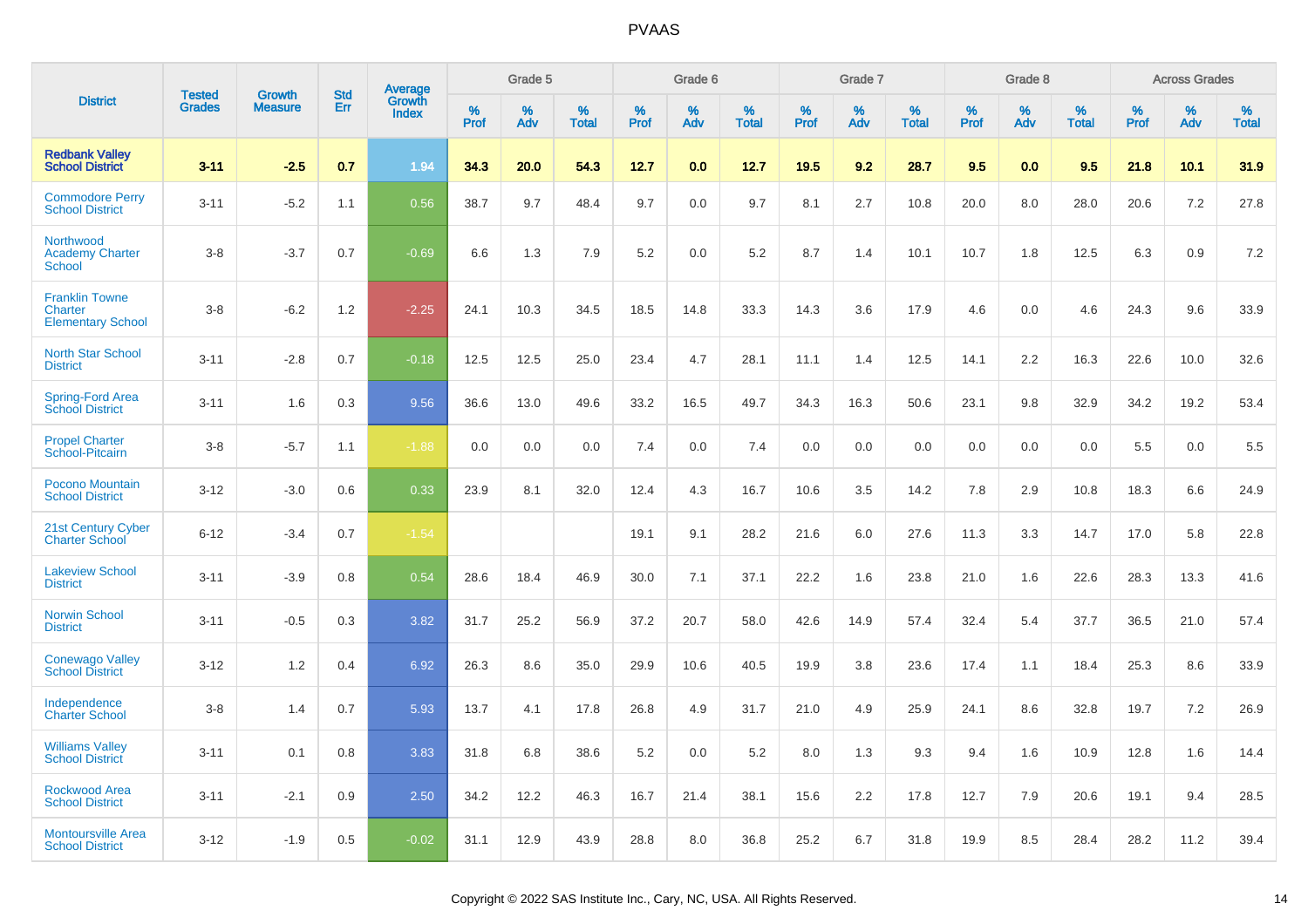| District | Tested Grades | Growth Measure | Std Err | Average Growth Index | Grade 5 | | | Grade 6 | | | Grade 7 | | | Grade 8 | | | Across Grades | | |
|---|---|---|---|---|---|---|---|---|---|---|---|---|---|---|---|---|---|---|---|
| | | | | | % Prof | % Adv | % Total | % Prof | % Adv | % Total | % Prof | % Adv | % Total | % Prof | % Adv | % Total | % Prof | % Adv | % Total |
| **Redbank Valley School District** | **3-11** | **-2.5** | **0.7** | **1.94** | **34.3** | **20.0** | **54.3** | **12.7** | **0.0** | **12.7** | **19.5** | **9.2** | **28.7** | **9.5** | **0.0** | **9.5** | **21.8** | **10.1** | **31.9** |
| Commodore Perry School District | 3-11 | -5.2 | 1.1 | 0.56 | 38.7 | 9.7 | 48.4 | 9.7 | 0.0 | 9.7 | 8.1 | 2.7 | 10.8 | 20.0 | 8.0 | 28.0 | 20.6 | 7.2 | 27.8 |
| Northwood Academy Charter School | 3-8 | -3.7 | 0.7 | -0.69 | 6.6 | 1.3 | 7.9 | 5.2 | 0.0 | 5.2 | 8.7 | 1.4 | 10.1 | 10.7 | 1.8 | 12.5 | 6.3 | 0.9 | 7.2 |
| Franklin Towne Charter Elementary School | 3-8 | -6.2 | 1.2 | -2.25 | 24.1 | 10.3 | 34.5 | 18.5 | 14.8 | 33.3 | 14.3 | 3.6 | 17.9 | 4.6 | 0.0 | 4.6 | 24.3 | 9.6 | 33.9 |
| North Star School District | 3-11 | -2.8 | 0.7 | -0.18 | 12.5 | 12.5 | 25.0 | 23.4 | 4.7 | 28.1 | 11.1 | 1.4 | 12.5 | 14.1 | 2.2 | 16.3 | 22.6 | 10.0 | 32.6 |
| Spring-Ford Area School District | 3-11 | 1.6 | 0.3 | 9.56 | 36.6 | 13.0 | 49.6 | 33.2 | 16.5 | 49.7 | 34.3 | 16.3 | 50.6 | 23.1 | 9.8 | 32.9 | 34.2 | 19.2 | 53.4 |
| Propel Charter School-Pitcairn | 3-8 | -5.7 | 1.1 | -1.88 | 0.0 | 0.0 | 0.0 | 7.4 | 0.0 | 7.4 | 0.0 | 0.0 | 0.0 | 0.0 | 0.0 | 0.0 | 5.5 | 0.0 | 5.5 |
| Pocono Mountain School District | 3-12 | -3.0 | 0.6 | 0.33 | 23.9 | 8.1 | 32.0 | 12.4 | 4.3 | 16.7 | 10.6 | 3.5 | 14.2 | 7.8 | 2.9 | 10.8 | 18.3 | 6.6 | 24.9 |
| 21st Century Cyber Charter School | 6-12 | -3.4 | 0.7 | -1.54 | | | | 19.1 | 9.1 | 28.2 | 21.6 | 6.0 | 27.6 | 11.3 | 3.3 | 14.7 | 17.0 | 5.8 | 22.8 |
| Lakeview School District | 3-11 | -3.9 | 0.8 | 0.54 | 28.6 | 18.4 | 46.9 | 30.0 | 7.1 | 37.1 | 22.2 | 1.6 | 23.8 | 21.0 | 1.6 | 22.6 | 28.3 | 13.3 | 41.6 |
| Norwin School District | 3-11 | -0.5 | 0.3 | 3.82 | 31.7 | 25.2 | 56.9 | 37.2 | 20.7 | 58.0 | 42.6 | 14.9 | 57.4 | 32.4 | 5.4 | 37.7 | 36.5 | 21.0 | 57.4 |
| Conewago Valley School District | 3-12 | 1.2 | 0.4 | 6.92 | 26.3 | 8.6 | 35.0 | 29.9 | 10.6 | 40.5 | 19.9 | 3.8 | 23.6 | 17.4 | 1.1 | 18.4 | 25.3 | 8.6 | 33.9 |
| Independence Charter School | 3-8 | 1.4 | 0.7 | 5.93 | 13.7 | 4.1 | 17.8 | 26.8 | 4.9 | 31.7 | 21.0 | 4.9 | 25.9 | 24.1 | 8.6 | 32.8 | 19.7 | 7.2 | 26.9 |
| Williams Valley School District | 3-11 | 0.1 | 0.8 | 3.83 | 31.8 | 6.8 | 38.6 | 5.2 | 0.0 | 5.2 | 8.0 | 1.3 | 9.3 | 9.4 | 1.6 | 10.9 | 12.8 | 1.6 | 14.4 |
| Rockwood Area School District | 3-11 | -2.1 | 0.9 | 2.50 | 34.2 | 12.2 | 46.3 | 16.7 | 21.4 | 38.1 | 15.6 | 2.2 | 17.8 | 12.7 | 7.9 | 20.6 | 19.1 | 9.4 | 28.5 |
| Montoursville Area School District | 3-12 | -1.9 | 0.5 | -0.02 | 31.1 | 12.9 | 43.9 | 28.8 | 8.0 | 36.8 | 25.2 | 6.7 | 31.8 | 19.9 | 8.5 | 28.4 | 28.2 | 11.2 | 39.4 |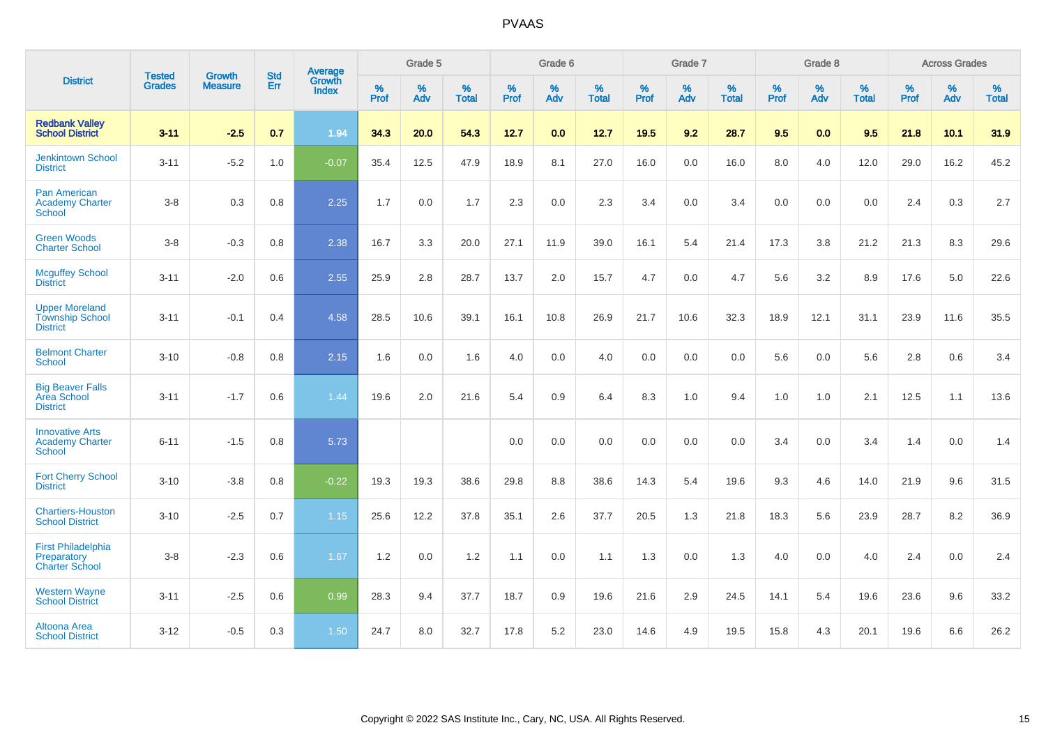# PVAAS

| District | Tested Grades | Growth Measure | Std Err | Average Growth Index | Grade 5 | | | Grade 6 | | | Grade 7 | | | Grade 8 | | | Across Grades | | |
|---|---|---|---|---|---|---|---|---|---|---|---|---|---|---|---|---|---|---|---|
| | | | | | % Prof | % Adv | % Total | % Prof | % Adv | % Total | % Prof | % Adv | % Total | % Prof | % Adv | % Total | % Prof | % Adv | % Total |
| **Redbank Valley School District** | **3-11** | **-2.5** | **0.7** | **1.94** | **34.3** | **20.0** | **54.3** | **12.7** | **0.0** | **12.7** | **19.5** | **9.2** | **28.7** | **9.5** | **0.0** | **9.5** | **21.8** | **10.1** | **31.9** |
| Jenkintown School District | 3-11 | -5.2 | 1.0 | -0.07 | 35.4 | 12.5 | 47.9 | 18.9 | 8.1 | 27.0 | 16.0 | 0.0 | 16.0 | 8.0 | 4.0 | 12.0 | 29.0 | 16.2 | 45.2 |
| Pan American Academy Charter School | 3-8 | 0.3 | 0.8 | 2.25 | 1.7 | 0.0 | 1.7 | 2.3 | 0.0 | 2.3 | 3.4 | 0.0 | 3.4 | 0.0 | 0.0 | 0.0 | 2.4 | 0.3 | 2.7 |
| Green Woods Charter School | 3-8 | -0.3 | 0.8 | 2.38 | 16.7 | 3.3 | 20.0 | 27.1 | 11.9 | 39.0 | 16.1 | 5.4 | 21.4 | 17.3 | 3.8 | 21.2 | 21.3 | 8.3 | 29.6 |
| Mcguffey School District | 3-11 | -2.0 | 0.6 | 2.55 | 25.9 | 2.8 | 28.7 | 13.7 | 2.0 | 15.7 | 4.7 | 0.0 | 4.7 | 5.6 | 3.2 | 8.9 | 17.6 | 5.0 | 22.6 |
| Upper Moreland Township School District | 3-11 | -0.1 | 0.4 | 4.58 | 28.5 | 10.6 | 39.1 | 16.1 | 10.8 | 26.9 | 21.7 | 10.6 | 32.3 | 18.9 | 12.1 | 31.1 | 23.9 | 11.6 | 35.5 |
| Belmont Charter School | 3-10 | -0.8 | 0.8 | 2.15 | 1.6 | 0.0 | 1.6 | 4.0 | 0.0 | 4.0 | 0.0 | 0.0 | 0.0 | 5.6 | 0.0 | 5.6 | 2.8 | 0.6 | 3.4 |
| Big Beaver Falls Area School District | 3-11 | -1.7 | 0.6 | 1.44 | 19.6 | 2.0 | 21.6 | 5.4 | 0.9 | 6.4 | 8.3 | 1.0 | 9.4 | 1.0 | 1.0 | 2.1 | 12.5 | 1.1 | 13.6 |
| Innovative Arts Academy Charter School | 6-11 | -1.5 | 0.8 | 5.73 | | | | 0.0 | 0.0 | 0.0 | 0.0 | 0.0 | 0.0 | 3.4 | 0.0 | 3.4 | 1.4 | 0.0 | 1.4 |
| Fort Cherry School District | 3-10 | -3.8 | 0.8 | -0.22 | 19.3 | 19.3 | 38.6 | 29.8 | 8.8 | 38.6 | 14.3 | 5.4 | 19.6 | 9.3 | 4.6 | 14.0 | 21.9 | 9.6 | 31.5 |
| Chartiers-Houston School District | 3-10 | -2.5 | 0.7 | 1.15 | 25.6 | 12.2 | 37.8 | 35.1 | 2.6 | 37.7 | 20.5 | 1.3 | 21.8 | 18.3 | 5.6 | 23.9 | 28.7 | 8.2 | 36.9 |
| First Philadelphia Preparatory Charter School | 3-8 | -2.3 | 0.6 | 1.67 | 1.2 | 0.0 | 1.2 | 1.1 | 0.0 | 1.1 | 1.3 | 0.0 | 1.3 | 4.0 | 0.0 | 4.0 | 2.4 | 0.0 | 2.4 |
| Western Wayne School District | 3-11 | -2.5 | 0.6 | 0.99 | 28.3 | 9.4 | 37.7 | 18.7 | 0.9 | 19.6 | 21.6 | 2.9 | 24.5 | 14.1 | 5.4 | 19.6 | 23.6 | 9.6 | 33.2 |
| Altoona Area School District | 3-12 | -0.5 | 0.3 | 1.50 | 24.7 | 8.0 | 32.7 | 17.8 | 5.2 | 23.0 | 14.6 | 4.9 | 19.5 | 15.8 | 4.3 | 20.1 | 19.6 | 6.6 | 26.2 |

Copyright © 2022 SAS Institute Inc., Cary, NC, USA. All Rights Reserved.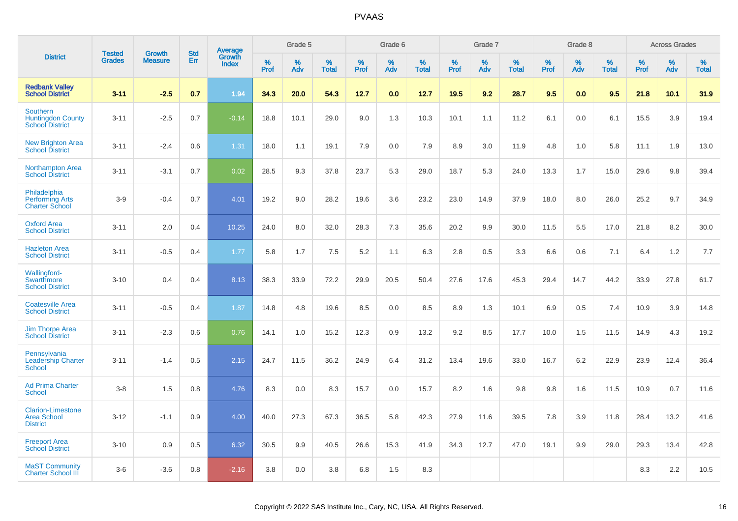| District | Tested Grades | Growth Measure | Std Err | Average Growth Index | Grade 5 | | | Grade 6 | | | Grade 7 | | | Grade 8 | | | Across Grades | | |
|---|---|---|---|---|---|---|---|---|---|---|---|---|---|---|---|---|---|---|---|
| | | | | | % Prof | % Adv | % Total | % Prof | % Adv | % Total | % Prof | % Adv | % Total | % Prof | % Adv | % Total | % Prof | % Adv | % Total |
| **Redbank Valley School District** | **3-11** | **-2.5** | **0.7** | **1.94** | **34.3** | **20.0** | **54.3** | **12.7** | **0.0** | **12.7** | **19.5** | **9.2** | **28.7** | **9.5** | **0.0** | **9.5** | **21.8** | **10.1** | **31.9** |
| Southern Huntingdon County School District | 3-11 | -2.5 | 0.7 | -0.14 | 18.8 | 10.1 | 29.0 | 9.0 | 1.3 | 10.3 | 10.1 | 1.1 | 11.2 | 6.1 | 0.0 | 6.1 | 15.5 | 3.9 | 19.4 |
| New Brighton Area School District | 3-11 | -2.4 | 0.6 | 1.31 | 18.0 | 1.1 | 19.1 | 7.9 | 0.0 | 7.9 | 8.9 | 3.0 | 11.9 | 4.8 | 1.0 | 5.8 | 11.1 | 1.9 | 13.0 |
| Northampton Area School District | 3-11 | -3.1 | 0.7 | 0.02 | 28.5 | 9.3 | 37.8 | 23.7 | 5.3 | 29.0 | 18.7 | 5.3 | 24.0 | 13.3 | 1.7 | 15.0 | 29.6 | 9.8 | 39.4 |
| Philadelphia Performing Arts Charter School | 3-9 | -0.4 | 0.7 | 4.01 | 19.2 | 9.0 | 28.2 | 19.6 | 3.6 | 23.2 | 23.0 | 14.9 | 37.9 | 18.0 | 8.0 | 26.0 | 25.2 | 9.7 | 34.9 |
| Oxford Area School District | 3-11 | 2.0 | 0.4 | 10.25 | 24.0 | 8.0 | 32.0 | 28.3 | 7.3 | 35.6 | 20.2 | 9.9 | 30.0 | 11.5 | 5.5 | 17.0 | 21.8 | 8.2 | 30.0 |
| Hazleton Area School District | 3-11 | -0.5 | 0.4 | 1.77 | 5.8 | 1.7 | 7.5 | 5.2 | 1.1 | 6.3 | 2.8 | 0.5 | 3.3 | 6.6 | 0.6 | 7.1 | 6.4 | 1.2 | 7.7 |
| Wallingford-Swarthmore School District | 3-10 | 0.4 | 0.4 | 8.13 | 38.3 | 33.9 | 72.2 | 29.9 | 20.5 | 50.4 | 27.6 | 17.6 | 45.3 | 29.4 | 14.7 | 44.2 | 33.9 | 27.8 | 61.7 |
| Coatesville Area School District | 3-11 | -0.5 | 0.4 | 1.87 | 14.8 | 4.8 | 19.6 | 8.5 | 0.0 | 8.5 | 8.9 | 1.3 | 10.1 | 6.9 | 0.5 | 7.4 | 10.9 | 3.9 | 14.8 |
| Jim Thorpe Area School District | 3-11 | -2.3 | 0.6 | 0.76 | 14.1 | 1.0 | 15.2 | 12.3 | 0.9 | 13.2 | 9.2 | 8.5 | 17.7 | 10.0 | 1.5 | 11.5 | 14.9 | 4.3 | 19.2 |
| Pennsylvania Leadership Charter School | 3-11 | -1.4 | 0.5 | 2.15 | 24.7 | 11.5 | 36.2 | 24.9 | 6.4 | 31.2 | 13.4 | 19.6 | 33.0 | 16.7 | 6.2 | 22.9 | 23.9 | 12.4 | 36.4 |
| Ad Prima Charter School | 3-8 | 1.5 | 0.8 | 4.76 | 8.3 | 0.0 | 8.3 | 15.7 | 0.0 | 15.7 | 8.2 | 1.6 | 9.8 | 9.8 | 1.6 | 11.5 | 10.9 | 0.7 | 11.6 |
| Clarion-Limestone Area School District | 3-12 | -1.1 | 0.9 | 4.00 | 40.0 | 27.3 | 67.3 | 36.5 | 5.8 | 42.3 | 27.9 | 11.6 | 39.5 | 7.8 | 3.9 | 11.8 | 28.4 | 13.2 | 41.6 |
| Freeport Area School District | 3-10 | 0.9 | 0.5 | 6.32 | 30.5 | 9.9 | 40.5 | 26.6 | 15.3 | 41.9 | 34.3 | 12.7 | 47.0 | 19.1 | 9.9 | 29.0 | 29.3 | 13.4 | 42.8 |
| MaST Community Charter School III | 3-6 | -3.6 | 0.8 | -2.16 | 3.8 | 0.0 | 3.8 | 6.8 | 1.5 | 8.3 | | | | | | | 8.3 | 2.2 | 10.5 |

Copyright © 2022 SAS Institute Inc., Cary, NC, USA. All Rights Reserved.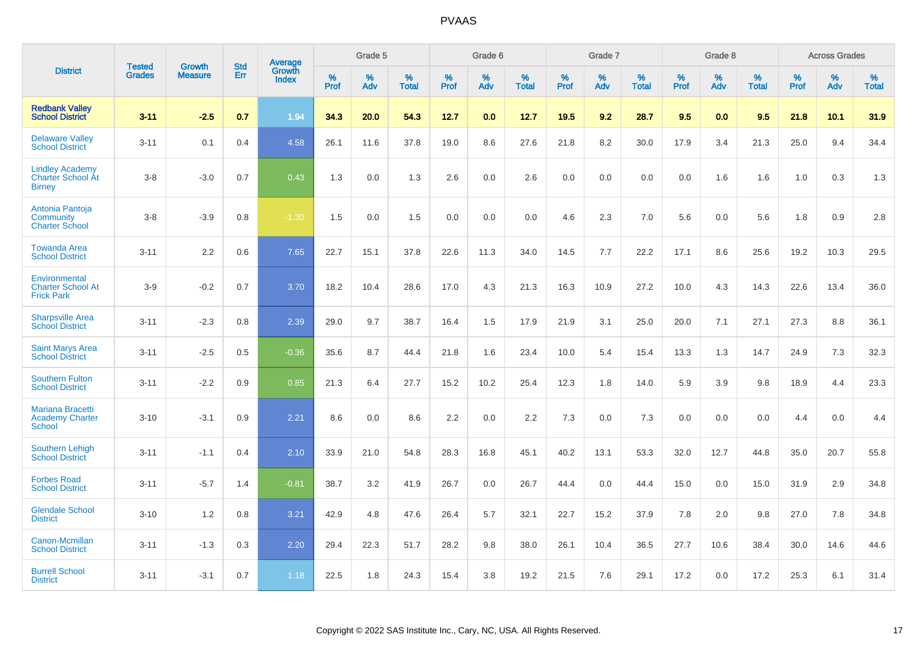# PVAAS

| District | Tested Grades | Growth Measure | Std Err | Average Growth Index | Grade 5 | | | Grade 6 | | | Grade 7 | | | Grade 8 | | | Across Grades | | |
|---|---|---|---|---|---|---|---|---|---|---|---|---|---|---|---|---|---|---|---|
| | | | | | % Prof | % Adv | % Total | % Prof | % Adv | % Total | % Prof | % Adv | % Total | % Prof | % Adv | % Total | % Prof | % Adv | % Total |
| **Redbank Valley School District** | **3-11** | **-2.5** | **0.7** | **1.94** | **34.3** | **20.0** | **54.3** | **12.7** | **0.0** | **12.7** | **19.5** | **9.2** | **28.7** | **9.5** | **0.0** | **9.5** | **21.8** | **10.1** | **31.9** |
| Delaware Valley School District | 3-11 | 0.1 | 0.4 | 4.58 | 26.1 | 11.6 | 37.8 | 19.0 | 8.6 | 27.6 | 21.8 | 8.2 | 30.0 | 17.9 | 3.4 | 21.3 | 25.0 | 9.4 | 34.4 |
| Lindley Academy Charter School At Birney | 3-8 | -3.0 | 0.7 | 0.43 | 1.3 | 0.0 | 1.3 | 2.6 | 0.0 | 2.6 | 0.0 | 0.0 | 0.0 | 0.0 | 1.6 | 1.6 | 1.0 | 0.3 | 1.3 |
| Antonia Pantoja Community Charter School | 3-8 | -3.9 | 0.8 | -1.30 | 1.5 | 0.0 | 1.5 | 0.0 | 0.0 | 0.0 | 4.6 | 2.3 | 7.0 | 5.6 | 0.0 | 5.6 | 1.8 | 0.9 | 2.8 |
| Towanda Area School District | 3-11 | 2.2 | 0.6 | 7.65 | 22.7 | 15.1 | 37.8 | 22.6 | 11.3 | 34.0 | 14.5 | 7.7 | 22.2 | 17.1 | 8.6 | 25.6 | 19.2 | 10.3 | 29.5 |
| Environmental Charter School At Frick Park | 3-9 | -0.2 | 0.7 | 3.70 | 18.2 | 10.4 | 28.6 | 17.0 | 4.3 | 21.3 | 16.3 | 10.9 | 27.2 | 10.0 | 4.3 | 14.3 | 22.6 | 13.4 | 36.0 |
| Sharpsville Area School District | 3-11 | -2.3 | 0.8 | 2.39 | 29.0 | 9.7 | 38.7 | 16.4 | 1.5 | 17.9 | 21.9 | 3.1 | 25.0 | 20.0 | 7.1 | 27.1 | 27.3 | 8.8 | 36.1 |
| Saint Marys Area School District | 3-11 | -2.5 | 0.5 | -0.36 | 35.6 | 8.7 | 44.4 | 21.8 | 1.6 | 23.4 | 10.0 | 5.4 | 15.4 | 13.3 | 1.3 | 14.7 | 24.9 | 7.3 | 32.3 |
| Southern Fulton School District | 3-11 | -2.2 | 0.9 | 0.85 | 21.3 | 6.4 | 27.7 | 15.2 | 10.2 | 25.4 | 12.3 | 1.8 | 14.0 | 5.9 | 3.9 | 9.8 | 18.9 | 4.4 | 23.3 |
| Mariana Bracetti Academy Charter School | 3-10 | -3.1 | 0.9 | 2.21 | 8.6 | 0.0 | 8.6 | 2.2 | 0.0 | 2.2 | 7.3 | 0.0 | 7.3 | 0.0 | 0.0 | 0.0 | 4.4 | 0.0 | 4.4 |
| Southern Lehigh School District | 3-11 | -1.1 | 0.4 | 2.10 | 33.9 | 21.0 | 54.8 | 28.3 | 16.8 | 45.1 | 40.2 | 13.1 | 53.3 | 32.0 | 12.7 | 44.8 | 35.0 | 20.7 | 55.8 |
| Forbes Road School District | 3-11 | -5.7 | 1.4 | -0.81 | 38.7 | 3.2 | 41.9 | 26.7 | 0.0 | 26.7 | 44.4 | 0.0 | 44.4 | 15.0 | 0.0 | 15.0 | 31.9 | 2.9 | 34.8 |
| Glendale School District | 3-10 | 1.2 | 0.8 | 3.21 | 42.9 | 4.8 | 47.6 | 26.4 | 5.7 | 32.1 | 22.7 | 15.2 | 37.9 | 7.8 | 2.0 | 9.8 | 27.0 | 7.8 | 34.8 |
| Canon-Mcmillan School District | 3-11 | -1.3 | 0.3 | 2.20 | 29.4 | 22.3 | 51.7 | 28.2 | 9.8 | 38.0 | 26.1 | 10.4 | 36.5 | 27.7 | 10.6 | 38.4 | 30.0 | 14.6 | 44.6 |
| Burrell School District | 3-11 | -3.1 | 0.7 | 1.18 | 22.5 | 1.8 | 24.3 | 15.4 | 3.8 | 19.2 | 21.5 | 7.6 | 29.1 | 17.2 | 0.0 | 17.2 | 25.3 | 6.1 | 31.4 |

Copyright © 2022 SAS Institute Inc., Cary, NC, USA. All Rights Reserved.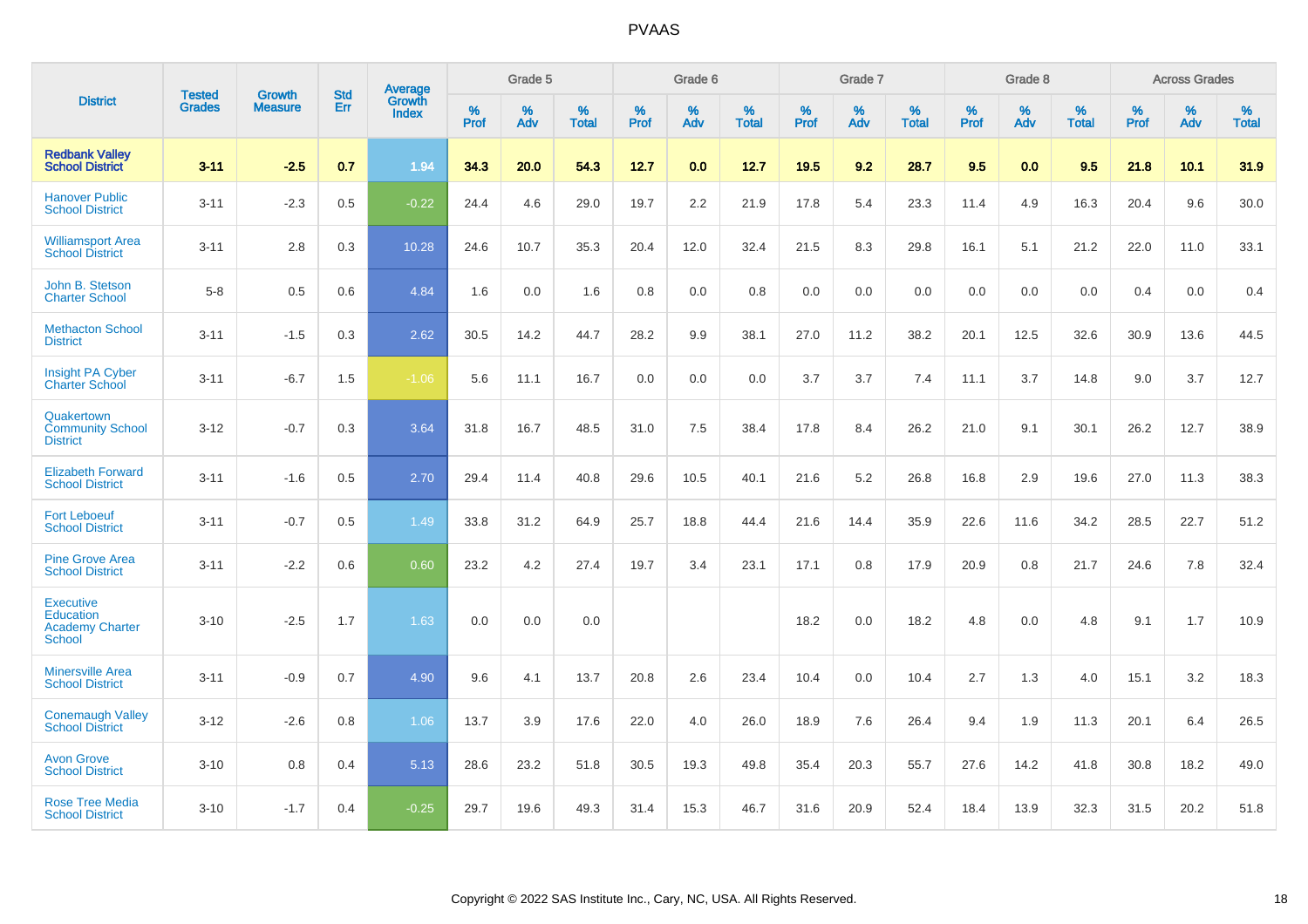| District | Tested Grades | Growth Measure | Std Err | Average Growth Index | Grade 5 | | | Grade 6 | | | Grade 7 | | | Grade 8 | | | Across Grades | | |
|---|---|---|---|---|---|---|---|---|---|---|---|---|---|---|---|---|---|---|---|
| | | | | | % Prof | % Adv | % Total | % Prof | % Adv | % Total | % Prof | % Adv | % Total | % Prof | % Adv | % Total | % Prof | % Adv | % Total |
| **Redbank Valley School District** | **3-11** | **-2.5** | **0.7** | **1.94** | **34.3** | **20.0** | **54.3** | **12.7** | **0.0** | **12.7** | **19.5** | **9.2** | **28.7** | **9.5** | **0.0** | **9.5** | **21.8** | **10.1** | **31.9** |
| Hanover Public School District | 3-11 | -2.3 | 0.5 | -0.22 | 24.4 | 4.6 | 29.0 | 19.7 | 2.2 | 21.9 | 17.8 | 5.4 | 23.3 | 11.4 | 4.9 | 16.3 | 20.4 | 9.6 | 30.0 |
| Williamsport Area School District | 3-11 | 2.8 | 0.3 | 10.28 | 24.6 | 10.7 | 35.3 | 20.4 | 12.0 | 32.4 | 21.5 | 8.3 | 29.8 | 16.1 | 5.1 | 21.2 | 22.0 | 11.0 | 33.1 |
| John B. Stetson Charter School | 5-8 | 0.5 | 0.6 | 4.84 | 1.6 | 0.0 | 1.6 | 0.8 | 0.0 | 0.8 | 0.0 | 0.0 | 0.0 | 0.0 | 0.0 | 0.0 | 0.4 | 0.0 | 0.4 |
| Methacton School District | 3-11 | -1.5 | 0.3 | 2.62 | 30.5 | 14.2 | 44.7 | 28.2 | 9.9 | 38.1 | 27.0 | 11.2 | 38.2 | 20.1 | 12.5 | 32.6 | 30.9 | 13.6 | 44.5 |
| Insight PA Cyber Charter School | 3-11 | -6.7 | 1.5 | -1.06 | 5.6 | 11.1 | 16.7 | 0.0 | 0.0 | 0.0 | 3.7 | 3.7 | 7.4 | 11.1 | 3.7 | 14.8 | 9.0 | 3.7 | 12.7 |
| Quakertown Community School District | 3-12 | -0.7 | 0.3 | 3.64 | 31.8 | 16.7 | 48.5 | 31.0 | 7.5 | 38.4 | 17.8 | 8.4 | 26.2 | 21.0 | 9.1 | 30.1 | 26.2 | 12.7 | 38.9 |
| Elizabeth Forward School District | 3-11 | -1.6 | 0.5 | 2.70 | 29.4 | 11.4 | 40.8 | 29.6 | 10.5 | 40.1 | 21.6 | 5.2 | 26.8 | 16.8 | 2.9 | 19.6 | 27.0 | 11.3 | 38.3 |
| Fort Leboeuf School District | 3-11 | -0.7 | 0.5 | 1.49 | 33.8 | 31.2 | 64.9 | 25.7 | 18.8 | 44.4 | 21.6 | 14.4 | 35.9 | 22.6 | 11.6 | 34.2 | 28.5 | 22.7 | 51.2 |
| Pine Grove Area School District | 3-11 | -2.2 | 0.6 | 0.60 | 23.2 | 4.2 | 27.4 | 19.7 | 3.4 | 23.1 | 17.1 | 0.8 | 17.9 | 20.9 | 0.8 | 21.7 | 24.6 | 7.8 | 32.4 |
| Executive Education Academy Charter School | 3-10 | -2.5 | 1.7 | 1.63 | 0.0 | 0.0 | 0.0 | | | | 18.2 | 0.0 | 18.2 | 4.8 | 0.0 | 4.8 | 9.1 | 1.7 | 10.9 |
| Minersville Area School District | 3-11 | -0.9 | 0.7 | 4.90 | 9.6 | 4.1 | 13.7 | 20.8 | 2.6 | 23.4 | 10.4 | 0.0 | 10.4 | 2.7 | 1.3 | 4.0 | 15.1 | 3.2 | 18.3 |
| Conemaugh Valley School District | 3-12 | -2.6 | 0.8 | 1.06 | 13.7 | 3.9 | 17.6 | 22.0 | 4.0 | 26.0 | 18.9 | 7.6 | 26.4 | 9.4 | 1.9 | 11.3 | 20.1 | 6.4 | 26.5 |
| Avon Grove School District | 3-10 | 0.8 | 0.4 | 5.13 | 28.6 | 23.2 | 51.8 | 30.5 | 19.3 | 49.8 | 35.4 | 20.3 | 55.7 | 27.6 | 14.2 | 41.8 | 30.8 | 18.2 | 49.0 |
| Rose Tree Media School District | 3-10 | -1.7 | 0.4 | -0.25 | 29.7 | 19.6 | 49.3 | 31.4 | 15.3 | 46.7 | 31.6 | 20.9 | 52.4 | 18.4 | 13.9 | 32.3 | 31.5 | 20.2 | 51.8 |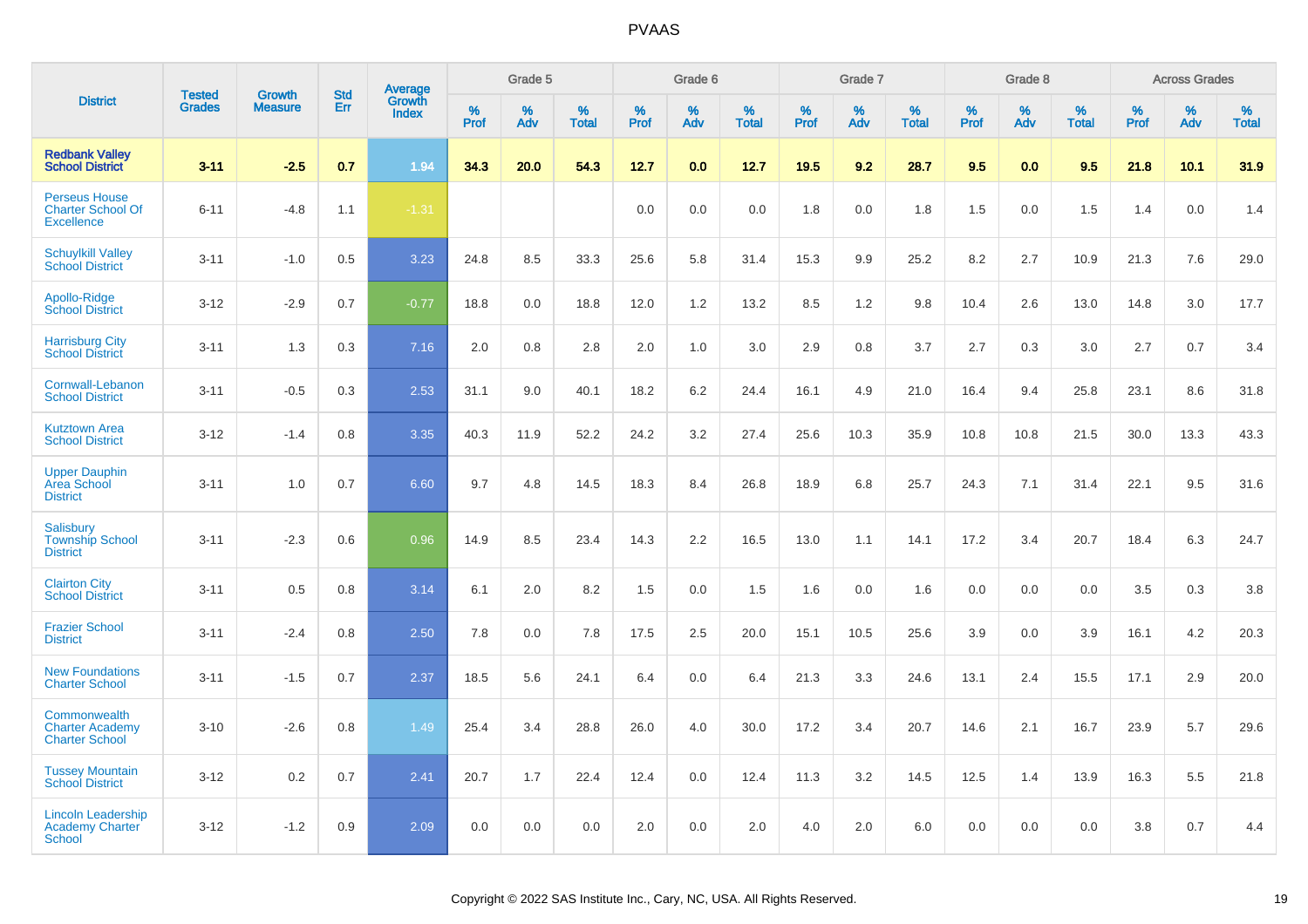| District | Tested Grades | Growth Measure | Std Err | Average Growth Index | Grade 5 | | | Grade 6 | | | Grade 7 | | | Grade 8 | | | Across Grades | | |
|---|---|---|---|---|---|---|---|---|---|---|---|---|---|---|---|---|---|---|---|
| | | | | | % Prof | % Adv | % Total | % Prof | % Adv | % Total | % Prof | % Adv | % Total | % Prof | % Adv | % Total | % Prof | % Adv | % Total |
| **Redbank Valley School District** | **3-11** | **-2.5** | **0.7** | **1.94** | **34.3** | **20.0** | **54.3** | **12.7** | **0.0** | **12.7** | **19.5** | **9.2** | **28.7** | **9.5** | **0.0** | **9.5** | **21.8** | **10.1** | **31.9** |
| Perseus House Charter School Of Excellence | 6-11 | -4.8 | 1.1 | -1.31 | | | | 0.0 | 0.0 | 0.0 | 1.8 | 0.0 | 1.8 | 1.5 | 0.0 | 1.5 | 1.4 | 0.0 | 1.4 |
| Schuylkill Valley School District | 3-11 | -1.0 | 0.5 | 3.23 | 24.8 | 8.5 | 33.3 | 25.6 | 5.8 | 31.4 | 15.3 | 9.9 | 25.2 | 8.2 | 2.7 | 10.9 | 21.3 | 7.6 | 29.0 |
| Apollo-Ridge School District | 3-12 | -2.9 | 0.7 | -0.77 | 18.8 | 0.0 | 18.8 | 12.0 | 1.2 | 13.2 | 8.5 | 1.2 | 9.8 | 10.4 | 2.6 | 13.0 | 14.8 | 3.0 | 17.7 |
| Harrisburg City School District | 3-11 | 1.3 | 0.3 | 7.16 | 2.0 | 0.8 | 2.8 | 2.0 | 1.0 | 3.0 | 2.9 | 0.8 | 3.7 | 2.7 | 0.3 | 3.0 | 2.7 | 0.7 | 3.4 |
| Cornwall-Lebanon School District | 3-11 | -0.5 | 0.3 | 2.53 | 31.1 | 9.0 | 40.1 | 18.2 | 6.2 | 24.4 | 16.1 | 4.9 | 21.0 | 16.4 | 9.4 | 25.8 | 23.1 | 8.6 | 31.8 |
| Kutztown Area School District | 3-12 | -1.4 | 0.8 | 3.35 | 40.3 | 11.9 | 52.2 | 24.2 | 3.2 | 27.4 | 25.6 | 10.3 | 35.9 | 10.8 | 10.8 | 21.5 | 30.0 | 13.3 | 43.3 |
| Upper Dauphin Area School District | 3-11 | 1.0 | 0.7 | 6.60 | 9.7 | 4.8 | 14.5 | 18.3 | 8.4 | 26.8 | 18.9 | 6.8 | 25.7 | 24.3 | 7.1 | 31.4 | 22.1 | 9.5 | 31.6 |
| Salisbury Township School District | 3-11 | -2.3 | 0.6 | 0.96 | 14.9 | 8.5 | 23.4 | 14.3 | 2.2 | 16.5 | 13.0 | 1.1 | 14.1 | 17.2 | 3.4 | 20.7 | 18.4 | 6.3 | 24.7 |
| Clairton City School District | 3-11 | 0.5 | 0.8 | 3.14 | 6.1 | 2.0 | 8.2 | 1.5 | 0.0 | 1.5 | 1.6 | 0.0 | 1.6 | 0.0 | 0.0 | 0.0 | 3.5 | 0.3 | 3.8 |
| Frazier School District | 3-11 | -2.4 | 0.8 | 2.50 | 7.8 | 0.0 | 7.8 | 17.5 | 2.5 | 20.0 | 15.1 | 10.5 | 25.6 | 3.9 | 0.0 | 3.9 | 16.1 | 4.2 | 20.3 |
| New Foundations Charter School | 3-11 | -1.5 | 0.7 | 2.37 | 18.5 | 5.6 | 24.1 | 6.4 | 0.0 | 6.4 | 21.3 | 3.3 | 24.6 | 13.1 | 2.4 | 15.5 | 17.1 | 2.9 | 20.0 |
| Commonwealth Charter Academy Charter School | 3-10 | -2.6 | 0.8 | 1.49 | 25.4 | 3.4 | 28.8 | 26.0 | 4.0 | 30.0 | 17.2 | 3.4 | 20.7 | 14.6 | 2.1 | 16.7 | 23.9 | 5.7 | 29.6 |
| Tussey Mountain School District | 3-12 | 0.2 | 0.7 | 2.41 | 20.7 | 1.7 | 22.4 | 12.4 | 0.0 | 12.4 | 11.3 | 3.2 | 14.5 | 12.5 | 1.4 | 13.9 | 16.3 | 5.5 | 21.8 |
| Lincoln Leadership Academy Charter School | 3-12 | -1.2 | 0.9 | 2.09 | 0.0 | 0.0 | 0.0 | 2.0 | 0.0 | 2.0 | 4.0 | 2.0 | 6.0 | 0.0 | 0.0 | 0.0 | 3.8 | 0.7 | 4.4 |

Copyright © 2022 SAS Institute Inc., Cary, NC, USA. All Rights Reserved.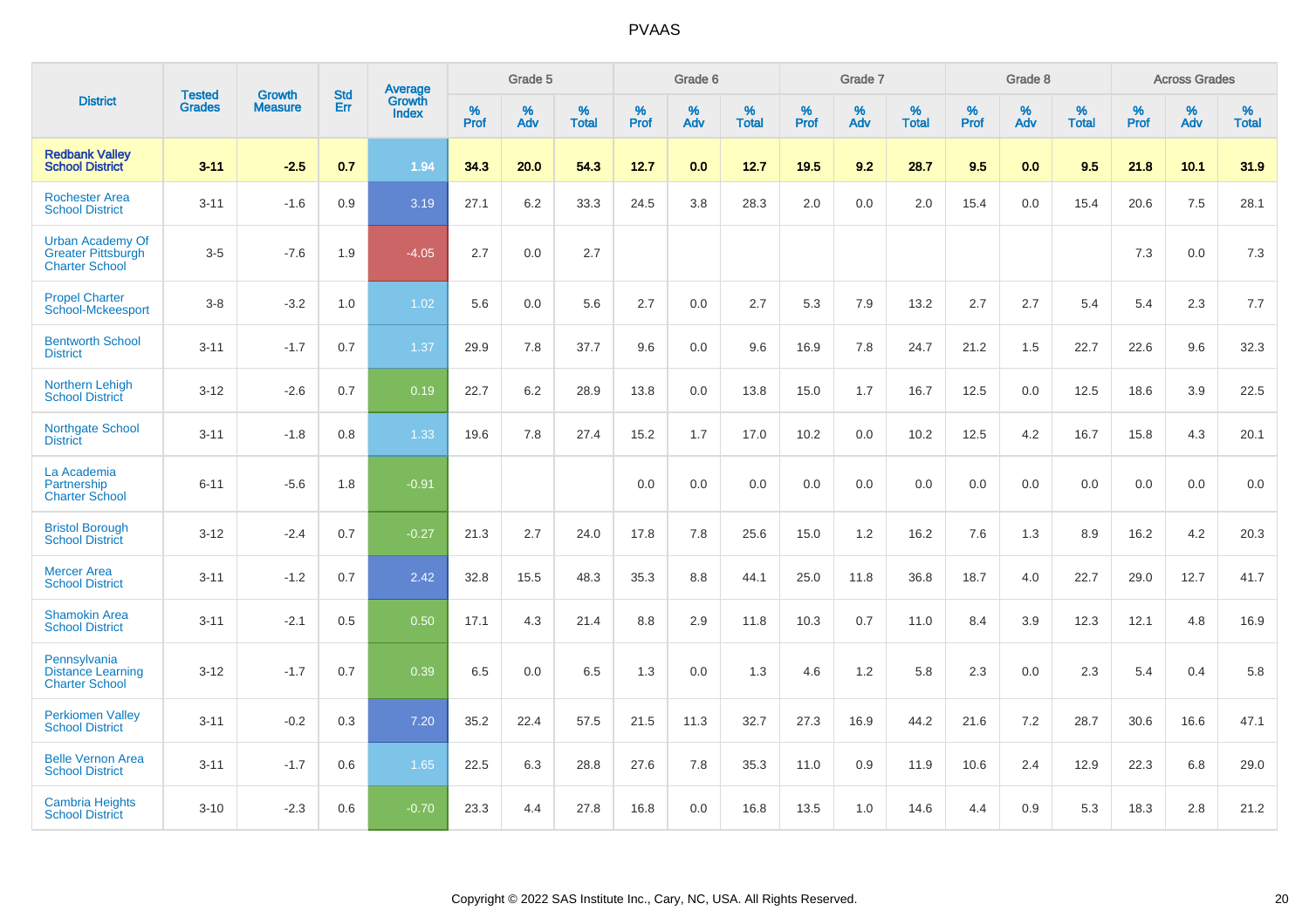# PVAAS

| District | Tested Grades | Growth Measure | Std Err | Average Growth Index | Grade 5 | | | Grade 6 | | | Grade 7 | | | Grade 8 | | | Across Grades | | |
|---|---|---|---|---|---|---|---|---|---|---|---|---|---|---|---|---|---|---|---|
| | | | | | % Prof | % Adv | % Total | % Prof | % Adv | % Total | % Prof | % Adv | % Total | % Prof | % Adv | % Total | % Prof | % Adv | % Total |
| **Redbank Valley School District** | **3-11** | **-2.5** | **0.7** | **1.94** | **34.3** | **20.0** | **54.3** | **12.7** | **0.0** | **12.7** | **19.5** | **9.2** | **28.7** | **9.5** | **0.0** | **9.5** | **21.8** | **10.1** | **31.9** |
| Rochester Area School District | 3-11 | -1.6 | 0.9 | 3.19 | 27.1 | 6.2 | 33.3 | 24.5 | 3.8 | 28.3 | 2.0 | 0.0 | 2.0 | 15.4 | 0.0 | 15.4 | 20.6 | 7.5 | 28.1 |
| Urban Academy Of Greater Pittsburgh Charter School | 3-5 | -7.6 | 1.9 | -4.05 | 2.7 | 0.0 | 2.7 | | | | | | | | | | 7.3 | 0.0 | 7.3 |
| Propel Charter School-Mckeesport | 3-8 | -3.2 | 1.0 | 1.02 | 5.6 | 0.0 | 5.6 | 2.7 | 0.0 | 2.7 | 5.3 | 7.9 | 13.2 | 2.7 | 2.7 | 5.4 | 5.4 | 2.3 | 7.7 |
| Bentworth School District | 3-11 | -1.7 | 0.7 | 1.37 | 29.9 | 7.8 | 37.7 | 9.6 | 0.0 | 9.6 | 16.9 | 7.8 | 24.7 | 21.2 | 1.5 | 22.7 | 22.6 | 9.6 | 32.3 |
| Northern Lehigh School District | 3-12 | -2.6 | 0.7 | 0.19 | 22.7 | 6.2 | 28.9 | 13.8 | 0.0 | 13.8 | 15.0 | 1.7 | 16.7 | 12.5 | 0.0 | 12.5 | 18.6 | 3.9 | 22.5 |
| Northgate School District | 3-11 | -1.8 | 0.8 | 1.33 | 19.6 | 7.8 | 27.4 | 15.2 | 1.7 | 17.0 | 10.2 | 0.0 | 10.2 | 12.5 | 4.2 | 16.7 | 15.8 | 4.3 | 20.1 |
| La Academia Partnership Charter School | 6-11 | -5.6 | 1.8 | -0.91 | | | | 0.0 | 0.0 | 0.0 | 0.0 | 0.0 | 0.0 | 0.0 | 0.0 | 0.0 | 0.0 | 0.0 | 0.0 |
| Bristol Borough School District | 3-12 | -2.4 | 0.7 | -0.27 | 21.3 | 2.7 | 24.0 | 17.8 | 7.8 | 25.6 | 15.0 | 1.2 | 16.2 | 7.6 | 1.3 | 8.9 | 16.2 | 4.2 | 20.3 |
| Mercer Area School District | 3-11 | -1.2 | 0.7 | 2.42 | 32.8 | 15.5 | 48.3 | 35.3 | 8.8 | 44.1 | 25.0 | 11.8 | 36.8 | 18.7 | 4.0 | 22.7 | 29.0 | 12.7 | 41.7 |
| Shamokin Area School District | 3-11 | -2.1 | 0.5 | 0.50 | 17.1 | 4.3 | 21.4 | 8.8 | 2.9 | 11.8 | 10.3 | 0.7 | 11.0 | 8.4 | 3.9 | 12.3 | 12.1 | 4.8 | 16.9 |
| Pennsylvania Distance Learning Charter School | 3-12 | -1.7 | 0.7 | 0.39 | 6.5 | 0.0 | 6.5 | 1.3 | 0.0 | 1.3 | 4.6 | 1.2 | 5.8 | 2.3 | 0.0 | 2.3 | 5.4 | 0.4 | 5.8 |
| Perkiomen Valley School District | 3-11 | -0.2 | 0.3 | 7.20 | 35.2 | 22.4 | 57.5 | 21.5 | 11.3 | 32.7 | 27.3 | 16.9 | 44.2 | 21.6 | 7.2 | 28.7 | 30.6 | 16.6 | 47.1 |
| Belle Vernon Area School District | 3-11 | -1.7 | 0.6 | 1.65 | 22.5 | 6.3 | 28.8 | 27.6 | 7.8 | 35.3 | 11.0 | 0.9 | 11.9 | 10.6 | 2.4 | 12.9 | 22.3 | 6.8 | 29.0 |
| Cambria Heights School District | 3-10 | -2.3 | 0.6 | -0.70 | 23.3 | 4.4 | 27.8 | 16.8 | 0.0 | 16.8 | 13.5 | 1.0 | 14.6 | 4.4 | 0.9 | 5.3 | 18.3 | 2.8 | 21.2 |

Copyright © 2022 SAS Institute Inc., Cary, NC, USA. All Rights Reserved.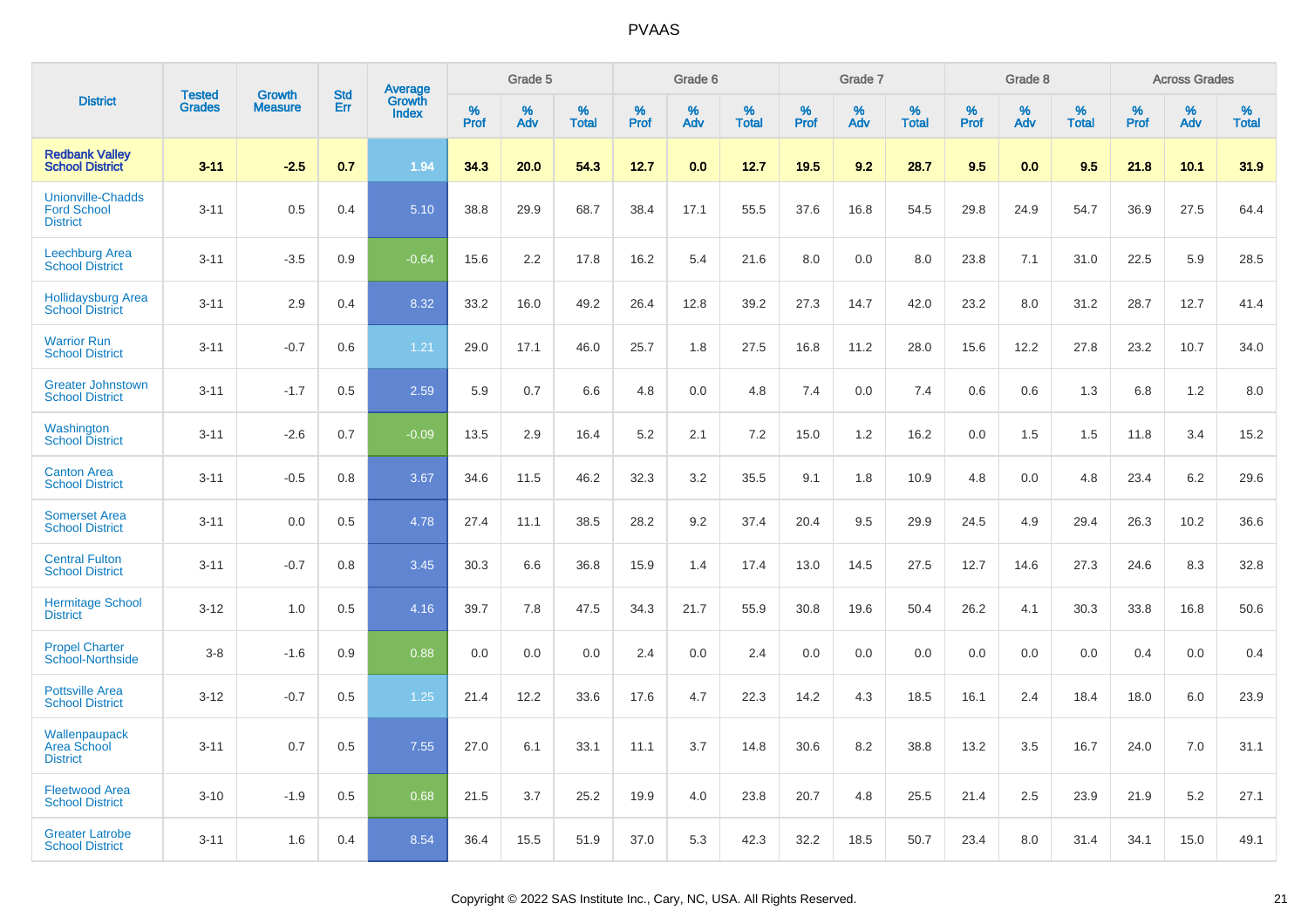| District | Tested Grades | Growth Measure | Std Err | Average Growth Index | Grade 5 | | | Grade 6 | | | Grade 7 | | | Grade 8 | | | Across Grades | | |
|---|---|---|---|---|---|---|---|---|---|---|---|---|---|---|---|---|---|---|---|
| | | | | | % Prof | % Adv | % Total | % Prof | % Adv | % Total | % Prof | % Adv | % Total | % Prof | % Adv | % Total | % Prof | % Adv | % Total |
| **Redbank Valley School District** | **3-11** | **-2.5** | **0.7** | **1.94** | **34.3** | **20.0** | **54.3** | **12.7** | **0.0** | **12.7** | **19.5** | **9.2** | **28.7** | **9.5** | **0.0** | **9.5** | **21.8** | **10.1** | **31.9** |
| Unionville-Chadds Ford School District | 3-11 | 0.5 | 0.4 | 5.10 | 38.8 | 29.9 | 68.7 | 38.4 | 17.1 | 55.5 | 37.6 | 16.8 | 54.5 | 29.8 | 24.9 | 54.7 | 36.9 | 27.5 | 64.4 |
| Leechburg Area School District | 3-11 | -3.5 | 0.9 | -0.64 | 15.6 | 2.2 | 17.8 | 16.2 | 5.4 | 21.6 | 8.0 | 0.0 | 8.0 | 23.8 | 7.1 | 31.0 | 22.5 | 5.9 | 28.5 |
| Hollidaysburg Area School District | 3-11 | 2.9 | 0.4 | 8.32 | 33.2 | 16.0 | 49.2 | 26.4 | 12.8 | 39.2 | 27.3 | 14.7 | 42.0 | 23.2 | 8.0 | 31.2 | 28.7 | 12.7 | 41.4 |
| Warrior Run School District | 3-11 | -0.7 | 0.6 | 1.21 | 29.0 | 17.1 | 46.0 | 25.7 | 1.8 | 27.5 | 16.8 | 11.2 | 28.0 | 15.6 | 12.2 | 27.8 | 23.2 | 10.7 | 34.0 |
| Greater Johnstown School District | 3-11 | -1.7 | 0.5 | 2.59 | 5.9 | 0.7 | 6.6 | 4.8 | 0.0 | 4.8 | 7.4 | 0.0 | 7.4 | 0.6 | 0.6 | 1.3 | 6.8 | 1.2 | 8.0 |
| Washington School District | 3-11 | -2.6 | 0.7 | -0.09 | 13.5 | 2.9 | 16.4 | 5.2 | 2.1 | 7.2 | 15.0 | 1.2 | 16.2 | 0.0 | 1.5 | 1.5 | 11.8 | 3.4 | 15.2 |
| Canton Area School District | 3-11 | -0.5 | 0.8 | 3.67 | 34.6 | 11.5 | 46.2 | 32.3 | 3.2 | 35.5 | 9.1 | 1.8 | 10.9 | 4.8 | 0.0 | 4.8 | 23.4 | 6.2 | 29.6 |
| Somerset Area School District | 3-11 | 0.0 | 0.5 | 4.78 | 27.4 | 11.1 | 38.5 | 28.2 | 9.2 | 37.4 | 20.4 | 9.5 | 29.9 | 24.5 | 4.9 | 29.4 | 26.3 | 10.2 | 36.6 |
| Central Fulton School District | 3-11 | -0.7 | 0.8 | 3.45 | 30.3 | 6.6 | 36.8 | 15.9 | 1.4 | 17.4 | 13.0 | 14.5 | 27.5 | 12.7 | 14.6 | 27.3 | 24.6 | 8.3 | 32.8 |
| Hermitage School District | 3-12 | 1.0 | 0.5 | 4.16 | 39.7 | 7.8 | 47.5 | 34.3 | 21.7 | 55.9 | 30.8 | 19.6 | 50.4 | 26.2 | 4.1 | 30.3 | 33.8 | 16.8 | 50.6 |
| Propel Charter School-Northside | 3-8 | -1.6 | 0.9 | 0.88 | 0.0 | 0.0 | 0.0 | 2.4 | 0.0 | 2.4 | 0.0 | 0.0 | 0.0 | 0.0 | 0.0 | 0.0 | 0.4 | 0.0 | 0.4 |
| Pottsville Area School District | 3-12 | -0.7 | 0.5 | 1.25 | 21.4 | 12.2 | 33.6 | 17.6 | 4.7 | 22.3 | 14.2 | 4.3 | 18.5 | 16.1 | 2.4 | 18.4 | 18.0 | 6.0 | 23.9 |
| Wallenpaupack Area School District | 3-11 | 0.7 | 0.5 | 7.55 | 27.0 | 6.1 | 33.1 | 11.1 | 3.7 | 14.8 | 30.6 | 8.2 | 38.8 | 13.2 | 3.5 | 16.7 | 24.0 | 7.0 | 31.1 |
| Fleetwood Area School District | 3-10 | -1.9 | 0.5 | 0.68 | 21.5 | 3.7 | 25.2 | 19.9 | 4.0 | 23.8 | 20.7 | 4.8 | 25.5 | 21.4 | 2.5 | 23.9 | 21.9 | 5.2 | 27.1 |
| Greater Latrobe School District | 3-11 | 1.6 | 0.4 | 8.54 | 36.4 | 15.5 | 51.9 | 37.0 | 5.3 | 42.3 | 32.2 | 18.5 | 50.7 | 23.4 | 8.0 | 31.4 | 34.1 | 15.0 | 49.1 |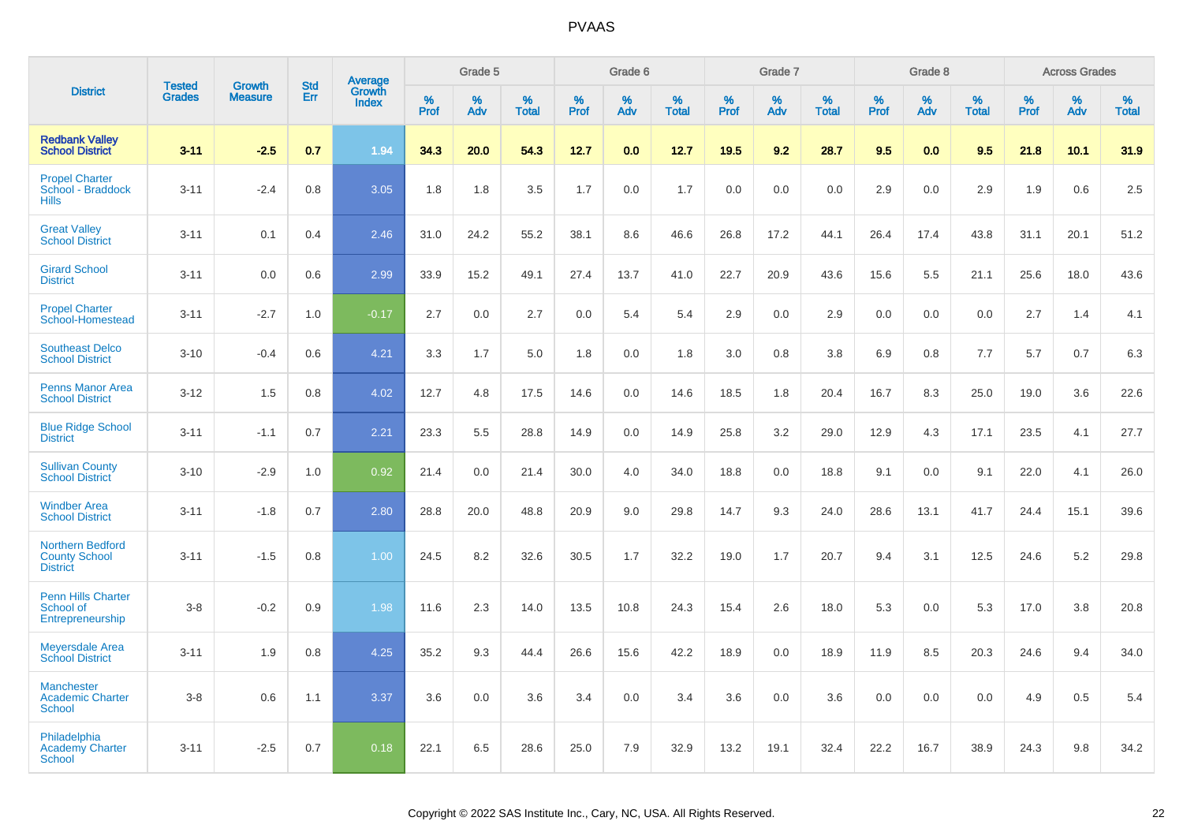| District | Tested Grades | Growth Measure | Std Err | Average Growth Index | Grade 5 | | | Grade 6 | | | Grade 7 | | | Grade 8 | | | Across Grades | | |
|---|---|---|---|---|---|---|---|---|---|---|---|---|---|---|---|---|---|---|---|
| | | | | | % Prof | % Adv | % Total | % Prof | % Adv | % Total | % Prof | % Adv | % Total | % Prof | % Adv | % Total | % Prof | % Adv | % Total |
| **Redbank Valley School District** | **3-11** | **-2.5** | **0.7** | **1.94** | **34.3** | **20.0** | **54.3** | **12.7** | **0.0** | **12.7** | **19.5** | **9.2** | **28.7** | **9.5** | **0.0** | **9.5** | **21.8** | **10.1** | **31.9** |
| Propel Charter School - Braddock Hills | 3-11 | -2.4 | 0.8 | 3.05 | 1.8 | 1.8 | 3.5 | 1.7 | 0.0 | 1.7 | 0.0 | 0.0 | 0.0 | 2.9 | 0.0 | 2.9 | 1.9 | 0.6 | 2.5 |
| Great Valley School District | 3-11 | 0.1 | 0.4 | 2.46 | 31.0 | 24.2 | 55.2 | 38.1 | 8.6 | 46.6 | 26.8 | 17.2 | 44.1 | 26.4 | 17.4 | 43.8 | 31.1 | 20.1 | 51.2 |
| Girard School District | 3-11 | 0.0 | 0.6 | 2.99 | 33.9 | 15.2 | 49.1 | 27.4 | 13.7 | 41.0 | 22.7 | 20.9 | 43.6 | 15.6 | 5.5 | 21.1 | 25.6 | 18.0 | 43.6 |
| Propel Charter School-Homestead | 3-11 | -2.7 | 1.0 | -0.17 | 2.7 | 0.0 | 2.7 | 0.0 | 5.4 | 5.4 | 2.9 | 0.0 | 2.9 | 0.0 | 0.0 | 0.0 | 2.7 | 1.4 | 4.1 |
| Southeast Delco School District | 3-10 | -0.4 | 0.6 | 4.21 | 3.3 | 1.7 | 5.0 | 1.8 | 0.0 | 1.8 | 3.0 | 0.8 | 3.8 | 6.9 | 0.8 | 7.7 | 5.7 | 0.7 | 6.3 |
| Penns Manor Area School District | 3-12 | 1.5 | 0.8 | 4.02 | 12.7 | 4.8 | 17.5 | 14.6 | 0.0 | 14.6 | 18.5 | 1.8 | 20.4 | 16.7 | 8.3 | 25.0 | 19.0 | 3.6 | 22.6 |
| Blue Ridge School District | 3-11 | -1.1 | 0.7 | 2.21 | 23.3 | 5.5 | 28.8 | 14.9 | 0.0 | 14.9 | 25.8 | 3.2 | 29.0 | 12.9 | 4.3 | 17.1 | 23.5 | 4.1 | 27.7 |
| Sullivan County School District | 3-10 | -2.9 | 1.0 | 0.92 | 21.4 | 0.0 | 21.4 | 30.0 | 4.0 | 34.0 | 18.8 | 0.0 | 18.8 | 9.1 | 0.0 | 9.1 | 22.0 | 4.1 | 26.0 |
| Windber Area School District | 3-11 | -1.8 | 0.7 | 2.80 | 28.8 | 20.0 | 48.8 | 20.9 | 9.0 | 29.8 | 14.7 | 9.3 | 24.0 | 28.6 | 13.1 | 41.7 | 24.4 | 15.1 | 39.6 |
| Northern Bedford County School District | 3-11 | -1.5 | 0.8 | 1.00 | 24.5 | 8.2 | 32.6 | 30.5 | 1.7 | 32.2 | 19.0 | 1.7 | 20.7 | 9.4 | 3.1 | 12.5 | 24.6 | 5.2 | 29.8 |
| Penn Hills Charter School of Entrepreneurship | 3-8 | -0.2 | 0.9 | 1.98 | 11.6 | 2.3 | 14.0 | 13.5 | 10.8 | 24.3 | 15.4 | 2.6 | 18.0 | 5.3 | 0.0 | 5.3 | 17.0 | 3.8 | 20.8 |
| Meyersdale Area School District | 3-11 | 1.9 | 0.8 | 4.25 | 35.2 | 9.3 | 44.4 | 26.6 | 15.6 | 42.2 | 18.9 | 0.0 | 18.9 | 11.9 | 8.5 | 20.3 | 24.6 | 9.4 | 34.0 |
| Manchester Academic Charter School | 3-8 | 0.6 | 1.1 | 3.37 | 3.6 | 0.0 | 3.6 | 3.4 | 0.0 | 3.4 | 3.6 | 0.0 | 3.6 | 0.0 | 0.0 | 0.0 | 4.9 | 0.5 | 5.4 |
| Philadelphia Academy Charter School | 3-11 | -2.5 | 0.7 | 0.18 | 22.1 | 6.5 | 28.6 | 25.0 | 7.9 | 32.9 | 13.2 | 19.1 | 32.4 | 22.2 | 16.7 | 38.9 | 24.3 | 9.8 | 34.2 |

Copyright © 2022 SAS Institute Inc., Cary, NC, USA. All Rights Reserved.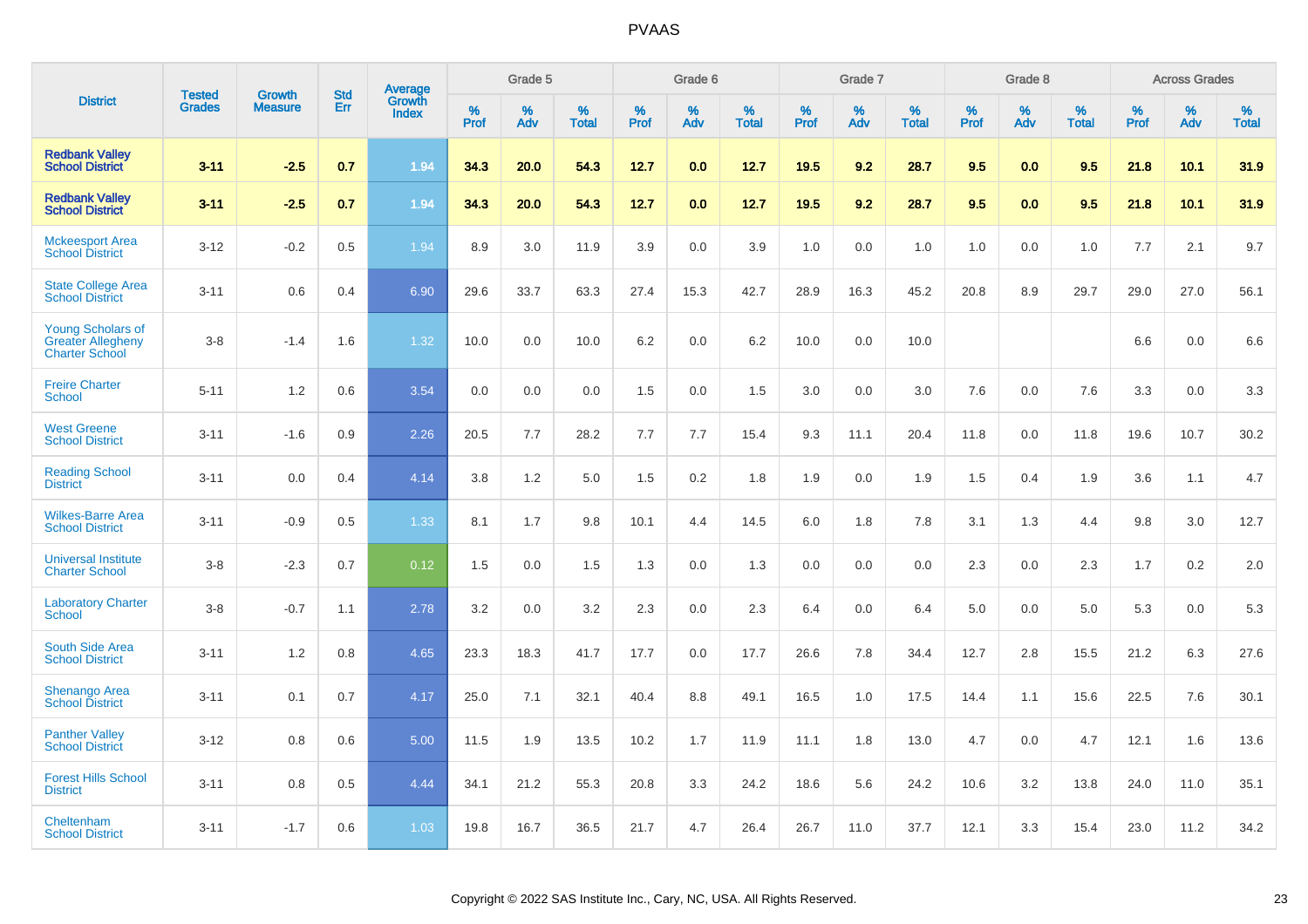# PVAAS

| District | Tested Grades | Growth Measure | Std Err | Average Growth Index | Grade 5 | | | Grade 6 | | | Grade 7 | | | Grade 8 | | | Across Grades | | |
|---|---|---|---|---|---|---|---|---|---|---|---|---|---|---|---|---|---|---|---|
| | | | | | % Prof | % Adv | % Total | % Prof | % Adv | % Total | % Prof | % Adv | % Total | % Prof | % Adv | % Total | % Prof | % Adv | % Total |
| **Redbank Valley School District** | **3-11** | **-2.5** | **0.7** | **1.94** | **34.3** | **20.0** | **54.3** | **12.7** | **0.0** | **12.7** | **19.5** | **9.2** | **28.7** | **9.5** | **0.0** | **9.5** | **21.8** | **10.1** | **31.9** |
| **Redbank Valley School District** | **3-11** | **-2.5** | **0.7** | **1.94** | **34.3** | **20.0** | **54.3** | **12.7** | **0.0** | **12.7** | **19.5** | **9.2** | **28.7** | **9.5** | **0.0** | **9.5** | **21.8** | **10.1** | **31.9** |
| Mckeesport Area School District | 3-12 | -0.2 | 0.5 | 1.94 | 8.9 | 3.0 | 11.9 | 3.9 | 0.0 | 3.9 | 1.0 | 0.0 | 1.0 | 1.0 | 0.0 | 1.0 | 7.7 | 2.1 | 9.7 |
| State College Area School District | 3-11 | 0.6 | 0.4 | 6.90 | 29.6 | 33.7 | 63.3 | 27.4 | 15.3 | 42.7 | 28.9 | 16.3 | 45.2 | 20.8 | 8.9 | 29.7 | 29.0 | 27.0 | 56.1 |
| Young Scholars of Greater Allegheny Charter School | 3-8 | -1.4 | 1.6 | 1.32 | 10.0 | 0.0 | 10.0 | 6.2 | 0.0 | 6.2 | 10.0 | 0.0 | 10.0 | | | | 6.6 | 0.0 | 6.6 |
| Freire Charter School | 5-11 | 1.2 | 0.6 | 3.54 | 0.0 | 0.0 | 0.0 | 1.5 | 0.0 | 1.5 | 3.0 | 0.0 | 3.0 | 7.6 | 0.0 | 7.6 | 3.3 | 0.0 | 3.3 |
| West Greene School District | 3-11 | -1.6 | 0.9 | 2.26 | 20.5 | 7.7 | 28.2 | 7.7 | 7.7 | 15.4 | 9.3 | 11.1 | 20.4 | 11.8 | 0.0 | 11.8 | 19.6 | 10.7 | 30.2 |
| Reading School District | 3-11 | 0.0 | 0.4 | 4.14 | 3.8 | 1.2 | 5.0 | 1.5 | 0.2 | 1.8 | 1.9 | 0.0 | 1.9 | 1.5 | 0.4 | 1.9 | 3.6 | 1.1 | 4.7 |
| Wilkes-Barre Area School District | 3-11 | -0.9 | 0.5 | 1.33 | 8.1 | 1.7 | 9.8 | 10.1 | 4.4 | 14.5 | 6.0 | 1.8 | 7.8 | 3.1 | 1.3 | 4.4 | 9.8 | 3.0 | 12.7 |
| Universal Institute Charter School | 3-8 | -2.3 | 0.7 | 0.12 | 1.5 | 0.0 | 1.5 | 1.3 | 0.0 | 1.3 | 0.0 | 0.0 | 0.0 | 2.3 | 0.0 | 2.3 | 1.7 | 0.2 | 2.0 |
| Laboratory Charter School | 3-8 | -0.7 | 1.1 | 2.78 | 3.2 | 0.0 | 3.2 | 2.3 | 0.0 | 2.3 | 6.4 | 0.0 | 6.4 | 5.0 | 0.0 | 5.0 | 5.3 | 0.0 | 5.3 |
| South Side Area School District | 3-11 | 1.2 | 0.8 | 4.65 | 23.3 | 18.3 | 41.7 | 17.7 | 0.0 | 17.7 | 26.6 | 7.8 | 34.4 | 12.7 | 2.8 | 15.5 | 21.2 | 6.3 | 27.6 |
| Shenango Area School District | 3-11 | 0.1 | 0.7 | 4.17 | 25.0 | 7.1 | 32.1 | 40.4 | 8.8 | 49.1 | 16.5 | 1.0 | 17.5 | 14.4 | 1.1 | 15.6 | 22.5 | 7.6 | 30.1 |
| Panther Valley School District | 3-12 | 0.8 | 0.6 | 5.00 | 11.5 | 1.9 | 13.5 | 10.2 | 1.7 | 11.9 | 11.1 | 1.8 | 13.0 | 4.7 | 0.0 | 4.7 | 12.1 | 1.6 | 13.6 |
| Forest Hills School District | 3-11 | 0.8 | 0.5 | 4.44 | 34.1 | 21.2 | 55.3 | 20.8 | 3.3 | 24.2 | 18.6 | 5.6 | 24.2 | 10.6 | 3.2 | 13.8 | 24.0 | 11.0 | 35.1 |
| Cheltenham School District | 3-11 | -1.7 | 0.6 | 1.03 | 19.8 | 16.7 | 36.5 | 21.7 | 4.7 | 26.4 | 26.7 | 11.0 | 37.7 | 12.1 | 3.3 | 15.4 | 23.0 | 11.2 | 34.2 |

Copyright © 2022 SAS Institute Inc., Cary, NC, USA. All Rights Reserved.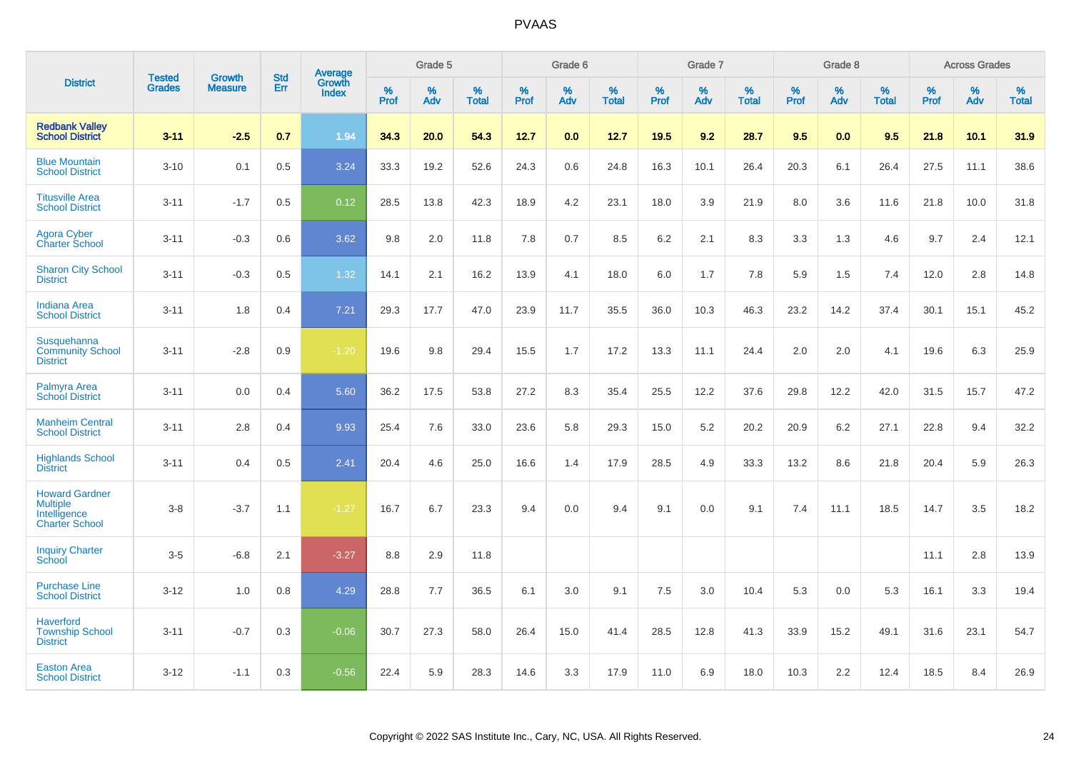| District | Tested Grades | Growth Measure | Std Err | Average Growth Index | Grade 5 | | | Grade 6 | | | Grade 7 | | | Grade 8 | | | Across Grades | | |
|---|---|---|---|---|---|---|---|---|---|---|---|---|---|---|---|---|---|---|---|
| | | | | | % Prof | % Adv | % Total | % Prof | % Adv | % Total | % Prof | % Adv | % Total | % Prof | % Adv | % Total | % Prof | % Adv | % Total |
| **Redbank Valley School District** | **3-11** | **-2.5** | **0.7** | **1.94** | **34.3** | **20.0** | **54.3** | **12.7** | **0.0** | **12.7** | **19.5** | **9.2** | **28.7** | **9.5** | **0.0** | **9.5** | **21.8** | **10.1** | **31.9** |
| Blue Mountain School District | 3-10 | 0.1 | 0.5 | 3.24 | 33.3 | 19.2 | 52.6 | 24.3 | 0.6 | 24.8 | 16.3 | 10.1 | 26.4 | 20.3 | 6.1 | 26.4 | 27.5 | 11.1 | 38.6 |
| Titusville Area School District | 3-11 | -1.7 | 0.5 | 0.12 | 28.5 | 13.8 | 42.3 | 18.9 | 4.2 | 23.1 | 18.0 | 3.9 | 21.9 | 8.0 | 3.6 | 11.6 | 21.8 | 10.0 | 31.8 |
| Agora Cyber Charter School | 3-11 | -0.3 | 0.6 | 3.62 | 9.8 | 2.0 | 11.8 | 7.8 | 0.7 | 8.5 | 6.2 | 2.1 | 8.3 | 3.3 | 1.3 | 4.6 | 9.7 | 2.4 | 12.1 |
| Sharon City School District | 3-11 | -0.3 | 0.5 | 1.32 | 14.1 | 2.1 | 16.2 | 13.9 | 4.1 | 18.0 | 6.0 | 1.7 | 7.8 | 5.9 | 1.5 | 7.4 | 12.0 | 2.8 | 14.8 |
| Indiana Area School District | 3-11 | 1.8 | 0.4 | 7.21 | 29.3 | 17.7 | 47.0 | 23.9 | 11.7 | 35.5 | 36.0 | 10.3 | 46.3 | 23.2 | 14.2 | 37.4 | 30.1 | 15.1 | 45.2 |
| Susquehanna Community School District | 3-11 | -2.8 | 0.9 | -1.20 | 19.6 | 9.8 | 29.4 | 15.5 | 1.7 | 17.2 | 13.3 | 11.1 | 24.4 | 2.0 | 2.0 | 4.1 | 19.6 | 6.3 | 25.9 |
| Palmyra Area School District | 3-11 | 0.0 | 0.4 | 5.60 | 36.2 | 17.5 | 53.8 | 27.2 | 8.3 | 35.4 | 25.5 | 12.2 | 37.6 | 29.8 | 12.2 | 42.0 | 31.5 | 15.7 | 47.2 |
| Manheim Central School District | 3-11 | 2.8 | 0.4 | 9.93 | 25.4 | 7.6 | 33.0 | 23.6 | 5.8 | 29.3 | 15.0 | 5.2 | 20.2 | 20.9 | 6.2 | 27.1 | 22.8 | 9.4 | 32.2 |
| Highlands School District | 3-11 | 0.4 | 0.5 | 2.41 | 20.4 | 4.6 | 25.0 | 16.6 | 1.4 | 17.9 | 28.5 | 4.9 | 33.3 | 13.2 | 8.6 | 21.8 | 20.4 | 5.9 | 26.3 |
| Howard Gardner Multiple Intelligence Charter School | 3-8 | -3.7 | 1.1 | -1.27 | 16.7 | 6.7 | 23.3 | 9.4 | 0.0 | 9.4 | 9.1 | 0.0 | 9.1 | 7.4 | 11.1 | 18.5 | 14.7 | 3.5 | 18.2 |
| Inquiry Charter School | 3-5 | -6.8 | 2.1 | -3.27 | 8.8 | 2.9 | 11.8 | | | | | | | | | | 11.1 | 2.8 | 13.9 |
| Purchase Line School District | 3-12 | 1.0 | 0.8 | 4.29 | 28.8 | 7.7 | 36.5 | 6.1 | 3.0 | 9.1 | 7.5 | 3.0 | 10.4 | 5.3 | 0.0 | 5.3 | 16.1 | 3.3 | 19.4 |
| Haverford Township School District | 3-11 | -0.7 | 0.3 | -0.06 | 30.7 | 27.3 | 58.0 | 26.4 | 15.0 | 41.4 | 28.5 | 12.8 | 41.3 | 33.9 | 15.2 | 49.1 | 31.6 | 23.1 | 54.7 |
| Easton Area School District | 3-12 | -1.1 | 0.3 | -0.56 | 22.4 | 5.9 | 28.3 | 14.6 | 3.3 | 17.9 | 11.0 | 6.9 | 18.0 | 10.3 | 2.2 | 12.4 | 18.5 | 8.4 | 26.9 |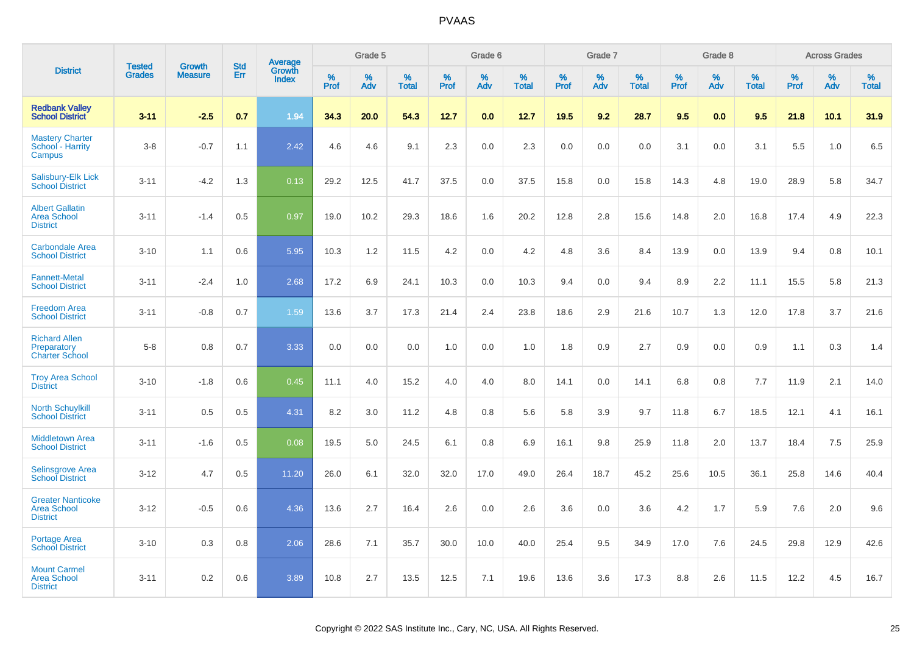# PVAAS

| District | Tested Grades | Growth Measure | Std Err | Average Growth Index | Grade 5 | | | Grade 6 | | | Grade 7 | | | Grade 8 | | | Across Grades | | |
|---|---|---|---|---|---|---|---|---|---|---|---|---|---|---|---|---|---|---|---|
| | | | | | % Prof | % Adv | % Total | % Prof | % Adv | % Total | % Prof | % Adv | % Total | % Prof | % Adv | % Total | % Prof | % Adv | % Total |
| **Redbank Valley School District** | **3-11** | **-2.5** | **0.7** | **1.94** | **34.3** | **20.0** | **54.3** | **12.7** | **0.0** | **12.7** | **19.5** | **9.2** | **28.7** | **9.5** | **0.0** | **9.5** | **21.8** | **10.1** | **31.9** |
| Mastery Charter School - Harrity Campus | 3-8 | -0.7 | 1.1 | 2.42 | 4.6 | 4.6 | 9.1 | 2.3 | 0.0 | 2.3 | 0.0 | 0.0 | 0.0 | 3.1 | 0.0 | 3.1 | 5.5 | 1.0 | 6.5 |
| Salisbury-Elk Lick School District | 3-11 | -4.2 | 1.3 | 0.13 | 29.2 | 12.5 | 41.7 | 37.5 | 0.0 | 37.5 | 15.8 | 0.0 | 15.8 | 14.3 | 4.8 | 19.0 | 28.9 | 5.8 | 34.7 |
| Albert Gallatin Area School District | 3-11 | -1.4 | 0.5 | 0.97 | 19.0 | 10.2 | 29.3 | 18.6 | 1.6 | 20.2 | 12.8 | 2.8 | 15.6 | 14.8 | 2.0 | 16.8 | 17.4 | 4.9 | 22.3 |
| Carbondale Area School District | 3-10 | 1.1 | 0.6 | 5.95 | 10.3 | 1.2 | 11.5 | 4.2 | 0.0 | 4.2 | 4.8 | 3.6 | 8.4 | 13.9 | 0.0 | 13.9 | 9.4 | 0.8 | 10.1 |
| Fannett-Metal School District | 3-11 | -2.4 | 1.0 | 2.68 | 17.2 | 6.9 | 24.1 | 10.3 | 0.0 | 10.3 | 9.4 | 0.0 | 9.4 | 8.9 | 2.2 | 11.1 | 15.5 | 5.8 | 21.3 |
| Freedom Area School District | 3-11 | -0.8 | 0.7 | 1.59 | 13.6 | 3.7 | 17.3 | 21.4 | 2.4 | 23.8 | 18.6 | 2.9 | 21.6 | 10.7 | 1.3 | 12.0 | 17.8 | 3.7 | 21.6 |
| Richard Allen Preparatory Charter School | 5-8 | 0.8 | 0.7 | 3.33 | 0.0 | 0.0 | 0.0 | 1.0 | 0.0 | 1.0 | 1.8 | 0.9 | 2.7 | 0.9 | 0.0 | 0.9 | 1.1 | 0.3 | 1.4 |
| Troy Area School District | 3-10 | -1.8 | 0.6 | 0.45 | 11.1 | 4.0 | 15.2 | 4.0 | 4.0 | 8.0 | 14.1 | 0.0 | 14.1 | 6.8 | 0.8 | 7.7 | 11.9 | 2.1 | 14.0 |
| North Schuylkill School District | 3-11 | 0.5 | 0.5 | 4.31 | 8.2 | 3.0 | 11.2 | 4.8 | 0.8 | 5.6 | 5.8 | 3.9 | 9.7 | 11.8 | 6.7 | 18.5 | 12.1 | 4.1 | 16.1 |
| Middletown Area School District | 3-11 | -1.6 | 0.5 | 0.08 | 19.5 | 5.0 | 24.5 | 6.1 | 0.8 | 6.9 | 16.1 | 9.8 | 25.9 | 11.8 | 2.0 | 13.7 | 18.4 | 7.5 | 25.9 |
| Selinsgrove Area School District | 3-12 | 4.7 | 0.5 | 11.20 | 26.0 | 6.1 | 32.0 | 32.0 | 17.0 | 49.0 | 26.4 | 18.7 | 45.2 | 25.6 | 10.5 | 36.1 | 25.8 | 14.6 | 40.4 |
| Greater Nanticoke Area School District | 3-12 | -0.5 | 0.6 | 4.36 | 13.6 | 2.7 | 16.4 | 2.6 | 0.0 | 2.6 | 3.6 | 0.0 | 3.6 | 4.2 | 1.7 | 5.9 | 7.6 | 2.0 | 9.6 |
| Portage Area School District | 3-10 | 0.3 | 0.8 | 2.06 | 28.6 | 7.1 | 35.7 | 30.0 | 10.0 | 40.0 | 25.4 | 9.5 | 34.9 | 17.0 | 7.6 | 24.5 | 29.8 | 12.9 | 42.6 |
| Mount Carmel Area School District | 3-11 | 0.2 | 0.6 | 3.89 | 10.8 | 2.7 | 13.5 | 12.5 | 7.1 | 19.6 | 13.6 | 3.6 | 17.3 | 8.8 | 2.6 | 11.5 | 12.2 | 4.5 | 16.7 |

Copyright © 2022 SAS Institute Inc., Cary, NC, USA. All Rights Reserved.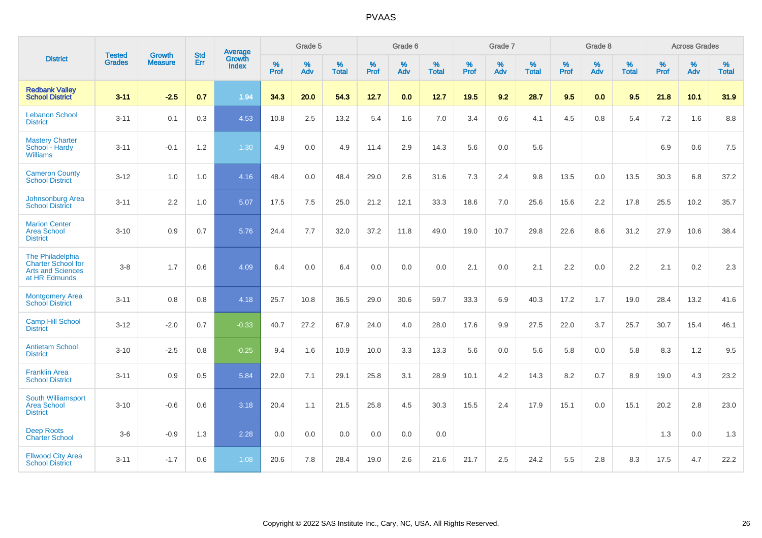| District | Tested Grades | Growth Measure | Std Err | Average Growth Index | Grade 5 | | | Grade 6 | | | Grade 7 | | | Grade 8 | | | Across Grades | | |
|---|---|---|---|---|---|---|---|---|---|---|---|---|---|---|---|---|---|---|---|
| | | | | | % Prof | % Adv | % Total | % Prof | % Adv | % Total | % Prof | % Adv | % Total | % Prof | % Adv | % Total | % Prof | % Adv | % Total |
| **Redbank Valley School District** | **3-11** | **-2.5** | **0.7** | **1.94** | **34.3** | **20.0** | **54.3** | **12.7** | **0.0** | **12.7** | **19.5** | **9.2** | **28.7** | **9.5** | **0.0** | **9.5** | **21.8** | **10.1** | **31.9** |
| Lebanon School District | 3-11 | 0.1 | 0.3 | 4.53 | 10.8 | 2.5 | 13.2 | 5.4 | 1.6 | 7.0 | 3.4 | 0.6 | 4.1 | 4.5 | 0.8 | 5.4 | 7.2 | 1.6 | 8.8 |
| Mastery Charter School - Hardy Williams | 3-11 | -0.1 | 1.2 | 1.30 | 4.9 | 0.0 | 4.9 | 11.4 | 2.9 | 14.3 | 5.6 | 0.0 | 5.6 | | | | 6.9 | 0.6 | 7.5 |
| Cameron County School District | 3-12 | 1.0 | 1.0 | 4.16 | 48.4 | 0.0 | 48.4 | 29.0 | 2.6 | 31.6 | 7.3 | 2.4 | 9.8 | 13.5 | 0.0 | 13.5 | 30.3 | 6.8 | 37.2 |
| Johnsonburg Area School District | 3-11 | 2.2 | 1.0 | 5.07 | 17.5 | 7.5 | 25.0 | 21.2 | 12.1 | 33.3 | 18.6 | 7.0 | 25.6 | 15.6 | 2.2 | 17.8 | 25.5 | 10.2 | 35.7 |
| Marion Center Area School District | 3-10 | 0.9 | 0.7 | 5.76 | 24.4 | 7.7 | 32.0 | 37.2 | 11.8 | 49.0 | 19.0 | 10.7 | 29.8 | 22.6 | 8.6 | 31.2 | 27.9 | 10.6 | 38.4 |
| The Philadelphia Charter School for Arts and Sciences at HR Edmunds | 3-8 | 1.7 | 0.6 | 4.09 | 6.4 | 0.0 | 6.4 | 0.0 | 0.0 | 0.0 | 2.1 | 0.0 | 2.1 | 2.2 | 0.0 | 2.2 | 2.1 | 0.2 | 2.3 |
| Montgomery Area School District | 3-11 | 0.8 | 0.8 | 4.18 | 25.7 | 10.8 | 36.5 | 29.0 | 30.6 | 59.7 | 33.3 | 6.9 | 40.3 | 17.2 | 1.7 | 19.0 | 28.4 | 13.2 | 41.6 |
| Camp Hill School District | 3-12 | -2.0 | 0.7 | -0.33 | 40.7 | 27.2 | 67.9 | 24.0 | 4.0 | 28.0 | 17.6 | 9.9 | 27.5 | 22.0 | 3.7 | 25.7 | 30.7 | 15.4 | 46.1 |
| Antietam School District | 3-10 | -2.5 | 0.8 | -0.25 | 9.4 | 1.6 | 10.9 | 10.0 | 3.3 | 13.3 | 5.6 | 0.0 | 5.6 | 5.8 | 0.0 | 5.8 | 8.3 | 1.2 | 9.5 |
| Franklin Area School District | 3-11 | 0.9 | 0.5 | 5.84 | 22.0 | 7.1 | 29.1 | 25.8 | 3.1 | 28.9 | 10.1 | 4.2 | 14.3 | 8.2 | 0.7 | 8.9 | 19.0 | 4.3 | 23.2 |
| South Williamsport Area School District | 3-10 | -0.6 | 0.6 | 3.18 | 20.4 | 1.1 | 21.5 | 25.8 | 4.5 | 30.3 | 15.5 | 2.4 | 17.9 | 15.1 | 0.0 | 15.1 | 20.2 | 2.8 | 23.0 |
| Deep Roots Charter School | 3-6 | -0.9 | 1.3 | 2.28 | 0.0 | 0.0 | 0.0 | 0.0 | 0.0 | 0.0 | | | | | | | 1.3 | 0.0 | 1.3 |
| Ellwood City Area School District | 3-11 | -1.7 | 0.6 | 1.08 | 20.6 | 7.8 | 28.4 | 19.0 | 2.6 | 21.6 | 21.7 | 2.5 | 24.2 | 5.5 | 2.8 | 8.3 | 17.5 | 4.7 | 22.2 |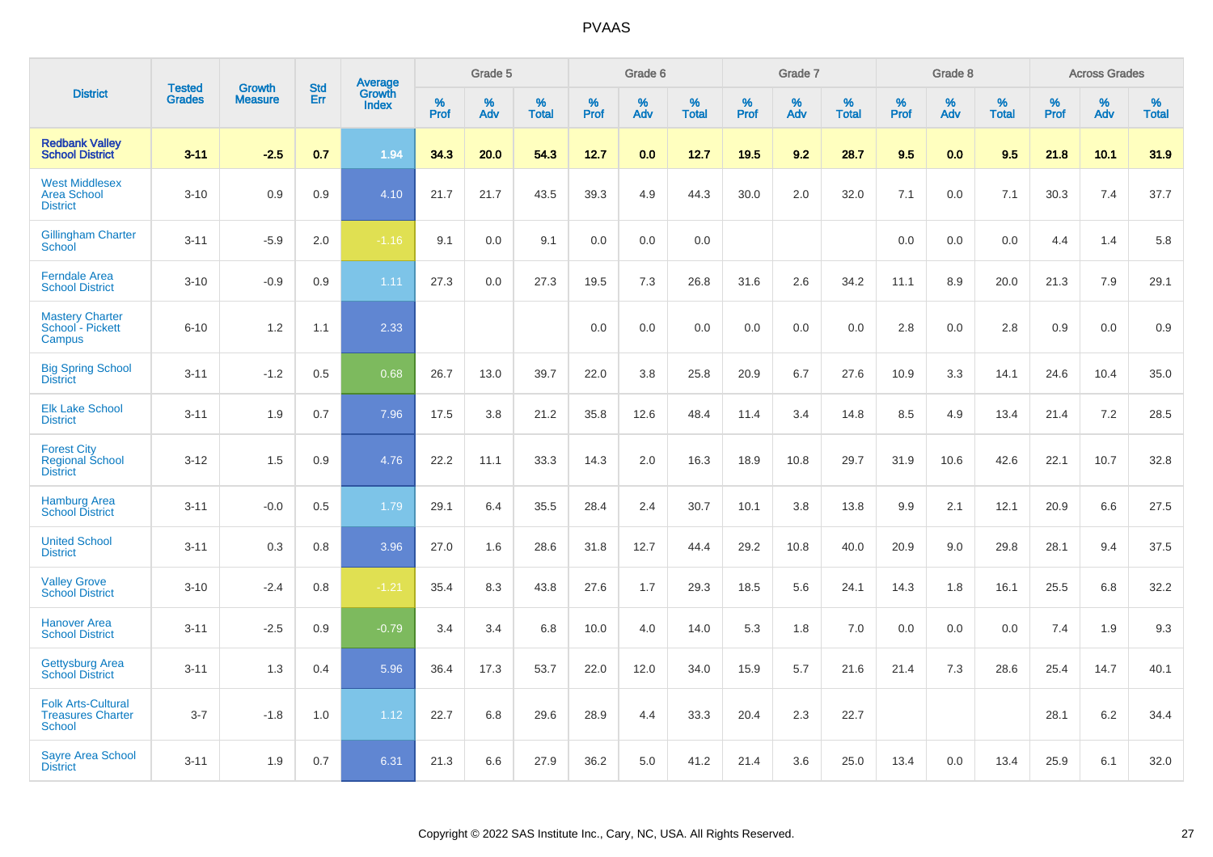# PVAAS

| District | Tested Grades | Growth Measure | Std Err | Average Growth Index | Grade 5 | | | Grade 6 | | | Grade 7 | | | Grade 8 | | | Across Grades | | |
|---|---|---|---|---|---|---|---|---|---|---|---|---|---|---|---|---|---|---|---|
| | | | | | % Prof | % Adv | % Total | % Prof | % Adv | % Total | % Prof | % Adv | % Total | % Prof | % Adv | % Total | % Prof | % Adv | % Total |
| **Redbank Valley School District** | **3-11** | **-2.5** | **0.7** | **1.94** | **34.3** | **20.0** | **54.3** | **12.7** | **0.0** | **12.7** | **19.5** | **9.2** | **28.7** | **9.5** | **0.0** | **9.5** | **21.8** | **10.1** | **31.9** |
| West Middlesex Area School District | 3-10 | 0.9 | 0.9 | 4.10 | 21.7 | 21.7 | 43.5 | 39.3 | 4.9 | 44.3 | 30.0 | 2.0 | 32.0 | 7.1 | 0.0 | 7.1 | 30.3 | 7.4 | 37.7 |
| Gillingham Charter School | 3-11 | -5.9 | 2.0 | -1.16 | 9.1 | 0.0 | 9.1 | 0.0 | 0.0 | 0.0 | | | | 0.0 | 0.0 | 0.0 | 4.4 | 1.4 | 5.8 |
| Ferndale Area School District | 3-10 | -0.9 | 0.9 | 1.11 | 27.3 | 0.0 | 27.3 | 19.5 | 7.3 | 26.8 | 31.6 | 2.6 | 34.2 | 11.1 | 8.9 | 20.0 | 21.3 | 7.9 | 29.1 |
| Mastery Charter School - Pickett Campus | 6-10 | 1.2 | 1.1 | 2.33 | | | | 0.0 | 0.0 | 0.0 | 0.0 | 0.0 | 0.0 | 2.8 | 0.0 | 2.8 | 0.9 | 0.0 | 0.9 |
| Big Spring School District | 3-11 | -1.2 | 0.5 | 0.68 | 26.7 | 13.0 | 39.7 | 22.0 | 3.8 | 25.8 | 20.9 | 6.7 | 27.6 | 10.9 | 3.3 | 14.1 | 24.6 | 10.4 | 35.0 |
| Elk Lake School District | 3-11 | 1.9 | 0.7 | 7.96 | 17.5 | 3.8 | 21.2 | 35.8 | 12.6 | 48.4 | 11.4 | 3.4 | 14.8 | 8.5 | 4.9 | 13.4 | 21.4 | 7.2 | 28.5 |
| Forest City Regional School District | 3-12 | 1.5 | 0.9 | 4.76 | 22.2 | 11.1 | 33.3 | 14.3 | 2.0 | 16.3 | 18.9 | 10.8 | 29.7 | 31.9 | 10.6 | 42.6 | 22.1 | 10.7 | 32.8 |
| Hamburg Area School District | 3-11 | -0.0 | 0.5 | 1.79 | 29.1 | 6.4 | 35.5 | 28.4 | 2.4 | 30.7 | 10.1 | 3.8 | 13.8 | 9.9 | 2.1 | 12.1 | 20.9 | 6.6 | 27.5 |
| United School District | 3-11 | 0.3 | 0.8 | 3.96 | 27.0 | 1.6 | 28.6 | 31.8 | 12.7 | 44.4 | 29.2 | 10.8 | 40.0 | 20.9 | 9.0 | 29.8 | 28.1 | 9.4 | 37.5 |
| Valley Grove School District | 3-10 | -2.4 | 0.8 | -1.21 | 35.4 | 8.3 | 43.8 | 27.6 | 1.7 | 29.3 | 18.5 | 5.6 | 24.1 | 14.3 | 1.8 | 16.1 | 25.5 | 6.8 | 32.2 |
| Hanover Area School District | 3-11 | -2.5 | 0.9 | -0.79 | 3.4 | 3.4 | 6.8 | 10.0 | 4.0 | 14.0 | 5.3 | 1.8 | 7.0 | 0.0 | 0.0 | 0.0 | 7.4 | 1.9 | 9.3 |
| Gettysburg Area School District | 3-11 | 1.3 | 0.4 | 5.96 | 36.4 | 17.3 | 53.7 | 22.0 | 12.0 | 34.0 | 15.9 | 5.7 | 21.6 | 21.4 | 7.3 | 28.6 | 25.4 | 14.7 | 40.1 |
| Folk Arts-Cultural Treasures Charter School | 3-7 | -1.8 | 1.0 | 1.12 | 22.7 | 6.8 | 29.6 | 28.9 | 4.4 | 33.3 | 20.4 | 2.3 | 22.7 | | | | 28.1 | 6.2 | 34.4 |
| Sayre Area School District | 3-11 | 1.9 | 0.7 | 6.31 | 21.3 | 6.6 | 27.9 | 36.2 | 5.0 | 41.2 | 21.4 | 3.6 | 25.0 | 13.4 | 0.0 | 13.4 | 25.9 | 6.1 | 32.0 |

Copyright © 2022 SAS Institute Inc., Cary, NC, USA. All Rights Reserved.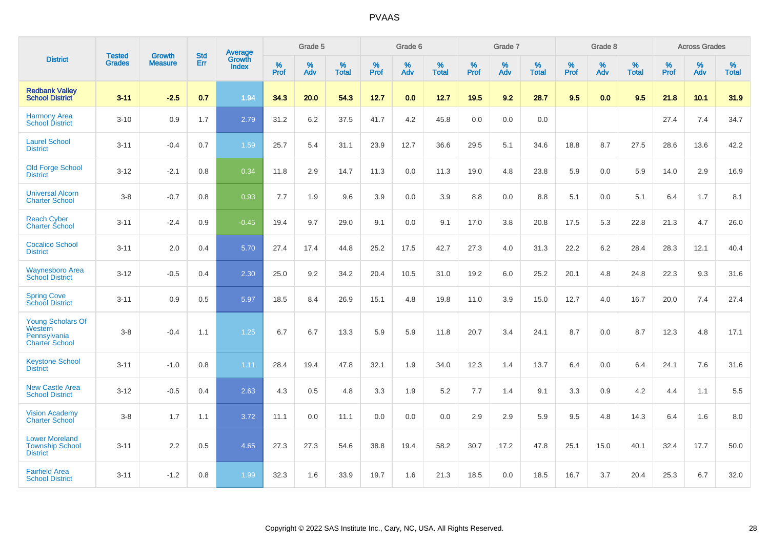| District | Tested Grades | Growth Measure | Std Err | Average Growth Index | Grade 5 | | | Grade 6 | | | Grade 7 | | | Grade 8 | | | Across Grades | | |
|---|---|---|---|---|---|---|---|---|---|---|---|---|---|---|---|---|---|---|---|
| | | | | | % Prof | % Adv | % Total | % Prof | % Adv | % Total | % Prof | % Adv | % Total | % Prof | % Adv | % Total | % Prof | % Adv | % Total |
| **Redbank Valley School District** | **3-11** | **-2.5** | **0.7** | **1.94** | **34.3** | **20.0** | **54.3** | **12.7** | **0.0** | **12.7** | **19.5** | **9.2** | **28.7** | **9.5** | **0.0** | **9.5** | **21.8** | **10.1** | **31.9** |
| Harmony Area School District | 3-10 | 0.9 | 1.7 | 2.79 | 31.2 | 6.2 | 37.5 | 41.7 | 4.2 | 45.8 | 0.0 | 0.0 | 0.0 | | | | 27.4 | 7.4 | 34.7 |
| Laurel School District | 3-11 | -0.4 | 0.7 | 1.59 | 25.7 | 5.4 | 31.1 | 23.9 | 12.7 | 36.6 | 29.5 | 5.1 | 34.6 | 18.8 | 8.7 | 27.5 | 28.6 | 13.6 | 42.2 |
| Old Forge School District | 3-12 | -2.1 | 0.8 | 0.34 | 11.8 | 2.9 | 14.7 | 11.3 | 0.0 | 11.3 | 19.0 | 4.8 | 23.8 | 5.9 | 0.0 | 5.9 | 14.0 | 2.9 | 16.9 |
| Universal Alcorn Charter School | 3-8 | -0.7 | 0.8 | 0.93 | 7.7 | 1.9 | 9.6 | 3.9 | 0.0 | 3.9 | 8.8 | 0.0 | 8.8 | 5.1 | 0.0 | 5.1 | 6.4 | 1.7 | 8.1 |
| Reach Cyber Charter School | 3-11 | -2.4 | 0.9 | -0.45 | 19.4 | 9.7 | 29.0 | 9.1 | 0.0 | 9.1 | 17.0 | 3.8 | 20.8 | 17.5 | 5.3 | 22.8 | 21.3 | 4.7 | 26.0 |
| Cocalico School District | 3-11 | 2.0 | 0.4 | 5.70 | 27.4 | 17.4 | 44.8 | 25.2 | 17.5 | 42.7 | 27.3 | 4.0 | 31.3 | 22.2 | 6.2 | 28.4 | 28.3 | 12.1 | 40.4 |
| Waynesboro Area School District | 3-12 | -0.5 | 0.4 | 2.30 | 25.0 | 9.2 | 34.2 | 20.4 | 10.5 | 31.0 | 19.2 | 6.0 | 25.2 | 20.1 | 4.8 | 24.8 | 22.3 | 9.3 | 31.6 |
| Spring Cove School District | 3-11 | 0.9 | 0.5 | 5.97 | 18.5 | 8.4 | 26.9 | 15.1 | 4.8 | 19.8 | 11.0 | 3.9 | 15.0 | 12.7 | 4.0 | 16.7 | 20.0 | 7.4 | 27.4 |
| Young Scholars Of Western Pennsylvania Charter School | 3-8 | -0.4 | 1.1 | 1.25 | 6.7 | 6.7 | 13.3 | 5.9 | 5.9 | 11.8 | 20.7 | 3.4 | 24.1 | 8.7 | 0.0 | 8.7 | 12.3 | 4.8 | 17.1 |
| Keystone School District | 3-11 | -1.0 | 0.8 | 1.11 | 28.4 | 19.4 | 47.8 | 32.1 | 1.9 | 34.0 | 12.3 | 1.4 | 13.7 | 6.4 | 0.0 | 6.4 | 24.1 | 7.6 | 31.6 |
| New Castle Area School District | 3-12 | -0.5 | 0.4 | 2.63 | 4.3 | 0.5 | 4.8 | 3.3 | 1.9 | 5.2 | 7.7 | 1.4 | 9.1 | 3.3 | 0.9 | 4.2 | 4.4 | 1.1 | 5.5 |
| Vision Academy Charter School | 3-8 | 1.7 | 1.1 | 3.72 | 11.1 | 0.0 | 11.1 | 0.0 | 0.0 | 0.0 | 2.9 | 2.9 | 5.9 | 9.5 | 4.8 | 14.3 | 6.4 | 1.6 | 8.0 |
| Lower Moreland Township School District | 3-11 | 2.2 | 0.5 | 4.65 | 27.3 | 27.3 | 54.6 | 38.8 | 19.4 | 58.2 | 30.7 | 17.2 | 47.8 | 25.1 | 15.0 | 40.1 | 32.4 | 17.7 | 50.0 |
| Fairfield Area School District | 3-11 | -1.2 | 0.8 | 1.99 | 32.3 | 1.6 | 33.9 | 19.7 | 1.6 | 21.3 | 18.5 | 0.0 | 18.5 | 16.7 | 3.7 | 20.4 | 25.3 | 6.7 | 32.0 |

Copyright © 2022 SAS Institute Inc., Cary, NC, USA. All Rights Reserved.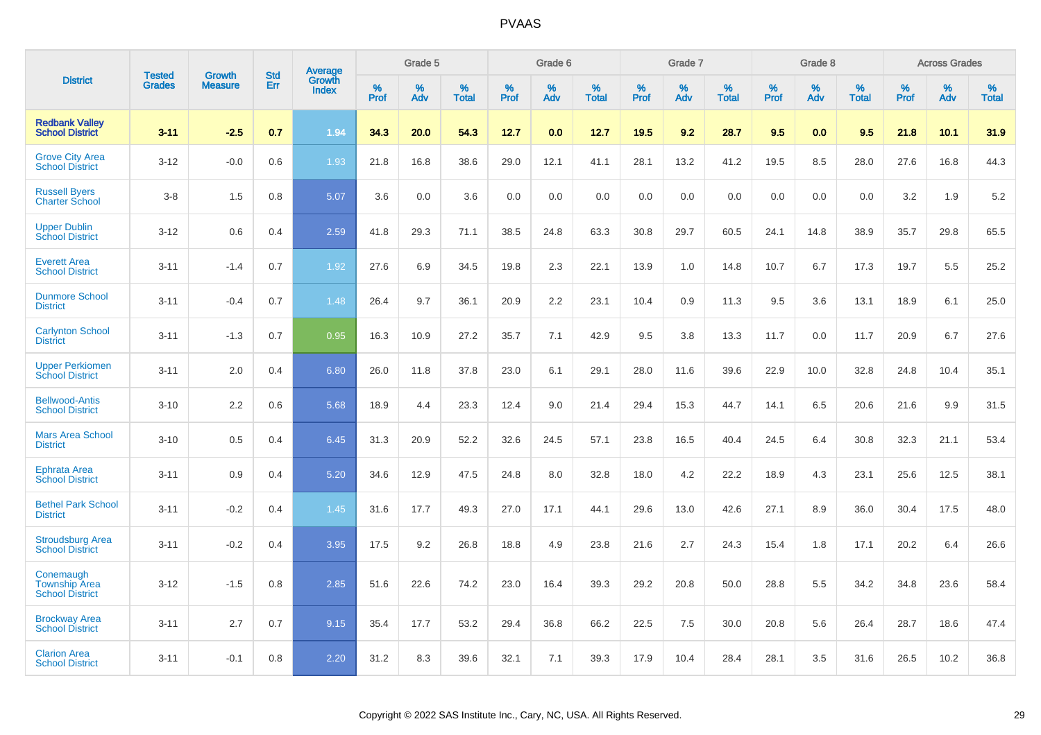| District | Tested Grades | Growth Measure | Std Err | Average Growth Index | Grade 5 | | | Grade 6 | | | Grade 7 | | | Grade 8 | | | Across Grades | | |
|---|---|---|---|---|---|---|---|---|---|---|---|---|---|---|---|---|---|---|---|
| | | | | | % Prof | % Adv | % Total | % Prof | % Adv | % Total | % Prof | % Adv | % Total | % Prof | % Adv | % Total | % Prof | % Adv | % Total |
| **Redbank Valley School District** | **3-11** | **-2.5** | **0.7** | **1.94** | **34.3** | **20.0** | **54.3** | **12.7** | **0.0** | **12.7** | **19.5** | **9.2** | **28.7** | **9.5** | **0.0** | **9.5** | **21.8** | **10.1** | **31.9** |
| Grove City Area School District | 3-12 | -0.0 | 0.6 | 1.93 | 21.8 | 16.8 | 38.6 | 29.0 | 12.1 | 41.1 | 28.1 | 13.2 | 41.2 | 19.5 | 8.5 | 28.0 | 27.6 | 16.8 | 44.3 |
| Russell Byers Charter School | 3-8 | 1.5 | 0.8 | 5.07 | 3.6 | 0.0 | 3.6 | 0.0 | 0.0 | 0.0 | 0.0 | 0.0 | 0.0 | 0.0 | 0.0 | 0.0 | 3.2 | 1.9 | 5.2 |
| Upper Dublin School District | 3-12 | 0.6 | 0.4 | 2.59 | 41.8 | 29.3 | 71.1 | 38.5 | 24.8 | 63.3 | 30.8 | 29.7 | 60.5 | 24.1 | 14.8 | 38.9 | 35.7 | 29.8 | 65.5 |
| Everett Area School District | 3-11 | -1.4 | 0.7 | 1.92 | 27.6 | 6.9 | 34.5 | 19.8 | 2.3 | 22.1 | 13.9 | 1.0 | 14.8 | 10.7 | 6.7 | 17.3 | 19.7 | 5.5 | 25.2 |
| Dunmore School District | 3-11 | -0.4 | 0.7 | 1.48 | 26.4 | 9.7 | 36.1 | 20.9 | 2.2 | 23.1 | 10.4 | 0.9 | 11.3 | 9.5 | 3.6 | 13.1 | 18.9 | 6.1 | 25.0 |
| Carlynton School District | 3-11 | -1.3 | 0.7 | 0.95 | 16.3 | 10.9 | 27.2 | 35.7 | 7.1 | 42.9 | 9.5 | 3.8 | 13.3 | 11.7 | 0.0 | 11.7 | 20.9 | 6.7 | 27.6 |
| Upper Perkiomen School District | 3-11 | 2.0 | 0.4 | 6.80 | 26.0 | 11.8 | 37.8 | 23.0 | 6.1 | 29.1 | 28.0 | 11.6 | 39.6 | 22.9 | 10.0 | 32.8 | 24.8 | 10.4 | 35.1 |
| Bellwood-Antis School District | 3-10 | 2.2 | 0.6 | 5.68 | 18.9 | 4.4 | 23.3 | 12.4 | 9.0 | 21.4 | 29.4 | 15.3 | 44.7 | 14.1 | 6.5 | 20.6 | 21.6 | 9.9 | 31.5 |
| Mars Area School District | 3-10 | 0.5 | 0.4 | 6.45 | 31.3 | 20.9 | 52.2 | 32.6 | 24.5 | 57.1 | 23.8 | 16.5 | 40.4 | 24.5 | 6.4 | 30.8 | 32.3 | 21.1 | 53.4 |
| Ephrata Area School District | 3-11 | 0.9 | 0.4 | 5.20 | 34.6 | 12.9 | 47.5 | 24.8 | 8.0 | 32.8 | 18.0 | 4.2 | 22.2 | 18.9 | 4.3 | 23.1 | 25.6 | 12.5 | 38.1 |
| Bethel Park School District | 3-11 | -0.2 | 0.4 | 1.45 | 31.6 | 17.7 | 49.3 | 27.0 | 17.1 | 44.1 | 29.6 | 13.0 | 42.6 | 27.1 | 8.9 | 36.0 | 30.4 | 17.5 | 48.0 |
| Stroudsburg Area School District | 3-11 | -0.2 | 0.4 | 3.95 | 17.5 | 9.2 | 26.8 | 18.8 | 4.9 | 23.8 | 21.6 | 2.7 | 24.3 | 15.4 | 1.8 | 17.1 | 20.2 | 6.4 | 26.6 |
| Conemaugh Township Area School District | 3-12 | -1.5 | 0.8 | 2.85 | 51.6 | 22.6 | 74.2 | 23.0 | 16.4 | 39.3 | 29.2 | 20.8 | 50.0 | 28.8 | 5.5 | 34.2 | 34.8 | 23.6 | 58.4 |
| Brockway Area School District | 3-11 | 2.7 | 0.7 | 9.15 | 35.4 | 17.7 | 53.2 | 29.4 | 36.8 | 66.2 | 22.5 | 7.5 | 30.0 | 20.8 | 5.6 | 26.4 | 28.7 | 18.6 | 47.4 |
| Clarion Area School District | 3-11 | -0.1 | 0.8 | 2.20 | 31.2 | 8.3 | 39.6 | 32.1 | 7.1 | 39.3 | 17.9 | 10.4 | 28.4 | 28.1 | 3.5 | 31.6 | 26.5 | 10.2 | 36.8 |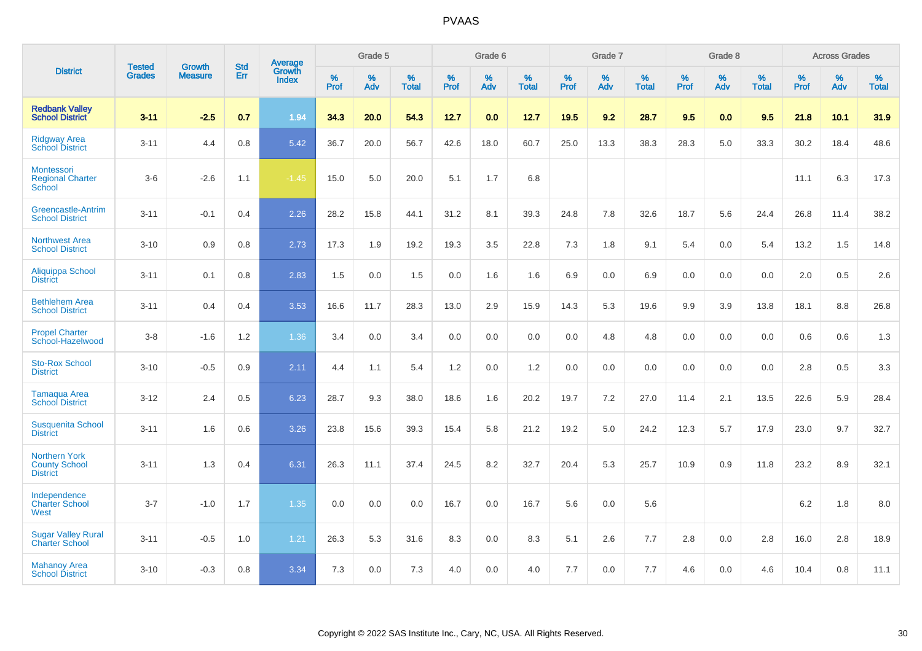# PVAAS

| District | Tested Grades | Growth Measure | Std Err | Average Growth Index | Grade 5 | | | Grade 6 | | | Grade 7 | | | Grade 8 | | | Across Grades | | |
|---|---|---|---|---|---|---|---|---|---|---|---|---|---|---|---|---|---|---|---|
| | | | | | % Prof | % Adv | % Total | % Prof | % Adv | % Total | % Prof | % Adv | % Total | % Prof | % Adv | % Total | % Prof | % Adv | % Total |
| **Redbank Valley School District** | **3-11** | **-2.5** | **0.7** | **1.94** | **34.3** | **20.0** | **54.3** | **12.7** | **0.0** | **12.7** | **19.5** | **9.2** | **28.7** | **9.5** | **0.0** | **9.5** | **21.8** | **10.1** | **31.9** |
| Ridgway Area School District | 3-11 | 4.4 | 0.8 | 5.42 | 36.7 | 20.0 | 56.7 | 42.6 | 18.0 | 60.7 | 25.0 | 13.3 | 38.3 | 28.3 | 5.0 | 33.3 | 30.2 | 18.4 | 48.6 |
| Montessori Regional Charter School | 3-6 | -2.6 | 1.1 | -1.45 | 15.0 | 5.0 | 20.0 | 5.1 | 1.7 | 6.8 | | | | | | | 11.1 | 6.3 | 17.3 |
| Greencastle-Antrim School District | 3-11 | -0.1 | 0.4 | 2.26 | 28.2 | 15.8 | 44.1 | 31.2 | 8.1 | 39.3 | 24.8 | 7.8 | 32.6 | 18.7 | 5.6 | 24.4 | 26.8 | 11.4 | 38.2 |
| Northwest Area School District | 3-10 | 0.9 | 0.8 | 2.73 | 17.3 | 1.9 | 19.2 | 19.3 | 3.5 | 22.8 | 7.3 | 1.8 | 9.1 | 5.4 | 0.0 | 5.4 | 13.2 | 1.5 | 14.8 |
| Aliquippa School District | 3-11 | 0.1 | 0.8 | 2.83 | 1.5 | 0.0 | 1.5 | 0.0 | 1.6 | 1.6 | 6.9 | 0.0 | 6.9 | 0.0 | 0.0 | 0.0 | 2.0 | 0.5 | 2.6 |
| Bethlehem Area School District | 3-11 | 0.4 | 0.4 | 3.53 | 16.6 | 11.7 | 28.3 | 13.0 | 2.9 | 15.9 | 14.3 | 5.3 | 19.6 | 9.9 | 3.9 | 13.8 | 18.1 | 8.8 | 26.8 |
| Propel Charter School-Hazelwood | 3-8 | -1.6 | 1.2 | 1.36 | 3.4 | 0.0 | 3.4 | 0.0 | 0.0 | 0.0 | 0.0 | 4.8 | 4.8 | 0.0 | 0.0 | 0.0 | 0.6 | 0.6 | 1.3 |
| Sto-Rox School District | 3-10 | -0.5 | 0.9 | 2.11 | 4.4 | 1.1 | 5.4 | 1.2 | 0.0 | 1.2 | 0.0 | 0.0 | 0.0 | 0.0 | 0.0 | 0.0 | 2.8 | 0.5 | 3.3 |
| Tamaqua Area School District | 3-12 | 2.4 | 0.5 | 6.23 | 28.7 | 9.3 | 38.0 | 18.6 | 1.6 | 20.2 | 19.7 | 7.2 | 27.0 | 11.4 | 2.1 | 13.5 | 22.6 | 5.9 | 28.4 |
| Susquenita School District | 3-11 | 1.6 | 0.6 | 3.26 | 23.8 | 15.6 | 39.3 | 15.4 | 5.8 | 21.2 | 19.2 | 5.0 | 24.2 | 12.3 | 5.7 | 17.9 | 23.0 | 9.7 | 32.7 |
| Northern York County School District | 3-11 | 1.3 | 0.4 | 6.31 | 26.3 | 11.1 | 37.4 | 24.5 | 8.2 | 32.7 | 20.4 | 5.3 | 25.7 | 10.9 | 0.9 | 11.8 | 23.2 | 8.9 | 32.1 |
| Independence Charter School West | 3-7 | -1.0 | 1.7 | 1.35 | 0.0 | 0.0 | 0.0 | 16.7 | 0.0 | 16.7 | 5.6 | 0.0 | 5.6 | | | | 6.2 | 1.8 | 8.0 |
| Sugar Valley Rural Charter School | 3-11 | -0.5 | 1.0 | 1.21 | 26.3 | 5.3 | 31.6 | 8.3 | 0.0 | 8.3 | 5.1 | 2.6 | 7.7 | 2.8 | 0.0 | 2.8 | 16.0 | 2.8 | 18.9 |
| Mahanoy Area School District | 3-10 | -0.3 | 0.8 | 3.34 | 7.3 | 0.0 | 7.3 | 4.0 | 0.0 | 4.0 | 7.7 | 0.0 | 7.7 | 4.6 | 0.0 | 4.6 | 10.4 | 0.8 | 11.1 |

Copyright © 2022 SAS Institute Inc., Cary, NC, USA. All Rights Reserved.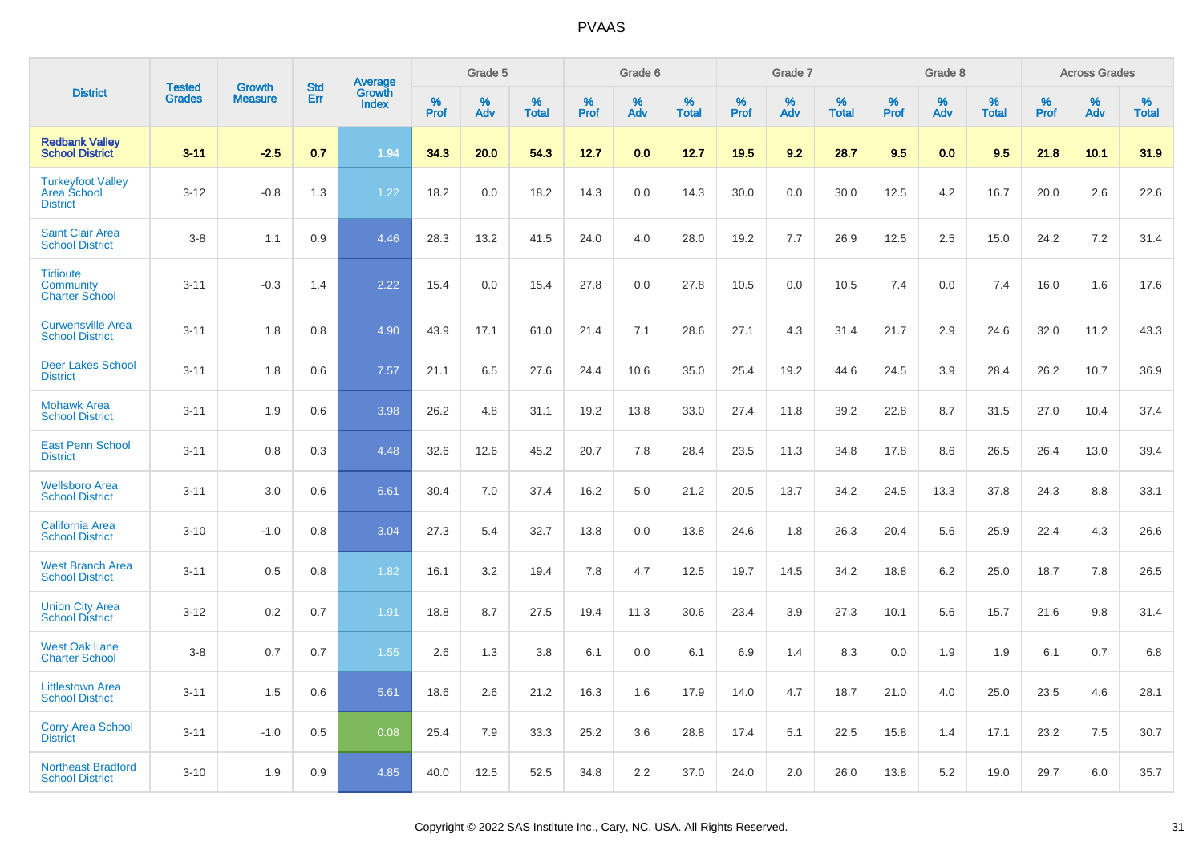# PVAAS

| District | Tested Grades | Growth Measure | Std Err | Average Growth Index | Grade 5 | | | Grade 6 | | | Grade 7 | | | Grade 8 | | | Across Grades | | |
|---|---|---|---|---|---|---|---|---|---|---|---|---|---|---|---|---|---|---|---|
| | | | | | % Prof | % Adv | % Total | % Prof | % Adv | % Total | % Prof | % Adv | % Total | % Prof | % Adv | % Total | % Prof | % Adv | % Total |
| **Redbank Valley School District** | **3-11** | **-2.5** | **0.7** | **1.94** | **34.3** | **20.0** | **54.3** | **12.7** | **0.0** | **12.7** | **19.5** | **9.2** | **28.7** | **9.5** | **0.0** | **9.5** | **21.8** | **10.1** | **31.9** |
| Turkeyfoot Valley Area School District | 3-12 | -0.8 | 1.3 | 1.22 | 18.2 | 0.0 | 18.2 | 14.3 | 0.0 | 14.3 | 30.0 | 0.0 | 30.0 | 12.5 | 4.2 | 16.7 | 20.0 | 2.6 | 22.6 |
| Saint Clair Area School District | 3-8 | 1.1 | 0.9 | 4.46 | 28.3 | 13.2 | 41.5 | 24.0 | 4.0 | 28.0 | 19.2 | 7.7 | 26.9 | 12.5 | 2.5 | 15.0 | 24.2 | 7.2 | 31.4 |
| Tidioute Community Charter School | 3-11 | -0.3 | 1.4 | 2.22 | 15.4 | 0.0 | 15.4 | 27.8 | 0.0 | 27.8 | 10.5 | 0.0 | 10.5 | 7.4 | 0.0 | 7.4 | 16.0 | 1.6 | 17.6 |
| Curwensville Area School District | 3-11 | 1.8 | 0.8 | 4.90 | 43.9 | 17.1 | 61.0 | 21.4 | 7.1 | 28.6 | 27.1 | 4.3 | 31.4 | 21.7 | 2.9 | 24.6 | 32.0 | 11.2 | 43.3 |
| Deer Lakes School District | 3-11 | 1.8 | 0.6 | 7.57 | 21.1 | 6.5 | 27.6 | 24.4 | 10.6 | 35.0 | 25.4 | 19.2 | 44.6 | 24.5 | 3.9 | 28.4 | 26.2 | 10.7 | 36.9 |
| Mohawk Area School District | 3-11 | 1.9 | 0.6 | 3.98 | 26.2 | 4.8 | 31.1 | 19.2 | 13.8 | 33.0 | 27.4 | 11.8 | 39.2 | 22.8 | 8.7 | 31.5 | 27.0 | 10.4 | 37.4 |
| East Penn School District | 3-11 | 0.8 | 0.3 | 4.48 | 32.6 | 12.6 | 45.2 | 20.7 | 7.8 | 28.4 | 23.5 | 11.3 | 34.8 | 17.8 | 8.6 | 26.5 | 26.4 | 13.0 | 39.4 |
| Wellsboro Area School District | 3-11 | 3.0 | 0.6 | 6.61 | 30.4 | 7.0 | 37.4 | 16.2 | 5.0 | 21.2 | 20.5 | 13.7 | 34.2 | 24.5 | 13.3 | 37.8 | 24.3 | 8.8 | 33.1 |
| California Area School District | 3-10 | -1.0 | 0.8 | 3.04 | 27.3 | 5.4 | 32.7 | 13.8 | 0.0 | 13.8 | 24.6 | 1.8 | 26.3 | 20.4 | 5.6 | 25.9 | 22.4 | 4.3 | 26.6 |
| West Branch Area School District | 3-11 | 0.5 | 0.8 | 1.82 | 16.1 | 3.2 | 19.4 | 7.8 | 4.7 | 12.5 | 19.7 | 14.5 | 34.2 | 18.8 | 6.2 | 25.0 | 18.7 | 7.8 | 26.5 |
| Union City Area School District | 3-12 | 0.2 | 0.7 | 1.91 | 18.8 | 8.7 | 27.5 | 19.4 | 11.3 | 30.6 | 23.4 | 3.9 | 27.3 | 10.1 | 5.6 | 15.7 | 21.6 | 9.8 | 31.4 |
| West Oak Lane Charter School | 3-8 | 0.7 | 0.7 | 1.55 | 2.6 | 1.3 | 3.8 | 6.1 | 0.0 | 6.1 | 6.9 | 1.4 | 8.3 | 0.0 | 1.9 | 1.9 | 6.1 | 0.7 | 6.8 |
| Littlestown Area School District | 3-11 | 1.5 | 0.6 | 5.61 | 18.6 | 2.6 | 21.2 | 16.3 | 1.6 | 17.9 | 14.0 | 4.7 | 18.7 | 21.0 | 4.0 | 25.0 | 23.5 | 4.6 | 28.1 |
| Corry Area School District | 3-11 | -1.0 | 0.5 | 0.08 | 25.4 | 7.9 | 33.3 | 25.2 | 3.6 | 28.8 | 17.4 | 5.1 | 22.5 | 15.8 | 1.4 | 17.1 | 23.2 | 7.5 | 30.7 |
| Northeast Bradford School District | 3-10 | 1.9 | 0.9 | 4.85 | 40.0 | 12.5 | 52.5 | 34.8 | 2.2 | 37.0 | 24.0 | 2.0 | 26.0 | 13.8 | 5.2 | 19.0 | 29.7 | 6.0 | 35.7 |

Copyright © 2022 SAS Institute Inc., Cary, NC, USA. All Rights Reserved.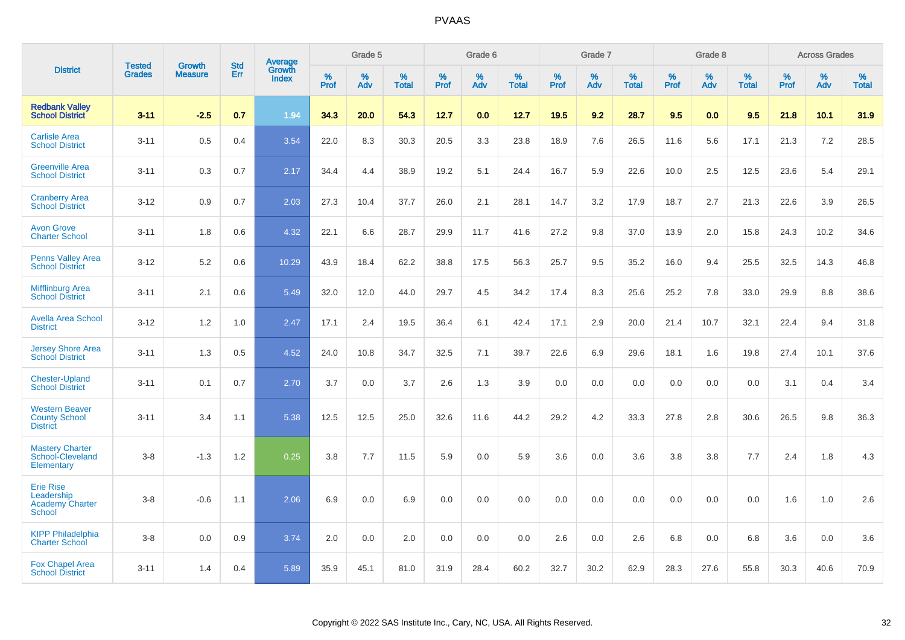# PVAAS

| District | Tested Grades | Growth Measure | Std Err | Average Growth Index | Grade 5 | | | Grade 6 | | | Grade 7 | | | Grade 8 | | | Across Grades | | |
|---|---|---|---|---|---|---|---|---|---|---|---|---|---|---|---|---|---|---|---|
| | | | | | % Prof | % Adv | % Total | % Prof | % Adv | % Total | % Prof | % Adv | % Total | % Prof | % Adv | % Total | % Prof | % Adv | % Total |
| **Redbank Valley School District** | **3-11** | **-2.5** | **0.7** | **1.94** | **34.3** | **20.0** | **54.3** | **12.7** | **0.0** | **12.7** | **19.5** | **9.2** | **28.7** | **9.5** | **0.0** | **9.5** | **21.8** | **10.1** | **31.9** |
| Carlisle Area School District | 3-11 | 0.5 | 0.4 | 3.54 | 22.0 | 8.3 | 30.3 | 20.5 | 3.3 | 23.8 | 18.9 | 7.6 | 26.5 | 11.6 | 5.6 | 17.1 | 21.3 | 7.2 | 28.5 |
| Greenville Area School District | 3-11 | 0.3 | 0.7 | 2.17 | 34.4 | 4.4 | 38.9 | 19.2 | 5.1 | 24.4 | 16.7 | 5.9 | 22.6 | 10.0 | 2.5 | 12.5 | 23.6 | 5.4 | 29.1 |
| Cranberry Area School District | 3-12 | 0.9 | 0.7 | 2.03 | 27.3 | 10.4 | 37.7 | 26.0 | 2.1 | 28.1 | 14.7 | 3.2 | 17.9 | 18.7 | 2.7 | 21.3 | 22.6 | 3.9 | 26.5 |
| Avon Grove Charter School | 3-11 | 1.8 | 0.6 | 4.32 | 22.1 | 6.6 | 28.7 | 29.9 | 11.7 | 41.6 | 27.2 | 9.8 | 37.0 | 13.9 | 2.0 | 15.8 | 24.3 | 10.2 | 34.6 |
| Penns Valley Area School District | 3-12 | 5.2 | 0.6 | 10.29 | 43.9 | 18.4 | 62.2 | 38.8 | 17.5 | 56.3 | 25.7 | 9.5 | 35.2 | 16.0 | 9.4 | 25.5 | 32.5 | 14.3 | 46.8 |
| Mifflinburg Area School District | 3-11 | 2.1 | 0.6 | 5.49 | 32.0 | 12.0 | 44.0 | 29.7 | 4.5 | 34.2 | 17.4 | 8.3 | 25.6 | 25.2 | 7.8 | 33.0 | 29.9 | 8.8 | 38.6 |
| Avella Area School District | 3-12 | 1.2 | 1.0 | 2.47 | 17.1 | 2.4 | 19.5 | 36.4 | 6.1 | 42.4 | 17.1 | 2.9 | 20.0 | 21.4 | 10.7 | 32.1 | 22.4 | 9.4 | 31.8 |
| Jersey Shore Area School District | 3-11 | 1.3 | 0.5 | 4.52 | 24.0 | 10.8 | 34.7 | 32.5 | 7.1 | 39.7 | 22.6 | 6.9 | 29.6 | 18.1 | 1.6 | 19.8 | 27.4 | 10.1 | 37.6 |
| Chester-Upland School District | 3-11 | 0.1 | 0.7 | 2.70 | 3.7 | 0.0 | 3.7 | 2.6 | 1.3 | 3.9 | 0.0 | 0.0 | 0.0 | 0.0 | 0.0 | 0.0 | 3.1 | 0.4 | 3.4 |
| Western Beaver County School District | 3-11 | 3.4 | 1.1 | 5.38 | 12.5 | 12.5 | 25.0 | 32.6 | 11.6 | 44.2 | 29.2 | 4.2 | 33.3 | 27.8 | 2.8 | 30.6 | 26.5 | 9.8 | 36.3 |
| Mastery Charter School-Cleveland Elementary | 3-8 | -1.3 | 1.2 | 0.25 | 3.8 | 7.7 | 11.5 | 5.9 | 0.0 | 5.9 | 3.6 | 0.0 | 3.6 | 3.8 | 3.8 | 7.7 | 2.4 | 1.8 | 4.3 |
| Erie Rise Leadership Academy Charter School | 3-8 | -0.6 | 1.1 | 2.06 | 6.9 | 0.0 | 6.9 | 0.0 | 0.0 | 0.0 | 0.0 | 0.0 | 0.0 | 0.0 | 0.0 | 0.0 | 1.6 | 1.0 | 2.6 |
| KIPP Philadelphia Charter School | 3-8 | 0.0 | 0.9 | 3.74 | 2.0 | 0.0 | 2.0 | 0.0 | 0.0 | 0.0 | 2.6 | 0.0 | 2.6 | 6.8 | 0.0 | 6.8 | 3.6 | 0.0 | 3.6 |
| Fox Chapel Area School District | 3-11 | 1.4 | 0.4 | 5.89 | 35.9 | 45.1 | 81.0 | 31.9 | 28.4 | 60.2 | 32.7 | 30.2 | 62.9 | 28.3 | 27.6 | 55.8 | 30.3 | 40.6 | 70.9 |

Copyright © 2022 SAS Institute Inc., Cary, NC, USA. All Rights Reserved.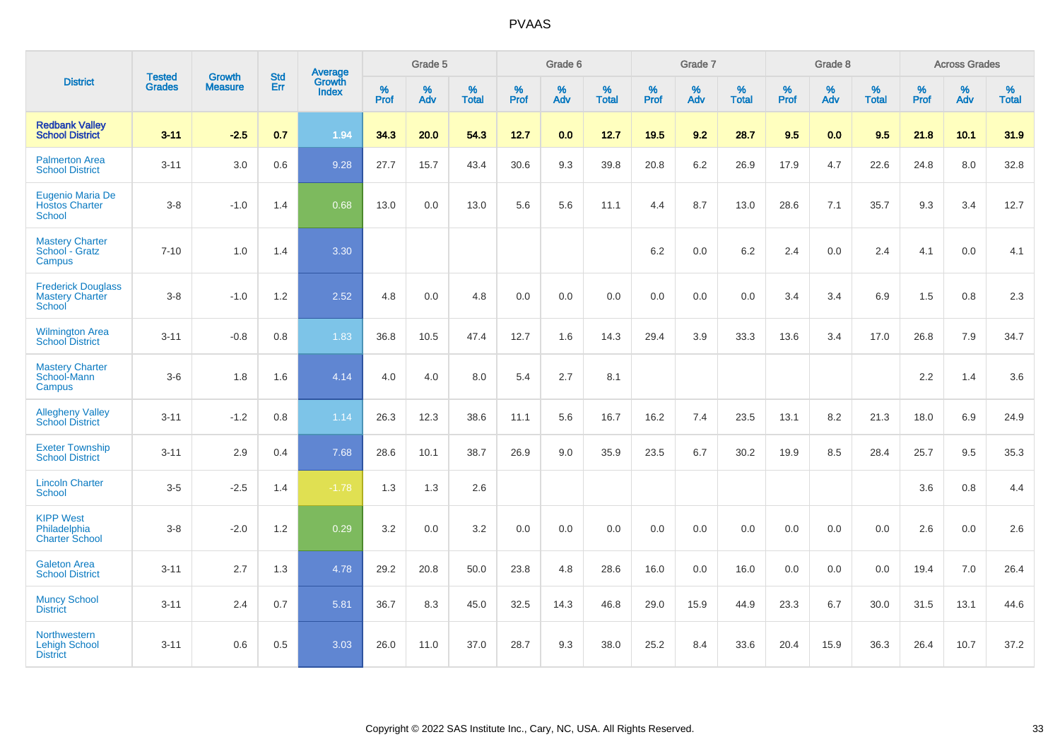# PVAAS

| District | Tested Grades | Growth Measure | Std Err | Average Growth Index | Grade 5 | | | Grade 6 | | | Grade 7 | | | Grade 8 | | | Across Grades | | |
|---|---|---|---|---|---|---|---|---|---|---|---|---|---|---|---|---|---|---|---|
| | | | | | % Prof | % Adv | % Total | % Prof | % Adv | % Total | % Prof | % Adv | % Total | % Prof | % Adv | % Total | % Prof | % Adv | % Total |
| **Redbank Valley School District** | **3-11** | **-2.5** | **0.7** | **1.94** | **34.3** | **20.0** | **54.3** | **12.7** | **0.0** | **12.7** | **19.5** | **9.2** | **28.7** | **9.5** | **0.0** | **9.5** | **21.8** | **10.1** | **31.9** |
| Palmerton Area School District | 3-11 | 3.0 | 0.6 | 9.28 | 27.7 | 15.7 | 43.4 | 30.6 | 9.3 | 39.8 | 20.8 | 6.2 | 26.9 | 17.9 | 4.7 | 22.6 | 24.8 | 8.0 | 32.8 |
| Eugenio Maria De Hostos Charter School | 3-8 | -1.0 | 1.4 | 0.68 | 13.0 | 0.0 | 13.0 | 5.6 | 5.6 | 11.1 | 4.4 | 8.7 | 13.0 | 28.6 | 7.1 | 35.7 | 9.3 | 3.4 | 12.7 |
| Mastery Charter School - Gratz Campus | 7-10 | 1.0 | 1.4 | 3.30 | | | | | | | 6.2 | 0.0 | 6.2 | 2.4 | 0.0 | 2.4 | 4.1 | 0.0 | 4.1 |
| Frederick Douglass Mastery Charter School | 3-8 | -1.0 | 1.2 | 2.52 | 4.8 | 0.0 | 4.8 | 0.0 | 0.0 | 0.0 | 0.0 | 0.0 | 0.0 | 3.4 | 3.4 | 6.9 | 1.5 | 0.8 | 2.3 |
| Wilmington Area School District | 3-11 | -0.8 | 0.8 | 1.83 | 36.8 | 10.5 | 47.4 | 12.7 | 1.6 | 14.3 | 29.4 | 3.9 | 33.3 | 13.6 | 3.4 | 17.0 | 26.8 | 7.9 | 34.7 |
| Mastery Charter School-Mann Campus | 3-6 | 1.8 | 1.6 | 4.14 | 4.0 | 4.0 | 8.0 | 5.4 | 2.7 | 8.1 | | | | | | | 2.2 | 1.4 | 3.6 |
| Allegheny Valley School District | 3-11 | -1.2 | 0.8 | 1.14 | 26.3 | 12.3 | 38.6 | 11.1 | 5.6 | 16.7 | 16.2 | 7.4 | 23.5 | 13.1 | 8.2 | 21.3 | 18.0 | 6.9 | 24.9 |
| Exeter Township School District | 3-11 | 2.9 | 0.4 | 7.68 | 28.6 | 10.1 | 38.7 | 26.9 | 9.0 | 35.9 | 23.5 | 6.7 | 30.2 | 19.9 | 8.5 | 28.4 | 25.7 | 9.5 | 35.3 |
| Lincoln Charter School | 3-5 | -2.5 | 1.4 | -1.78 | 1.3 | 1.3 | 2.6 | | | | | | | | | | 3.6 | 0.8 | 4.4 |
| KIPP West Philadelphia Charter School | 3-8 | -2.0 | 1.2 | 0.29 | 3.2 | 0.0 | 3.2 | 0.0 | 0.0 | 0.0 | 0.0 | 0.0 | 0.0 | 0.0 | 0.0 | 0.0 | 2.6 | 0.0 | 2.6 |
| Galeton Area School District | 3-11 | 2.7 | 1.3 | 4.78 | 29.2 | 20.8 | 50.0 | 23.8 | 4.8 | 28.6 | 16.0 | 0.0 | 16.0 | 0.0 | 0.0 | 0.0 | 19.4 | 7.0 | 26.4 |
| Muncy School District | 3-11 | 2.4 | 0.7 | 5.81 | 36.7 | 8.3 | 45.0 | 32.5 | 14.3 | 46.8 | 29.0 | 15.9 | 44.9 | 23.3 | 6.7 | 30.0 | 31.5 | 13.1 | 44.6 |
| Northwestern Lehigh School District | 3-11 | 0.6 | 0.5 | 3.03 | 26.0 | 11.0 | 37.0 | 28.7 | 9.3 | 38.0 | 25.2 | 8.4 | 33.6 | 20.4 | 15.9 | 36.3 | 26.4 | 10.7 | 37.2 |

Copyright © 2022 SAS Institute Inc., Cary, NC, USA. All Rights Reserved.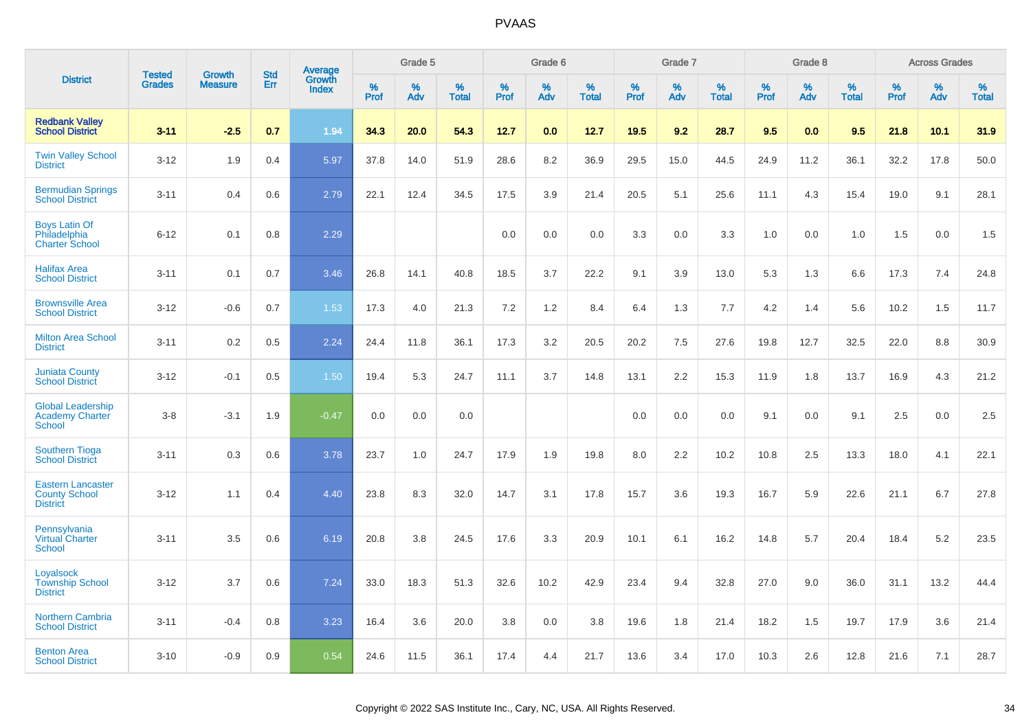# PVAAS

| District | Tested Grades | Growth Measure | Std Err | Average Growth Index | Grade 5 | | | Grade 6 | | | Grade 7 | | | Grade 8 | | | Across Grades | | |
|---|---|---|---|---|---|---|---|---|---|---|---|---|---|---|---|---|---|---|---|
| | | | | | % Prof | % Adv | % Total | % Prof | % Adv | % Total | % Prof | % Adv | % Total | % Prof | % Adv | % Total | % Prof | % Adv | % Total |
| **Redbank Valley School District** | **3-11** | **-2.5** | **0.7** | **1.94** | **34.3** | **20.0** | **54.3** | **12.7** | **0.0** | **12.7** | **19.5** | **9.2** | **28.7** | **9.5** | **0.0** | **9.5** | **21.8** | **10.1** | **31.9** |
| Twin Valley School District | 3-12 | 1.9 | 0.4 | 5.97 | 37.8 | 14.0 | 51.9 | 28.6 | 8.2 | 36.9 | 29.5 | 15.0 | 44.5 | 24.9 | 11.2 | 36.1 | 32.2 | 17.8 | 50.0 |
| Bermudian Springs School District | 3-11 | 0.4 | 0.6 | 2.79 | 22.1 | 12.4 | 34.5 | 17.5 | 3.9 | 21.4 | 20.5 | 5.1 | 25.6 | 11.1 | 4.3 | 15.4 | 19.0 | 9.1 | 28.1 |
| Boys Latin Of Philadelphia Charter School | 6-12 | 0.1 | 0.8 | 2.29 | | | | 0.0 | 0.0 | 0.0 | 3.3 | 0.0 | 3.3 | 1.0 | 0.0 | 1.0 | 1.5 | 0.0 | 1.5 |
| Halifax Area School District | 3-11 | 0.1 | 0.7 | 3.46 | 26.8 | 14.1 | 40.8 | 18.5 | 3.7 | 22.2 | 9.1 | 3.9 | 13.0 | 5.3 | 1.3 | 6.6 | 17.3 | 7.4 | 24.8 |
| Brownsville Area School District | 3-12 | -0.6 | 0.7 | 1.53 | 17.3 | 4.0 | 21.3 | 7.2 | 1.2 | 8.4 | 6.4 | 1.3 | 7.7 | 4.2 | 1.4 | 5.6 | 10.2 | 1.5 | 11.7 |
| Milton Area School District | 3-11 | 0.2 | 0.5 | 2.24 | 24.4 | 11.8 | 36.1 | 17.3 | 3.2 | 20.5 | 20.2 | 7.5 | 27.6 | 19.8 | 12.7 | 32.5 | 22.0 | 8.8 | 30.9 |
| Juniata County School District | 3-12 | -0.1 | 0.5 | 1.50 | 19.4 | 5.3 | 24.7 | 11.1 | 3.7 | 14.8 | 13.1 | 2.2 | 15.3 | 11.9 | 1.8 | 13.7 | 16.9 | 4.3 | 21.2 |
| Global Leadership Academy Charter School | 3-8 | -3.1 | 1.9 | -0.47 | 0.0 | 0.0 | 0.0 | | | | 0.0 | 0.0 | 0.0 | 9.1 | 0.0 | 9.1 | 2.5 | 0.0 | 2.5 |
| Southern Tioga School District | 3-11 | 0.3 | 0.6 | 3.78 | 23.7 | 1.0 | 24.7 | 17.9 | 1.9 | 19.8 | 8.0 | 2.2 | 10.2 | 10.8 | 2.5 | 13.3 | 18.0 | 4.1 | 22.1 |
| Eastern Lancaster County School District | 3-12 | 1.1 | 0.4 | 4.40 | 23.8 | 8.3 | 32.0 | 14.7 | 3.1 | 17.8 | 15.7 | 3.6 | 19.3 | 16.7 | 5.9 | 22.6 | 21.1 | 6.7 | 27.8 |
| Pennsylvania Virtual Charter School | 3-11 | 3.5 | 0.6 | 6.19 | 20.8 | 3.8 | 24.5 | 17.6 | 3.3 | 20.9 | 10.1 | 6.1 | 16.2 | 14.8 | 5.7 | 20.4 | 18.4 | 5.2 | 23.5 |
| Loyalsock Township School District | 3-12 | 3.7 | 0.6 | 7.24 | 33.0 | 18.3 | 51.3 | 32.6 | 10.2 | 42.9 | 23.4 | 9.4 | 32.8 | 27.0 | 9.0 | 36.0 | 31.1 | 13.2 | 44.4 |
| Northern Cambria School District | 3-11 | -0.4 | 0.8 | 3.23 | 16.4 | 3.6 | 20.0 | 3.8 | 0.0 | 3.8 | 19.6 | 1.8 | 21.4 | 18.2 | 1.5 | 19.7 | 17.9 | 3.6 | 21.4 |
| Benton Area School District | 3-10 | -0.9 | 0.9 | 0.54 | 24.6 | 11.5 | 36.1 | 17.4 | 4.4 | 21.7 | 13.6 | 3.4 | 17.0 | 10.3 | 2.6 | 12.8 | 21.6 | 7.1 | 28.7 |

Copyright © 2022 SAS Institute Inc., Cary, NC, USA. All Rights Reserved.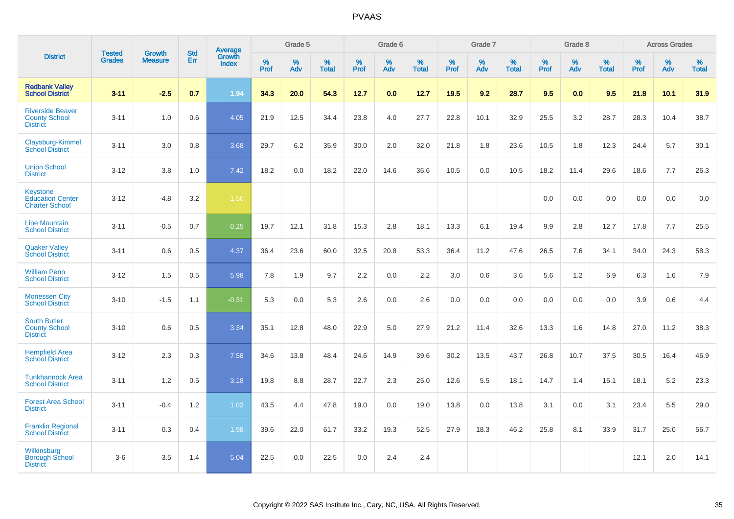| District | Tested Grades | Growth Measure | Std Err | Average Growth Index | Grade 5 | | | Grade 6 | | | Grade 7 | | | Grade 8 | | | Across Grades | | |
|---|---|---|---|---|---|---|---|---|---|---|---|---|---|---|---|---|---|---|---|
| | | | | | % Prof | % Adv | % Total | % Prof | % Adv | % Total | % Prof | % Adv | % Total | % Prof | % Adv | % Total | % Prof | % Adv | % Total |
| **Redbank Valley School District** | **3-11** | **-2.5** | **0.7** | **1.94** | **34.3** | **20.0** | **54.3** | **12.7** | **0.0** | **12.7** | **19.5** | **9.2** | **28.7** | **9.5** | **0.0** | **9.5** | **21.8** | **10.1** | **31.9** |
| Riverside Beaver County School District | 3-11 | 1.0 | 0.6 | 4.05 | 21.9 | 12.5 | 34.4 | 23.8 | 4.0 | 27.7 | 22.8 | 10.1 | 32.9 | 25.5 | 3.2 | 28.7 | 28.3 | 10.4 | 38.7 |
| Claysburg-Kimmel School District | 3-11 | 3.0 | 0.8 | 3.68 | 29.7 | 6.2 | 35.9 | 30.0 | 2.0 | 32.0 | 21.8 | 1.8 | 23.6 | 10.5 | 1.8 | 12.3 | 24.4 | 5.7 | 30.1 |
| Union School District | 3-12 | 3.8 | 1.0 | 7.42 | 18.2 | 0.0 | 18.2 | 22.0 | 14.6 | 36.6 | 10.5 | 0.0 | 10.5 | 18.2 | 11.4 | 29.6 | 18.6 | 7.7 | 26.3 |
| Keystone Education Center Charter School | 3-12 | -4.8 | 3.2 | -1.50 | | | | | | | | | | 0.0 | 0.0 | 0.0 | 0.0 | 0.0 | 0.0 |
| Line Mountain School District | 3-11 | -0.5 | 0.7 | 0.25 | 19.7 | 12.1 | 31.8 | 15.3 | 2.8 | 18.1 | 13.3 | 6.1 | 19.4 | 9.9 | 2.8 | 12.7 | 17.8 | 7.7 | 25.5 |
| Quaker Valley School District | 3-11 | 0.6 | 0.5 | 4.37 | 36.4 | 23.6 | 60.0 | 32.5 | 20.8 | 53.3 | 36.4 | 11.2 | 47.6 | 26.5 | 7.6 | 34.1 | 34.0 | 24.3 | 58.3 |
| William Penn School District | 3-12 | 1.5 | 0.5 | 5.98 | 7.8 | 1.9 | 9.7 | 2.2 | 0.0 | 2.2 | 3.0 | 0.6 | 3.6 | 5.6 | 1.2 | 6.9 | 6.3 | 1.6 | 7.9 |
| Monessen City School District | 3-10 | -1.5 | 1.1 | -0.31 | 5.3 | 0.0 | 5.3 | 2.6 | 0.0 | 2.6 | 0.0 | 0.0 | 0.0 | 0.0 | 0.0 | 0.0 | 3.9 | 0.6 | 4.4 |
| South Butler County School District | 3-10 | 0.6 | 0.5 | 3.34 | 35.1 | 12.8 | 48.0 | 22.9 | 5.0 | 27.9 | 21.2 | 11.4 | 32.6 | 13.3 | 1.6 | 14.8 | 27.0 | 11.2 | 38.3 |
| Hempfield Area School District | 3-12 | 2.3 | 0.3 | 7.58 | 34.6 | 13.8 | 48.4 | 24.6 | 14.9 | 39.6 | 30.2 | 13.5 | 43.7 | 26.8 | 10.7 | 37.5 | 30.5 | 16.4 | 46.9 |
| Tunkhannock Area School District | 3-11 | 1.2 | 0.5 | 3.18 | 19.8 | 8.8 | 28.7 | 22.7 | 2.3 | 25.0 | 12.6 | 5.5 | 18.1 | 14.7 | 1.4 | 16.1 | 18.1 | 5.2 | 23.3 |
| Forest Area School District | 3-11 | -0.4 | 1.2 | 1.03 | 43.5 | 4.4 | 47.8 | 19.0 | 0.0 | 19.0 | 13.8 | 0.0 | 13.8 | 3.1 | 0.0 | 3.1 | 23.4 | 5.5 | 29.0 |
| Franklin Regional School District | 3-11 | 0.3 | 0.4 | 1.98 | 39.6 | 22.0 | 61.7 | 33.2 | 19.3 | 52.5 | 27.9 | 18.3 | 46.2 | 25.8 | 8.1 | 33.9 | 31.7 | 25.0 | 56.7 |
| Wilkinsburg Borough School District | 3-6 | 3.5 | 1.4 | 5.04 | 22.5 | 0.0 | 22.5 | 0.0 | 2.4 | 2.4 | | | | | | | 12.1 | 2.0 | 14.1 |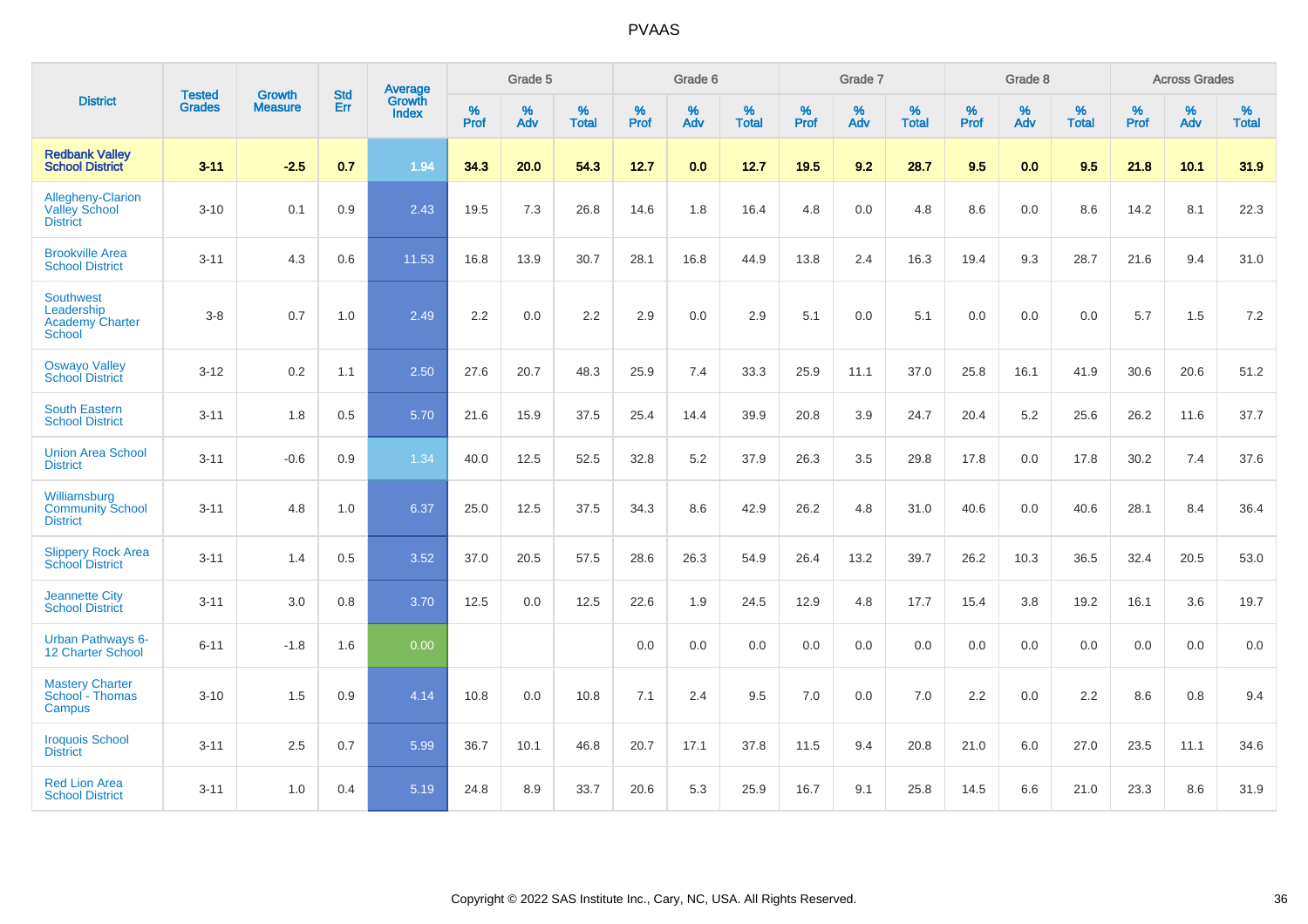# PVAAS

| District | Tested Grades | Growth Measure | Std Err | Average Growth Index | Grade 5 | | | Grade 6 | | | Grade 7 | | | Grade 8 | | | Across Grades | | |
|---|---|---|---|---|---|---|---|---|---|---|---|---|---|---|---|---|---|---|---|
| | | | | | % Prof | % Adv | % Total | % Prof | % Adv | % Total | % Prof | % Adv | % Total | % Prof | % Adv | % Total | % Prof | % Adv | % Total |
| **Redbank Valley School District** | **3-11** | **-2.5** | **0.7** | **1.94** | **34.3** | **20.0** | **54.3** | **12.7** | **0.0** | **12.7** | **19.5** | **9.2** | **28.7** | **9.5** | **0.0** | **9.5** | **21.8** | **10.1** | **31.9** |
| Allegheny-Clarion Valley School District | 3-10 | 0.1 | 0.9 | 2.43 | 19.5 | 7.3 | 26.8 | 14.6 | 1.8 | 16.4 | 4.8 | 0.0 | 4.8 | 8.6 | 0.0 | 8.6 | 14.2 | 8.1 | 22.3 |
| Brookville Area School District | 3-11 | 4.3 | 0.6 | 11.53 | 16.8 | 13.9 | 30.7 | 28.1 | 16.8 | 44.9 | 13.8 | 2.4 | 16.3 | 19.4 | 9.3 | 28.7 | 21.6 | 9.4 | 31.0 |
| Southwest Leadership Academy Charter School | 3-8 | 0.7 | 1.0 | 2.49 | 2.2 | 0.0 | 2.2 | 2.9 | 0.0 | 2.9 | 5.1 | 0.0 | 5.1 | 0.0 | 0.0 | 0.0 | 5.7 | 1.5 | 7.2 |
| Oswayo Valley School District | 3-12 | 0.2 | 1.1 | 2.50 | 27.6 | 20.7 | 48.3 | 25.9 | 7.4 | 33.3 | 25.9 | 11.1 | 37.0 | 25.8 | 16.1 | 41.9 | 30.6 | 20.6 | 51.2 |
| South Eastern School District | 3-11 | 1.8 | 0.5 | 5.70 | 21.6 | 15.9 | 37.5 | 25.4 | 14.4 | 39.9 | 20.8 | 3.9 | 24.7 | 20.4 | 5.2 | 25.6 | 26.2 | 11.6 | 37.7 |
| Union Area School District | 3-11 | -0.6 | 0.9 | 1.34 | 40.0 | 12.5 | 52.5 | 32.8 | 5.2 | 37.9 | 26.3 | 3.5 | 29.8 | 17.8 | 0.0 | 17.8 | 30.2 | 7.4 | 37.6 |
| Williamsburg Community School District | 3-11 | 4.8 | 1.0 | 6.37 | 25.0 | 12.5 | 37.5 | 34.3 | 8.6 | 42.9 | 26.2 | 4.8 | 31.0 | 40.6 | 0.0 | 40.6 | 28.1 | 8.4 | 36.4 |
| Slippery Rock Area School District | 3-11 | 1.4 | 0.5 | 3.52 | 37.0 | 20.5 | 57.5 | 28.6 | 26.3 | 54.9 | 26.4 | 13.2 | 39.7 | 26.2 | 10.3 | 36.5 | 32.4 | 20.5 | 53.0 |
| Jeannette City School District | 3-11 | 3.0 | 0.8 | 3.70 | 12.5 | 0.0 | 12.5 | 22.6 | 1.9 | 24.5 | 12.9 | 4.8 | 17.7 | 15.4 | 3.8 | 19.2 | 16.1 | 3.6 | 19.7 |
| Urban Pathways 6-12 Charter School | 6-11 | -1.8 | 1.6 | 0.00 | | | | 0.0 | 0.0 | 0.0 | 0.0 | 0.0 | 0.0 | 0.0 | 0.0 | 0.0 | 0.0 | 0.0 | 0.0 |
| Mastery Charter School - Thomas Campus | 3-10 | 1.5 | 0.9 | 4.14 | 10.8 | 0.0 | 10.8 | 7.1 | 2.4 | 9.5 | 7.0 | 0.0 | 7.0 | 2.2 | 0.0 | 2.2 | 8.6 | 0.8 | 9.4 |
| Iroquois School District | 3-11 | 2.5 | 0.7 | 5.99 | 36.7 | 10.1 | 46.8 | 20.7 | 17.1 | 37.8 | 11.5 | 9.4 | 20.8 | 21.0 | 6.0 | 27.0 | 23.5 | 11.1 | 34.6 |
| Red Lion Area School District | 3-11 | 1.0 | 0.4 | 5.19 | 24.8 | 8.9 | 33.7 | 20.6 | 5.3 | 25.9 | 16.7 | 9.1 | 25.8 | 14.5 | 6.6 | 21.0 | 23.3 | 8.6 | 31.9 |

Copyright © 2022 SAS Institute Inc., Cary, NC, USA. All Rights Reserved.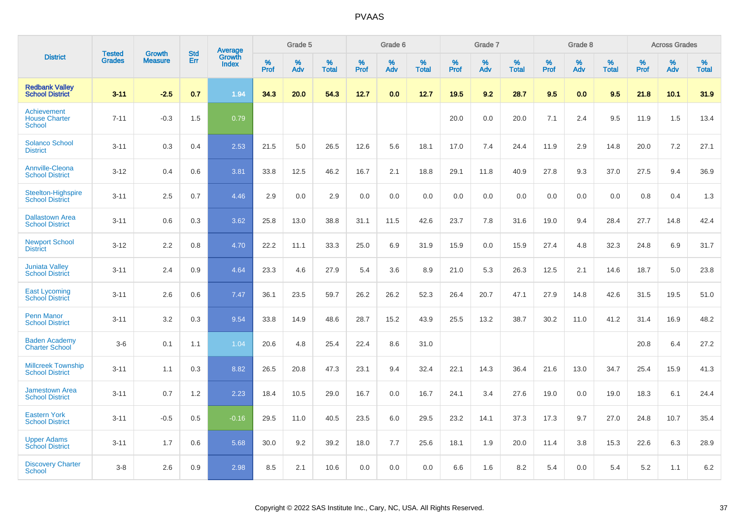# PVAAS

| District | Tested Grades | Growth Measure | Std Err | Average Growth Index | Grade 5 | | | Grade 6 | | | Grade 7 | | | Grade 8 | | | Across Grades | | |
|---|---|---|---|---|---|---|---|---|---|---|---|---|---|---|---|---|---|---|---|
| | | | | | % Prof | % Adv | % Total | % Prof | % Adv | % Total | % Prof | % Adv | % Total | % Prof | % Adv | % Total | % Prof | % Adv | % Total |
| **Redbank Valley School District** | **3-11** | **-2.5** | **0.7** | **1.94** | **34.3** | **20.0** | **54.3** | **12.7** | **0.0** | **12.7** | **19.5** | **9.2** | **28.7** | **9.5** | **0.0** | **9.5** | **21.8** | **10.1** | **31.9** |
| Achievement House Charter School | 7-11 | -0.3 | 1.5 | 0.79 | | | | | | | 20.0 | 0.0 | 20.0 | 7.1 | 2.4 | 9.5 | 11.9 | 1.5 | 13.4 |
| Solanco School District | 3-11 | 0.3 | 0.4 | 2.53 | 21.5 | 5.0 | 26.5 | 12.6 | 5.6 | 18.1 | 17.0 | 7.4 | 24.4 | 11.9 | 2.9 | 14.8 | 20.0 | 7.2 | 27.1 |
| Annville-Cleona School District | 3-12 | 0.4 | 0.6 | 3.81 | 33.8 | 12.5 | 46.2 | 16.7 | 2.1 | 18.8 | 29.1 | 11.8 | 40.9 | 27.8 | 9.3 | 37.0 | 27.5 | 9.4 | 36.9 |
| Steelton-Highspire School District | 3-11 | 2.5 | 0.7 | 4.46 | 2.9 | 0.0 | 2.9 | 0.0 | 0.0 | 0.0 | 0.0 | 0.0 | 0.0 | 0.0 | 0.0 | 0.0 | 0.8 | 0.4 | 1.3 |
| Dallastown Area School District | 3-11 | 0.6 | 0.3 | 3.62 | 25.8 | 13.0 | 38.8 | 31.1 | 11.5 | 42.6 | 23.7 | 7.8 | 31.6 | 19.0 | 9.4 | 28.4 | 27.7 | 14.8 | 42.4 |
| Newport School District | 3-12 | 2.2 | 0.8 | 4.70 | 22.2 | 11.1 | 33.3 | 25.0 | 6.9 | 31.9 | 15.9 | 0.0 | 15.9 | 27.4 | 4.8 | 32.3 | 24.8 | 6.9 | 31.7 |
| Juniata Valley School District | 3-11 | 2.4 | 0.9 | 4.64 | 23.3 | 4.6 | 27.9 | 5.4 | 3.6 | 8.9 | 21.0 | 5.3 | 26.3 | 12.5 | 2.1 | 14.6 | 18.7 | 5.0 | 23.8 |
| East Lycoming School District | 3-11 | 2.6 | 0.6 | 7.47 | 36.1 | 23.5 | 59.7 | 26.2 | 26.2 | 52.3 | 26.4 | 20.7 | 47.1 | 27.9 | 14.8 | 42.6 | 31.5 | 19.5 | 51.0 |
| Penn Manor School District | 3-11 | 3.2 | 0.3 | 9.54 | 33.8 | 14.9 | 48.6 | 28.7 | 15.2 | 43.9 | 25.5 | 13.2 | 38.7 | 30.2 | 11.0 | 41.2 | 31.4 | 16.9 | 48.2 |
| Baden Academy Charter School | 3-6 | 0.1 | 1.1 | 1.04 | 20.6 | 4.8 | 25.4 | 22.4 | 8.6 | 31.0 | | | | | | | 20.8 | 6.4 | 27.2 |
| Millcreek Township School District | 3-11 | 1.1 | 0.3 | 8.82 | 26.5 | 20.8 | 47.3 | 23.1 | 9.4 | 32.4 | 22.1 | 14.3 | 36.4 | 21.6 | 13.0 | 34.7 | 25.4 | 15.9 | 41.3 |
| Jamestown Area School District | 3-11 | 0.7 | 1.2 | 2.23 | 18.4 | 10.5 | 29.0 | 16.7 | 0.0 | 16.7 | 24.1 | 3.4 | 27.6 | 19.0 | 0.0 | 19.0 | 18.3 | 6.1 | 24.4 |
| Eastern York School District | 3-11 | -0.5 | 0.5 | -0.16 | 29.5 | 11.0 | 40.5 | 23.5 | 6.0 | 29.5 | 23.2 | 14.1 | 37.3 | 17.3 | 9.7 | 27.0 | 24.8 | 10.7 | 35.4 |
| Upper Adams School District | 3-11 | 1.7 | 0.6 | 5.68 | 30.0 | 9.2 | 39.2 | 18.0 | 7.7 | 25.6 | 18.1 | 1.9 | 20.0 | 11.4 | 3.8 | 15.3 | 22.6 | 6.3 | 28.9 |
| Discovery Charter School | 3-8 | 2.6 | 0.9 | 2.98 | 8.5 | 2.1 | 10.6 | 0.0 | 0.0 | 0.0 | 6.6 | 1.6 | 8.2 | 5.4 | 0.0 | 5.4 | 5.2 | 1.1 | 6.2 |

Copyright © 2022 SAS Institute Inc., Cary, NC, USA. All Rights Reserved.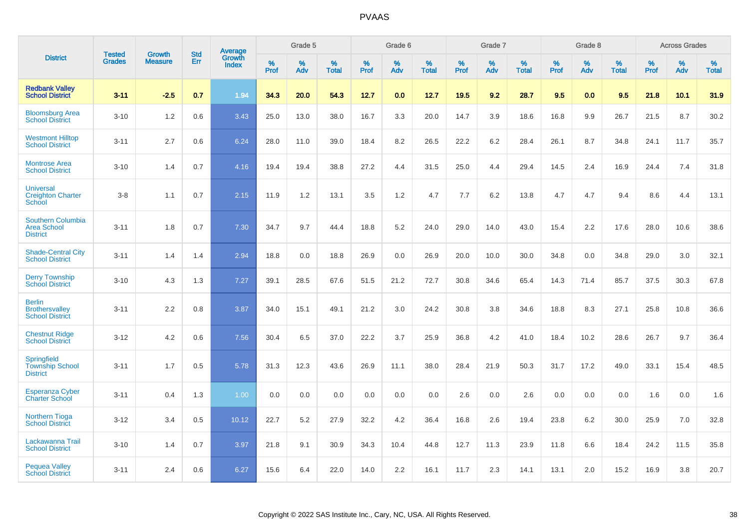# PVAAS

| District | Tested Grades | Growth Measure | Std Err | Average Growth Index | Grade 5 | | | Grade 6 | | | Grade 7 | | | Grade 8 | | | Across Grades | | |
|---|---|---|---|---|---|---|---|---|---|---|---|---|---|---|---|---|---|---|---|
| | | | | | % Prof | % Adv | % Total | % Prof | % Adv | % Total | % Prof | % Adv | % Total | % Prof | % Adv | % Total | % Prof | % Adv | % Total |
| **Redbank Valley School District** | **3-11** | **-2.5** | **0.7** | **1.94** | **34.3** | **20.0** | **54.3** | **12.7** | **0.0** | **12.7** | **19.5** | **9.2** | **28.7** | **9.5** | **0.0** | **9.5** | **21.8** | **10.1** | **31.9** |
| Bloomsburg Area School District | 3-10 | 1.2 | 0.6 | 3.43 | 25.0 | 13.0 | 38.0 | 16.7 | 3.3 | 20.0 | 14.7 | 3.9 | 18.6 | 16.8 | 9.9 | 26.7 | 21.5 | 8.7 | 30.2 |
| Westmont Hilltop School District | 3-11 | 2.7 | 0.6 | 6.24 | 28.0 | 11.0 | 39.0 | 18.4 | 8.2 | 26.5 | 22.2 | 6.2 | 28.4 | 26.1 | 8.7 | 34.8 | 24.1 | 11.7 | 35.7 |
| Montrose Area School District | 3-10 | 1.4 | 0.7 | 4.16 | 19.4 | 19.4 | 38.8 | 27.2 | 4.4 | 31.5 | 25.0 | 4.4 | 29.4 | 14.5 | 2.4 | 16.9 | 24.4 | 7.4 | 31.8 |
| Universal Creighton Charter School | 3-8 | 1.1 | 0.7 | 2.15 | 11.9 | 1.2 | 13.1 | 3.5 | 1.2 | 4.7 | 7.7 | 6.2 | 13.8 | 4.7 | 4.7 | 9.4 | 8.6 | 4.4 | 13.1 |
| Southern Columbia Area School District | 3-11 | 1.8 | 0.7 | 7.30 | 34.7 | 9.7 | 44.4 | 18.8 | 5.2 | 24.0 | 29.0 | 14.0 | 43.0 | 15.4 | 2.2 | 17.6 | 28.0 | 10.6 | 38.6 |
| Shade-Central City School District | 3-11 | 1.4 | 1.4 | 2.94 | 18.8 | 0.0 | 18.8 | 26.9 | 0.0 | 26.9 | 20.0 | 10.0 | 30.0 | 34.8 | 0.0 | 34.8 | 29.0 | 3.0 | 32.1 |
| Derry Township School District | 3-10 | 4.3 | 1.3 | 7.27 | 39.1 | 28.5 | 67.6 | 51.5 | 21.2 | 72.7 | 30.8 | 34.6 | 65.4 | 14.3 | 71.4 | 85.7 | 37.5 | 30.3 | 67.8 |
| Berlin Brothersvalley School District | 3-11 | 2.2 | 0.8 | 3.87 | 34.0 | 15.1 | 49.1 | 21.2 | 3.0 | 24.2 | 30.8 | 3.8 | 34.6 | 18.8 | 8.3 | 27.1 | 25.8 | 10.8 | 36.6 |
| Chestnut Ridge School District | 3-12 | 4.2 | 0.6 | 7.56 | 30.4 | 6.5 | 37.0 | 22.2 | 3.7 | 25.9 | 36.8 | 4.2 | 41.0 | 18.4 | 10.2 | 28.6 | 26.7 | 9.7 | 36.4 |
| Springfield Township School District | 3-11 | 1.7 | 0.5 | 5.78 | 31.3 | 12.3 | 43.6 | 26.9 | 11.1 | 38.0 | 28.4 | 21.9 | 50.3 | 31.7 | 17.2 | 49.0 | 33.1 | 15.4 | 48.5 |
| Esperanza Cyber Charter School | 3-11 | 0.4 | 1.3 | 1.00 | 0.0 | 0.0 | 0.0 | 0.0 | 0.0 | 0.0 | 2.6 | 0.0 | 2.6 | 0.0 | 0.0 | 0.0 | 1.6 | 0.0 | 1.6 |
| Northern Tioga School District | 3-12 | 3.4 | 0.5 | 10.12 | 22.7 | 5.2 | 27.9 | 32.2 | 4.2 | 36.4 | 16.8 | 2.6 | 19.4 | 23.8 | 6.2 | 30.0 | 25.9 | 7.0 | 32.8 |
| Lackawanna Trail School District | 3-10 | 1.4 | 0.7 | 3.97 | 21.8 | 9.1 | 30.9 | 34.3 | 10.4 | 44.8 | 12.7 | 11.3 | 23.9 | 11.8 | 6.6 | 18.4 | 24.2 | 11.5 | 35.8 |
| Pequea Valley School District | 3-11 | 2.4 | 0.6 | 6.27 | 15.6 | 6.4 | 22.0 | 14.0 | 2.2 | 16.1 | 11.7 | 2.3 | 14.1 | 13.1 | 2.0 | 15.2 | 16.9 | 3.8 | 20.7 |

Copyright © 2022 SAS Institute Inc., Cary, NC, USA. All Rights Reserved.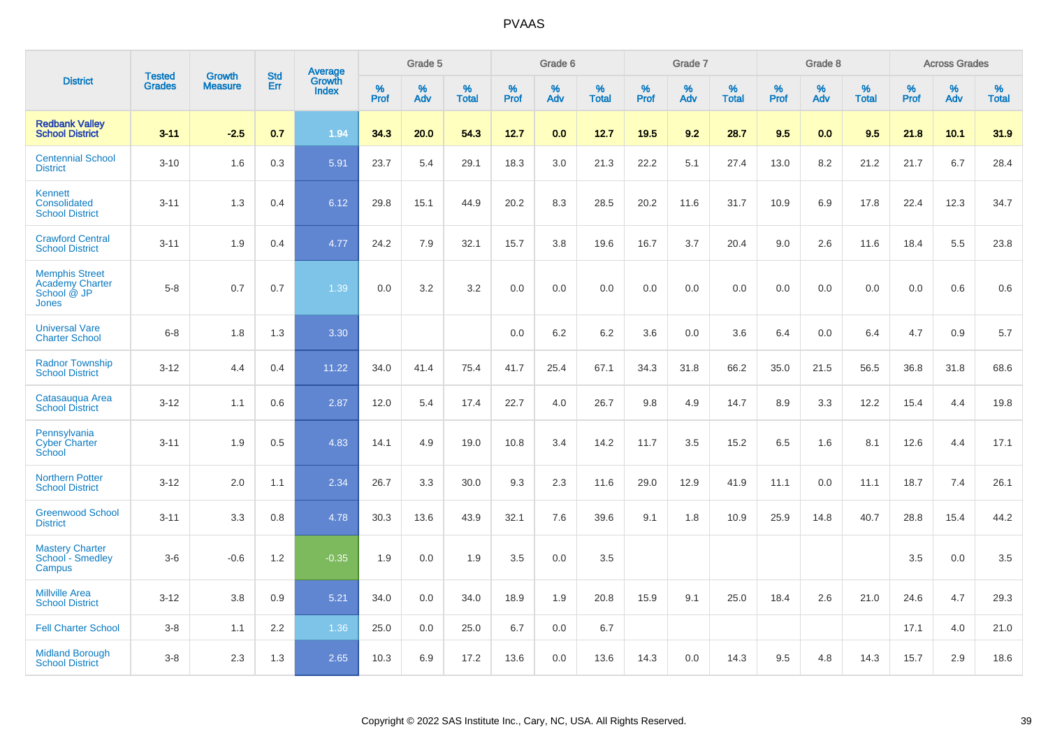# PVAAS

| District | Tested Grades | Growth Measure | Std Err | Average Growth Index | Grade 5 | | | Grade 6 | | | Grade 7 | | | Grade 8 | | | Across Grades | | |
|---|---|---|---|---|---|---|---|---|---|---|---|---|---|---|---|---|---|---|---|
| | | | | | % Prof | % Adv | % Total | % Prof | % Adv | % Total | % Prof | % Adv | % Total | % Prof | % Adv | % Total | % Prof | % Adv | % Total |
| **Redbank Valley School District** | **3-11** | **-2.5** | **0.7** | **1.94** | **34.3** | **20.0** | **54.3** | **12.7** | **0.0** | **12.7** | **19.5** | **9.2** | **28.7** | **9.5** | **0.0** | **9.5** | **21.8** | **10.1** | **31.9** |
| Centennial School District | 3-10 | 1.6 | 0.3 | 5.91 | 23.7 | 5.4 | 29.1 | 18.3 | 3.0 | 21.3 | 22.2 | 5.1 | 27.4 | 13.0 | 8.2 | 21.2 | 21.7 | 6.7 | 28.4 |
| Kennett Consolidated School District | 3-11 | 1.3 | 0.4 | 6.12 | 29.8 | 15.1 | 44.9 | 20.2 | 8.3 | 28.5 | 20.2 | 11.6 | 31.7 | 10.9 | 6.9 | 17.8 | 22.4 | 12.3 | 34.7 |
| Crawford Central School District | 3-11 | 1.9 | 0.4 | 4.77 | 24.2 | 7.9 | 32.1 | 15.7 | 3.8 | 19.6 | 16.7 | 3.7 | 20.4 | 9.0 | 2.6 | 11.6 | 18.4 | 5.5 | 23.8 |
| Memphis Street Academy Charter School @ JP Jones | 5-8 | 0.7 | 0.7 | 1.39 | 0.0 | 3.2 | 3.2 | 0.0 | 0.0 | 0.0 | 0.0 | 0.0 | 0.0 | 0.0 | 0.0 | 0.0 | 0.0 | 0.6 | 0.6 |
| Universal Vare Charter School | 6-8 | 1.8 | 1.3 | 3.30 | | | | 0.0 | 6.2 | 6.2 | 3.6 | 0.0 | 3.6 | 6.4 | 0.0 | 6.4 | 4.7 | 0.9 | 5.7 |
| Radnor Township School District | 3-12 | 4.4 | 0.4 | 11.22 | 34.0 | 41.4 | 75.4 | 41.7 | 25.4 | 67.1 | 34.3 | 31.8 | 66.2 | 35.0 | 21.5 | 56.5 | 36.8 | 31.8 | 68.6 |
| Catasauqua Area School District | 3-12 | 1.1 | 0.6 | 2.87 | 12.0 | 5.4 | 17.4 | 22.7 | 4.0 | 26.7 | 9.8 | 4.9 | 14.7 | 8.9 | 3.3 | 12.2 | 15.4 | 4.4 | 19.8 |
| Pennsylvania Cyber Charter School | 3-11 | 1.9 | 0.5 | 4.83 | 14.1 | 4.9 | 19.0 | 10.8 | 3.4 | 14.2 | 11.7 | 3.5 | 15.2 | 6.5 | 1.6 | 8.1 | 12.6 | 4.4 | 17.1 |
| Northern Potter School District | 3-12 | 2.0 | 1.1 | 2.34 | 26.7 | 3.3 | 30.0 | 9.3 | 2.3 | 11.6 | 29.0 | 12.9 | 41.9 | 11.1 | 0.0 | 11.1 | 18.7 | 7.4 | 26.1 |
| Greenwood School District | 3-11 | 3.3 | 0.8 | 4.78 | 30.3 | 13.6 | 43.9 | 32.1 | 7.6 | 39.6 | 9.1 | 1.8 | 10.9 | 25.9 | 14.8 | 40.7 | 28.8 | 15.4 | 44.2 |
| Mastery Charter School - Smedley Campus | 3-6 | -0.6 | 1.2 | -0.35 | 1.9 | 0.0 | 1.9 | 3.5 | 0.0 | 3.5 | | | | | | | 3.5 | 0.0 | 3.5 |
| Millville Area School District | 3-12 | 3.8 | 0.9 | 5.21 | 34.0 | 0.0 | 34.0 | 18.9 | 1.9 | 20.8 | 15.9 | 9.1 | 25.0 | 18.4 | 2.6 | 21.0 | 24.6 | 4.7 | 29.3 |
| Fell Charter School | 3-8 | 1.1 | 2.2 | 1.36 | 25.0 | 0.0 | 25.0 | 6.7 | 0.0 | 6.7 | | | | | | | 17.1 | 4.0 | 21.0 |
| Midland Borough School District | 3-8 | 2.3 | 1.3 | 2.65 | 10.3 | 6.9 | 17.2 | 13.6 | 0.0 | 13.6 | 14.3 | 0.0 | 14.3 | 9.5 | 4.8 | 14.3 | 15.7 | 2.9 | 18.6 |

Copyright © 2022 SAS Institute Inc., Cary, NC, USA. All Rights Reserved.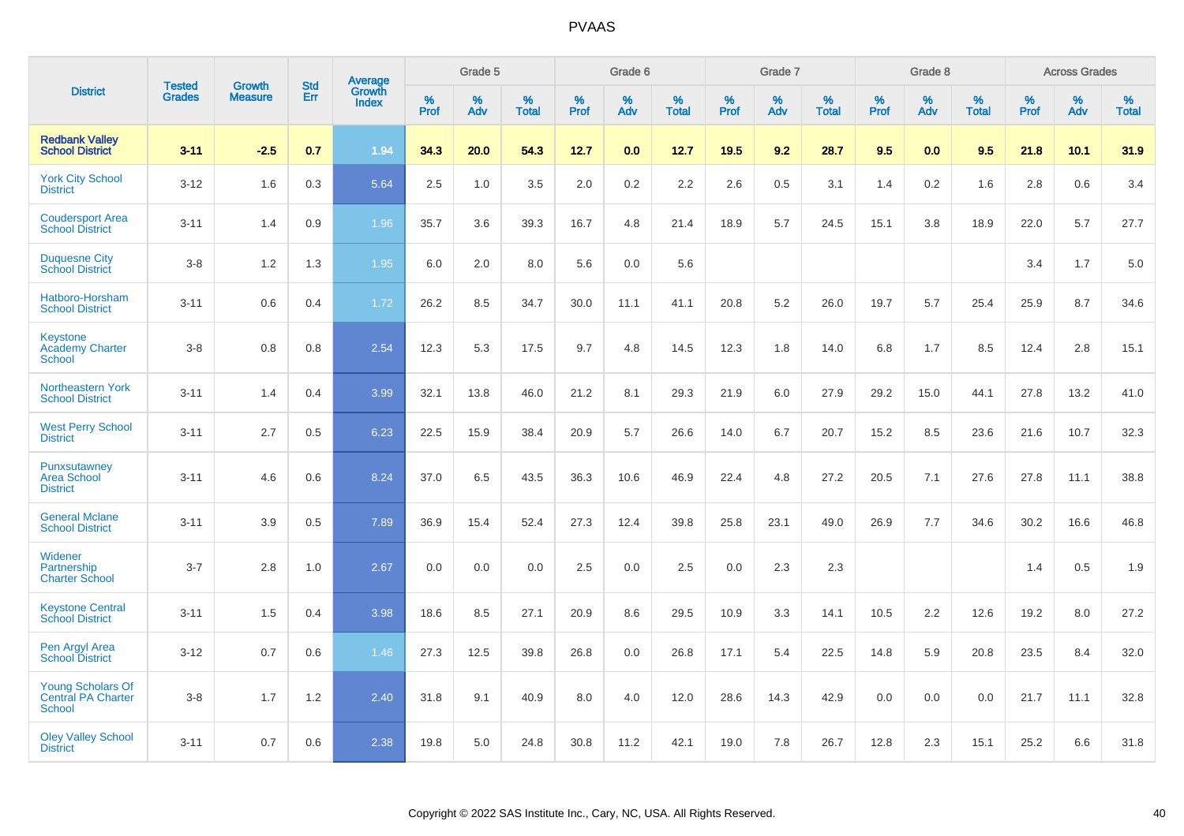# PVAAS

| District | Tested Grades | Growth Measure | Std Err | Average Growth Index | Grade 5 | | | Grade 6 | | | Grade 7 | | | Grade 8 | | | Across Grades | | |
|---|---|---|---|---|---|---|---|---|---|---|---|---|---|---|---|---|---|---|---|
| | | | | | % Prof | % Adv | % Total | % Prof | % Adv | % Total | % Prof | % Adv | % Total | % Prof | % Adv | % Total | % Prof | % Adv | % Total |
| **Redbank Valley School District** | **3-11** | **-2.5** | **0.7** | **1.94** | **34.3** | **20.0** | **54.3** | **12.7** | **0.0** | **12.7** | **19.5** | **9.2** | **28.7** | **9.5** | **0.0** | **9.5** | **21.8** | **10.1** | **31.9** |
| York City School District | 3-12 | 1.6 | 0.3 | 5.64 | 2.5 | 1.0 | 3.5 | 2.0 | 0.2 | 2.2 | 2.6 | 0.5 | 3.1 | 1.4 | 0.2 | 1.6 | 2.8 | 0.6 | 3.4 |
| Coudersport Area School District | 3-11 | 1.4 | 0.9 | 1.96 | 35.7 | 3.6 | 39.3 | 16.7 | 4.8 | 21.4 | 18.9 | 5.7 | 24.5 | 15.1 | 3.8 | 18.9 | 22.0 | 5.7 | 27.7 |
| Duquesne City School District | 3-8 | 1.2 | 1.3 | 1.95 | 6.0 | 2.0 | 8.0 | 5.6 | 0.0 | 5.6 | | | | | | | 3.4 | 1.7 | 5.0 |
| Hatboro-Horsham School District | 3-11 | 0.6 | 0.4 | 1.72 | 26.2 | 8.5 | 34.7 | 30.0 | 11.1 | 41.1 | 20.8 | 5.2 | 26.0 | 19.7 | 5.7 | 25.4 | 25.9 | 8.7 | 34.6 |
| Keystone Academy Charter School | 3-8 | 0.8 | 0.8 | 2.54 | 12.3 | 5.3 | 17.5 | 9.7 | 4.8 | 14.5 | 12.3 | 1.8 | 14.0 | 6.8 | 1.7 | 8.5 | 12.4 | 2.8 | 15.1 |
| Northeastern York School District | 3-11 | 1.4 | 0.4 | 3.99 | 32.1 | 13.8 | 46.0 | 21.2 | 8.1 | 29.3 | 21.9 | 6.0 | 27.9 | 29.2 | 15.0 | 44.1 | 27.8 | 13.2 | 41.0 |
| West Perry School District | 3-11 | 2.7 | 0.5 | 6.23 | 22.5 | 15.9 | 38.4 | 20.9 | 5.7 | 26.6 | 14.0 | 6.7 | 20.7 | 15.2 | 8.5 | 23.6 | 21.6 | 10.7 | 32.3 |
| Punxsutawney Area School District | 3-11 | 4.6 | 0.6 | 8.24 | 37.0 | 6.5 | 43.5 | 36.3 | 10.6 | 46.9 | 22.4 | 4.8 | 27.2 | 20.5 | 7.1 | 27.6 | 27.8 | 11.1 | 38.8 |
| General Mclane School District | 3-11 | 3.9 | 0.5 | 7.89 | 36.9 | 15.4 | 52.4 | 27.3 | 12.4 | 39.8 | 25.8 | 23.1 | 49.0 | 26.9 | 7.7 | 34.6 | 30.2 | 16.6 | 46.8 |
| Widener Partnership Charter School | 3-7 | 2.8 | 1.0 | 2.67 | 0.0 | 0.0 | 0.0 | 2.5 | 0.0 | 2.5 | 0.0 | 2.3 | 2.3 | | | | 1.4 | 0.5 | 1.9 |
| Keystone Central School District | 3-11 | 1.5 | 0.4 | 3.98 | 18.6 | 8.5 | 27.1 | 20.9 | 8.6 | 29.5 | 10.9 | 3.3 | 14.1 | 10.5 | 2.2 | 12.6 | 19.2 | 8.0 | 27.2 |
| Pen Argyl Area School District | 3-12 | 0.7 | 0.6 | 1.46 | 27.3 | 12.5 | 39.8 | 26.8 | 0.0 | 26.8 | 17.1 | 5.4 | 22.5 | 14.8 | 5.9 | 20.8 | 23.5 | 8.4 | 32.0 |
| Young Scholars Of Central PA Charter School | 3-8 | 1.7 | 1.2 | 2.40 | 31.8 | 9.1 | 40.9 | 8.0 | 4.0 | 12.0 | 28.6 | 14.3 | 42.9 | 0.0 | 0.0 | 0.0 | 21.7 | 11.1 | 32.8 |
| Oley Valley School District | 3-11 | 0.7 | 0.6 | 2.38 | 19.8 | 5.0 | 24.8 | 30.8 | 11.2 | 42.1 | 19.0 | 7.8 | 26.7 | 12.8 | 2.3 | 15.1 | 25.2 | 6.6 | 31.8 |

Copyright © 2022 SAS Institute Inc., Cary, NC, USA. All Rights Reserved.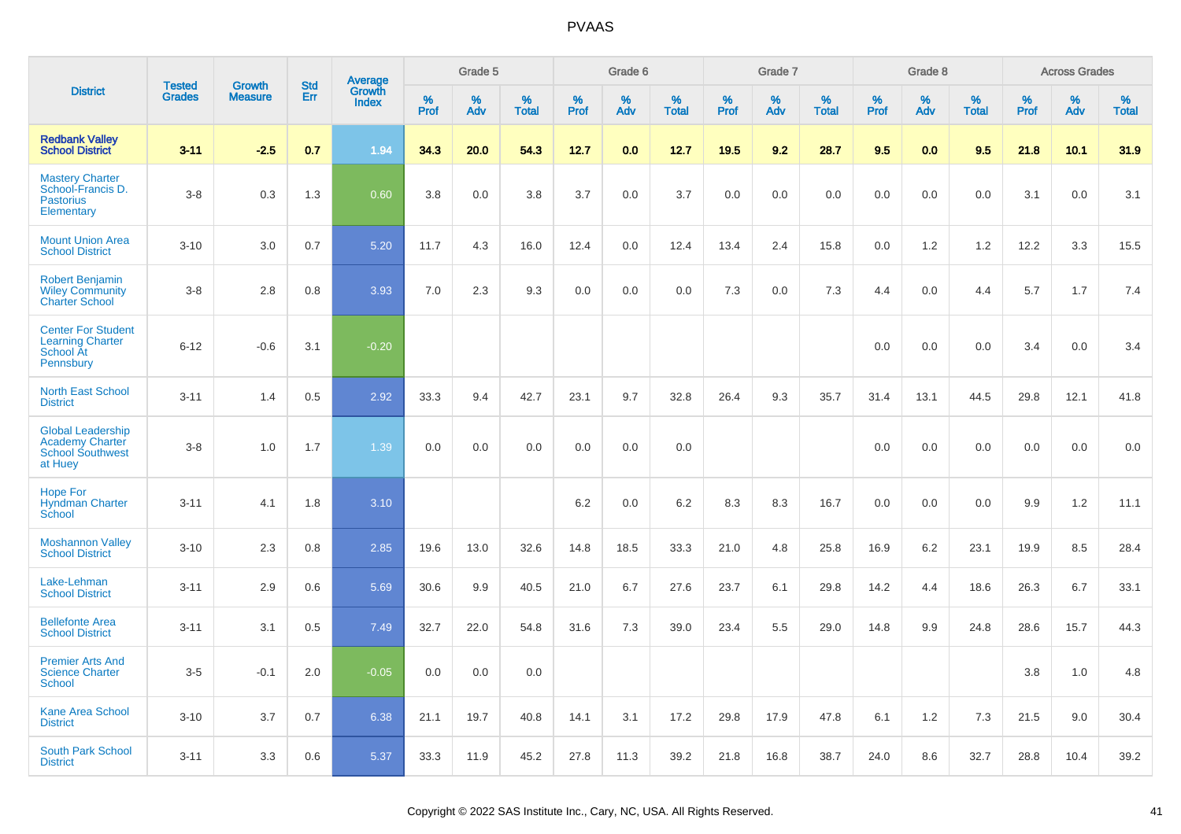# PVAAS

| District | Tested Grades | Growth Measure | Std Err | Average Growth Index | Grade 5 | | | Grade 6 | | | Grade 7 | | | Grade 8 | | | Across Grades | | |
|---|---|---|---|---|---|---|---|---|---|---|---|---|---|---|---|---|---|---|---|
| | | | | | % Prof | % Adv | % Total | % Prof | % Adv | % Total | % Prof | % Adv | % Total | % Prof | % Adv | % Total | % Prof | % Adv | % Total |
| **Redbank Valley School District** | **3-11** | **-2.5** | **0.7** | **1.94** | **34.3** | **20.0** | **54.3** | **12.7** | **0.0** | **12.7** | **19.5** | **9.2** | **28.7** | **9.5** | **0.0** | **9.5** | **21.8** | **10.1** | **31.9** |
| Mastery Charter School-Francis D. Pastorius Elementary | 3-8 | 0.3 | 1.3 | 0.60 | 3.8 | 0.0 | 3.8 | 3.7 | 0.0 | 3.7 | 0.0 | 0.0 | 0.0 | 0.0 | 0.0 | 0.0 | 3.1 | 0.0 | 3.1 |
| Mount Union Area School District | 3-10 | 3.0 | 0.7 | 5.20 | 11.7 | 4.3 | 16.0 | 12.4 | 0.0 | 12.4 | 13.4 | 2.4 | 15.8 | 0.0 | 1.2 | 1.2 | 12.2 | 3.3 | 15.5 |
| Robert Benjamin Wiley Community Charter School | 3-8 | 2.8 | 0.8 | 3.93 | 7.0 | 2.3 | 9.3 | 0.0 | 0.0 | 0.0 | 7.3 | 0.0 | 7.3 | 4.4 | 0.0 | 4.4 | 5.7 | 1.7 | 7.4 |
| Center For Student Learning Charter School At Pennsbury | 6-12 | -0.6 | 3.1 | -0.20 | | | | | | | | | | 0.0 | 0.0 | 0.0 | 3.4 | 0.0 | 3.4 |
| North East School District | 3-11 | 1.4 | 0.5 | 2.92 | 33.3 | 9.4 | 42.7 | 23.1 | 9.7 | 32.8 | 26.4 | 9.3 | 35.7 | 31.4 | 13.1 | 44.5 | 29.8 | 12.1 | 41.8 |
| Global Leadership Academy Charter School Southwest at Huey | 3-8 | 1.0 | 1.7 | 1.39 | 0.0 | 0.0 | 0.0 | 0.0 | 0.0 | 0.0 | | | | 0.0 | 0.0 | 0.0 | 0.0 | 0.0 | 0.0 |
| Hope For Hyndman Charter School | 3-11 | 4.1 | 1.8 | 3.10 | | | | 6.2 | 0.0 | 6.2 | 8.3 | 8.3 | 16.7 | 0.0 | 0.0 | 0.0 | 9.9 | 1.2 | 11.1 |
| Moshannon Valley School District | 3-10 | 2.3 | 0.8 | 2.85 | 19.6 | 13.0 | 32.6 | 14.8 | 18.5 | 33.3 | 21.0 | 4.8 | 25.8 | 16.9 | 6.2 | 23.1 | 19.9 | 8.5 | 28.4 |
| Lake-Lehman School District | 3-11 | 2.9 | 0.6 | 5.69 | 30.6 | 9.9 | 40.5 | 21.0 | 6.7 | 27.6 | 23.7 | 6.1 | 29.8 | 14.2 | 4.4 | 18.6 | 26.3 | 6.7 | 33.1 |
| Bellefonte Area School District | 3-11 | 3.1 | 0.5 | 7.49 | 32.7 | 22.0 | 54.8 | 31.6 | 7.3 | 39.0 | 23.4 | 5.5 | 29.0 | 14.8 | 9.9 | 24.8 | 28.6 | 15.7 | 44.3 |
| Premier Arts And Science Charter School | 3-5 | -0.1 | 2.0 | -0.05 | 0.0 | 0.0 | 0.0 | | | | | | | | | | 3.8 | 1.0 | 4.8 |
| Kane Area School District | 3-10 | 3.7 | 0.7 | 6.38 | 21.1 | 19.7 | 40.8 | 14.1 | 3.1 | 17.2 | 29.8 | 17.9 | 47.8 | 6.1 | 1.2 | 7.3 | 21.5 | 9.0 | 30.4 |
| South Park School District | 3-11 | 3.3 | 0.6 | 5.37 | 33.3 | 11.9 | 45.2 | 27.8 | 11.3 | 39.2 | 21.8 | 16.8 | 38.7 | 24.0 | 8.6 | 32.7 | 28.8 | 10.4 | 39.2 |

Copyright © 2022 SAS Institute Inc., Cary, NC, USA. All Rights Reserved.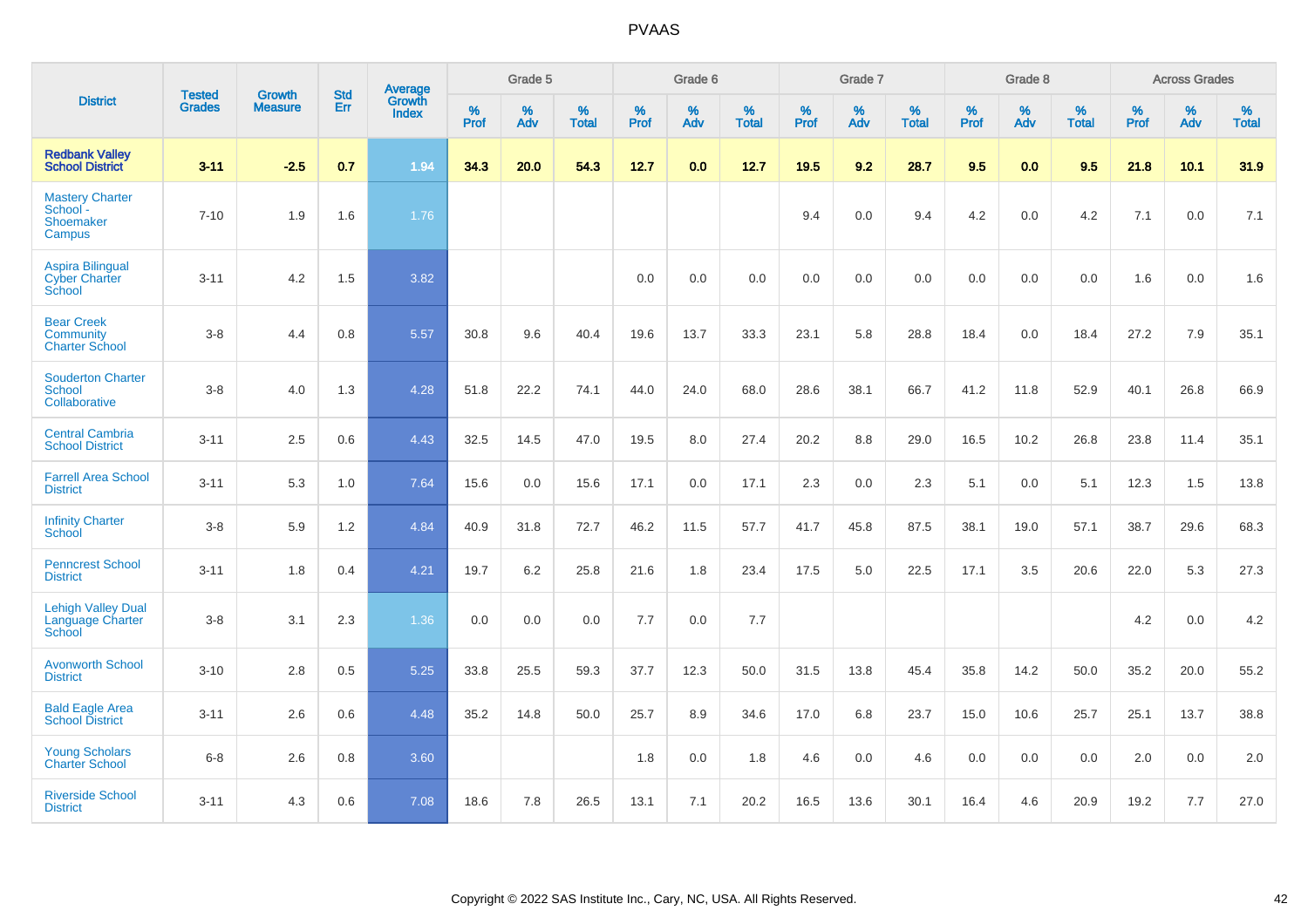# PVAAS

| District | Tested Grades | Growth Measure | Std Err | Average Growth Index | Grade 5 | | | Grade 6 | | | Grade 7 | | | Grade 8 | | | Across Grades | | |
|---|---|---|---|---|---|---|---|---|---|---|---|---|---|---|---|---|---|---|---|
| | | | | | % Prof | % Adv | % Total | % Prof | % Adv | % Total | % Prof | % Adv | % Total | % Prof | % Adv | % Total | % Prof | % Adv | % Total |
| **Redbank Valley School District** | **3-11** | **-2.5** | **0.7** | **1.94** | **34.3** | **20.0** | **54.3** | **12.7** | **0.0** | **12.7** | **19.5** | **9.2** | **28.7** | **9.5** | **0.0** | **9.5** | **21.8** | **10.1** | **31.9** |
| Mastery Charter School - Shoemaker Campus | 7-10 | 1.9 | 1.6 | 1.76 | | | | | | | 9.4 | 0.0 | 9.4 | 4.2 | 0.0 | 4.2 | 7.1 | 0.0 | 7.1 |
| Aspira Bilingual Cyber Charter School | 3-11 | 4.2 | 1.5 | 3.82 | | | | 0.0 | 0.0 | 0.0 | 0.0 | 0.0 | 0.0 | 0.0 | 0.0 | 0.0 | 1.6 | 0.0 | 1.6 |
| Bear Creek Community Charter School | 3-8 | 4.4 | 0.8 | 5.57 | 30.8 | 9.6 | 40.4 | 19.6 | 13.7 | 33.3 | 23.1 | 5.8 | 28.8 | 18.4 | 0.0 | 18.4 | 27.2 | 7.9 | 35.1 |
| Souderton Charter School Collaborative | 3-8 | 4.0 | 1.3 | 4.28 | 51.8 | 22.2 | 74.1 | 44.0 | 24.0 | 68.0 | 28.6 | 38.1 | 66.7 | 41.2 | 11.8 | 52.9 | 40.1 | 26.8 | 66.9 |
| Central Cambria School District | 3-11 | 2.5 | 0.6 | 4.43 | 32.5 | 14.5 | 47.0 | 19.5 | 8.0 | 27.4 | 20.2 | 8.8 | 29.0 | 16.5 | 10.2 | 26.8 | 23.8 | 11.4 | 35.1 |
| Farrell Area School District | 3-11 | 5.3 | 1.0 | 7.64 | 15.6 | 0.0 | 15.6 | 17.1 | 0.0 | 17.1 | 2.3 | 0.0 | 2.3 | 5.1 | 0.0 | 5.1 | 12.3 | 1.5 | 13.8 |
| Infinity Charter School | 3-8 | 5.9 | 1.2 | 4.84 | 40.9 | 31.8 | 72.7 | 46.2 | 11.5 | 57.7 | 41.7 | 45.8 | 87.5 | 38.1 | 19.0 | 57.1 | 38.7 | 29.6 | 68.3 |
| Penncrest School District | 3-11 | 1.8 | 0.4 | 4.21 | 19.7 | 6.2 | 25.8 | 21.6 | 1.8 | 23.4 | 17.5 | 5.0 | 22.5 | 17.1 | 3.5 | 20.6 | 22.0 | 5.3 | 27.3 |
| Lehigh Valley Dual Language Charter School | 3-8 | 3.1 | 2.3 | 1.36 | 0.0 | 0.0 | 0.0 | 7.7 | 0.0 | 7.7 | | | | | | | 4.2 | 0.0 | 4.2 |
| Avonworth School District | 3-10 | 2.8 | 0.5 | 5.25 | 33.8 | 25.5 | 59.3 | 37.7 | 12.3 | 50.0 | 31.5 | 13.8 | 45.4 | 35.8 | 14.2 | 50.0 | 35.2 | 20.0 | 55.2 |
| Bald Eagle Area School District | 3-11 | 2.6 | 0.6 | 4.48 | 35.2 | 14.8 | 50.0 | 25.7 | 8.9 | 34.6 | 17.0 | 6.8 | 23.7 | 15.0 | 10.6 | 25.7 | 25.1 | 13.7 | 38.8 |
| Young Scholars Charter School | 6-8 | 2.6 | 0.8 | 3.60 | | | | 1.8 | 0.0 | 1.8 | 4.6 | 0.0 | 4.6 | 0.0 | 0.0 | 0.0 | 2.0 | 0.0 | 2.0 |
| Riverside School District | 3-11 | 4.3 | 0.6 | 7.08 | 18.6 | 7.8 | 26.5 | 13.1 | 7.1 | 20.2 | 16.5 | 13.6 | 30.1 | 16.4 | 4.6 | 20.9 | 19.2 | 7.7 | 27.0 |

Copyright © 2022 SAS Institute Inc., Cary, NC, USA. All Rights Reserved.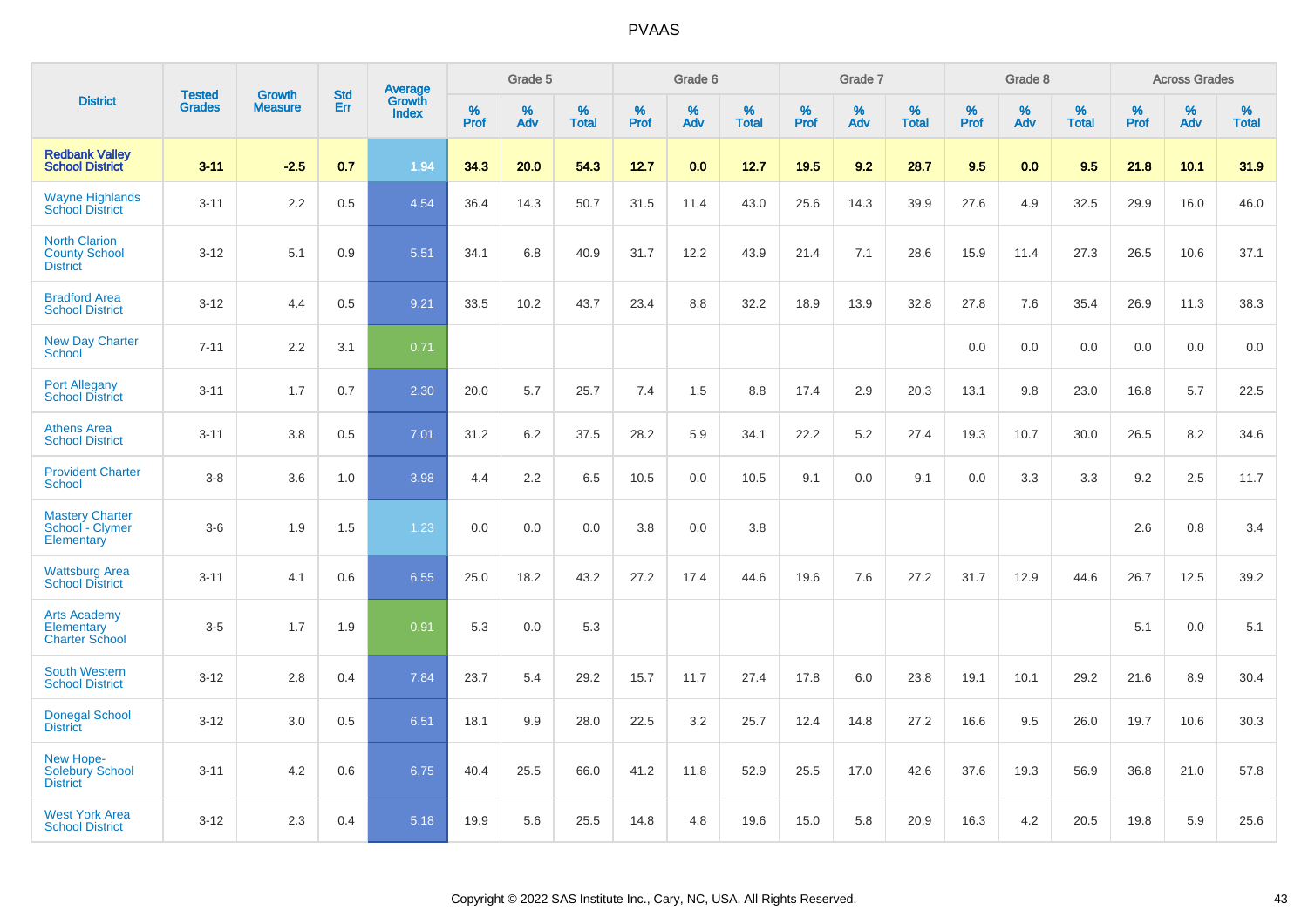# PVAAS

| District | Tested Grades | Growth Measure | Std Err | Average Growth Index | Grade 5 | | | Grade 6 | | | Grade 7 | | | Grade 8 | | | Across Grades | | |
|---|---|---|---|---|---|---|---|---|---|---|---|---|---|---|---|---|---|---|---|
| | | | | | % Prof | % Adv | % Total | % Prof | % Adv | % Total | % Prof | % Adv | % Total | % Prof | % Adv | % Total | % Prof | % Adv | % Total |
| **Redbank Valley School District** | **3-11** | **-2.5** | **0.7** | **1.94** | **34.3** | **20.0** | **54.3** | **12.7** | **0.0** | **12.7** | **19.5** | **9.2** | **28.7** | **9.5** | **0.0** | **9.5** | **21.8** | **10.1** | **31.9** |
| Wayne Highlands School District | 3-11 | 2.2 | 0.5 | 4.54 | 36.4 | 14.3 | 50.7 | 31.5 | 11.4 | 43.0 | 25.6 | 14.3 | 39.9 | 27.6 | 4.9 | 32.5 | 29.9 | 16.0 | 46.0 |
| North Clarion County School District | 3-12 | 5.1 | 0.9 | 5.51 | 34.1 | 6.8 | 40.9 | 31.7 | 12.2 | 43.9 | 21.4 | 7.1 | 28.6 | 15.9 | 11.4 | 27.3 | 26.5 | 10.6 | 37.1 |
| Bradford Area School District | 3-12 | 4.4 | 0.5 | 9.21 | 33.5 | 10.2 | 43.7 | 23.4 | 8.8 | 32.2 | 18.9 | 13.9 | 32.8 | 27.8 | 7.6 | 35.4 | 26.9 | 11.3 | 38.3 |
| New Day Charter School | 7-11 | 2.2 | 3.1 | 0.71 | | | | | | | | | | 0.0 | 0.0 | 0.0 | 0.0 | 0.0 | 0.0 |
| Port Allegany School District | 3-11 | 1.7 | 0.7 | 2.30 | 20.0 | 5.7 | 25.7 | 7.4 | 1.5 | 8.8 | 17.4 | 2.9 | 20.3 | 13.1 | 9.8 | 23.0 | 16.8 | 5.7 | 22.5 |
| Athens Area School District | 3-11 | 3.8 | 0.5 | 7.01 | 31.2 | 6.2 | 37.5 | 28.2 | 5.9 | 34.1 | 22.2 | 5.2 | 27.4 | 19.3 | 10.7 | 30.0 | 26.5 | 8.2 | 34.6 |
| Provident Charter School | 3-8 | 3.6 | 1.0 | 3.98 | 4.4 | 2.2 | 6.5 | 10.5 | 0.0 | 10.5 | 9.1 | 0.0 | 9.1 | 0.0 | 3.3 | 3.3 | 9.2 | 2.5 | 11.7 |
| Mastery Charter School - Clymer Elementary | 3-6 | 1.9 | 1.5 | 1.23 | 0.0 | 0.0 | 0.0 | 3.8 | 0.0 | 3.8 | | | | | | | 2.6 | 0.8 | 3.4 |
| Wattsburg Area School District | 3-11 | 4.1 | 0.6 | 6.55 | 25.0 | 18.2 | 43.2 | 27.2 | 17.4 | 44.6 | 19.6 | 7.6 | 27.2 | 31.7 | 12.9 | 44.6 | 26.7 | 12.5 | 39.2 |
| Arts Academy Elementary Charter School | 3-5 | 1.7 | 1.9 | 0.91 | 5.3 | 0.0 | 5.3 | | | | | | | | | | 5.1 | 0.0 | 5.1 |
| South Western School District | 3-12 | 2.8 | 0.4 | 7.84 | 23.7 | 5.4 | 29.2 | 15.7 | 11.7 | 27.4 | 17.8 | 6.0 | 23.8 | 19.1 | 10.1 | 29.2 | 21.6 | 8.9 | 30.4 |
| Donegal School District | 3-12 | 3.0 | 0.5 | 6.51 | 18.1 | 9.9 | 28.0 | 22.5 | 3.2 | 25.7 | 12.4 | 14.8 | 27.2 | 16.6 | 9.5 | 26.0 | 19.7 | 10.6 | 30.3 |
| New Hope-Solebury School District | 3-11 | 4.2 | 0.6 | 6.75 | 40.4 | 25.5 | 66.0 | 41.2 | 11.8 | 52.9 | 25.5 | 17.0 | 42.6 | 37.6 | 19.3 | 56.9 | 36.8 | 21.0 | 57.8 |
| West York Area School District | 3-12 | 2.3 | 0.4 | 5.18 | 19.9 | 5.6 | 25.5 | 14.8 | 4.8 | 19.6 | 15.0 | 5.8 | 20.9 | 16.3 | 4.2 | 20.5 | 19.8 | 5.9 | 25.6 |

Copyright © 2022 SAS Institute Inc., Cary, NC, USA. All Rights Reserved.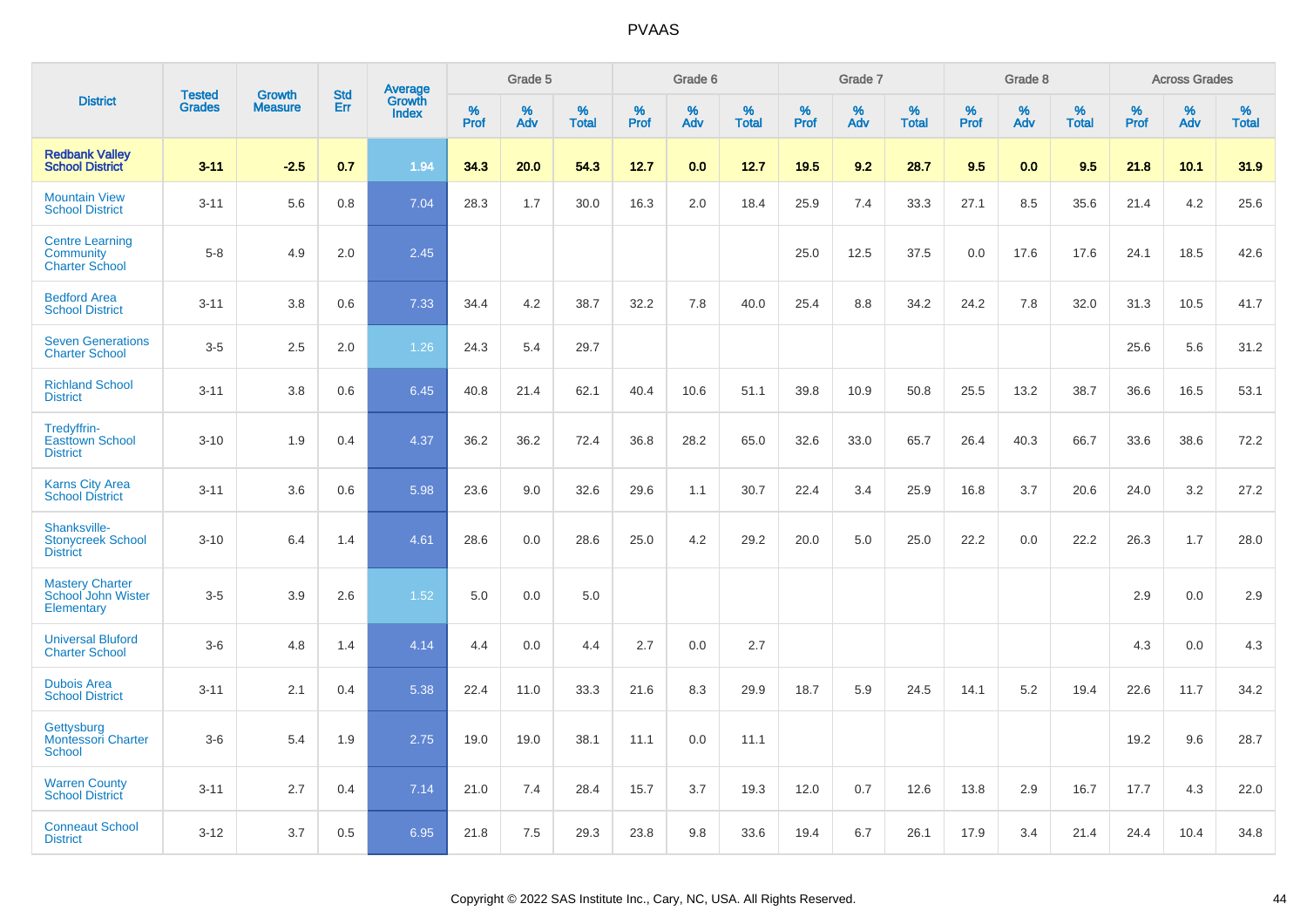# PVAAS

| District | Tested Grades | Growth Measure | Std Err | Average Growth Index | Grade 5 | | | Grade 6 | | | Grade 7 | | | Grade 8 | | | Across Grades | | |
|---|---|---|---|---|---|---|---|---|---|---|---|---|---|---|---|---|---|---|---|
| | | | | | % Prof | % Adv | % Total | % Prof | % Adv | % Total | % Prof | % Adv | % Total | % Prof | % Adv | % Total | % Prof | % Adv | % Total |
| **Redbank Valley School District** | **3-11** | **-2.5** | **0.7** | **1.94** | **34.3** | **20.0** | **54.3** | **12.7** | **0.0** | **12.7** | **19.5** | **9.2** | **28.7** | **9.5** | **0.0** | **9.5** | **21.8** | **10.1** | **31.9** |
| Mountain View School District | 3-11 | 5.6 | 0.8 | 7.04 | 28.3 | 1.7 | 30.0 | 16.3 | 2.0 | 18.4 | 25.9 | 7.4 | 33.3 | 27.1 | 8.5 | 35.6 | 21.4 | 4.2 | 25.6 |
| Centre Learning Community Charter School | 5-8 | 4.9 | 2.0 | 2.45 | | | | | | | 25.0 | 12.5 | 37.5 | 0.0 | 17.6 | 17.6 | 24.1 | 18.5 | 42.6 |
| Bedford Area School District | 3-11 | 3.8 | 0.6 | 7.33 | 34.4 | 4.2 | 38.7 | 32.2 | 7.8 | 40.0 | 25.4 | 8.8 | 34.2 | 24.2 | 7.8 | 32.0 | 31.3 | 10.5 | 41.7 |
| Seven Generations Charter School | 3-5 | 2.5 | 2.0 | 1.26 | 24.3 | 5.4 | 29.7 | | | | | | | | | | 25.6 | 5.6 | 31.2 |
| Richland School District | 3-11 | 3.8 | 0.6 | 6.45 | 40.8 | 21.4 | 62.1 | 40.4 | 10.6 | 51.1 | 39.8 | 10.9 | 50.8 | 25.5 | 13.2 | 38.7 | 36.6 | 16.5 | 53.1 |
| Tredyffrin-Easttown School District | 3-10 | 1.9 | 0.4 | 4.37 | 36.2 | 36.2 | 72.4 | 36.8 | 28.2 | 65.0 | 32.6 | 33.0 | 65.7 | 26.4 | 40.3 | 66.7 | 33.6 | 38.6 | 72.2 |
| Karns City Area School District | 3-11 | 3.6 | 0.6 | 5.98 | 23.6 | 9.0 | 32.6 | 29.6 | 1.1 | 30.7 | 22.4 | 3.4 | 25.9 | 16.8 | 3.7 | 20.6 | 24.0 | 3.2 | 27.2 |
| Shanksville-Stonycreek School District | 3-10 | 6.4 | 1.4 | 4.61 | 28.6 | 0.0 | 28.6 | 25.0 | 4.2 | 29.2 | 20.0 | 5.0 | 25.0 | 22.2 | 0.0 | 22.2 | 26.3 | 1.7 | 28.0 |
| Mastery Charter School John Wister Elementary | 3-5 | 3.9 | 2.6 | 1.52 | 5.0 | 0.0 | 5.0 | | | | | | | | | | 2.9 | 0.0 | 2.9 |
| Universal Bluford Charter School | 3-6 | 4.8 | 1.4 | 4.14 | 4.4 | 0.0 | 4.4 | 2.7 | 0.0 | 2.7 | | | | | | | 4.3 | 0.0 | 4.3 |
| Dubois Area School District | 3-11 | 2.1 | 0.4 | 5.38 | 22.4 | 11.0 | 33.3 | 21.6 | 8.3 | 29.9 | 18.7 | 5.9 | 24.5 | 14.1 | 5.2 | 19.4 | 22.6 | 11.7 | 34.2 |
| Gettysburg Montessori Charter School | 3-6 | 5.4 | 1.9 | 2.75 | 19.0 | 19.0 | 38.1 | 11.1 | 0.0 | 11.1 | | | | | | | 19.2 | 9.6 | 28.7 |
| Warren County School District | 3-11 | 2.7 | 0.4 | 7.14 | 21.0 | 7.4 | 28.4 | 15.7 | 3.7 | 19.3 | 12.0 | 0.7 | 12.6 | 13.8 | 2.9 | 16.7 | 17.7 | 4.3 | 22.0 |
| Conneaut School District | 3-12 | 3.7 | 0.5 | 6.95 | 21.8 | 7.5 | 29.3 | 23.8 | 9.8 | 33.6 | 19.4 | 6.7 | 26.1 | 17.9 | 3.4 | 21.4 | 24.4 | 10.4 | 34.8 |

Copyright © 2022 SAS Institute Inc., Cary, NC, USA. All Rights Reserved.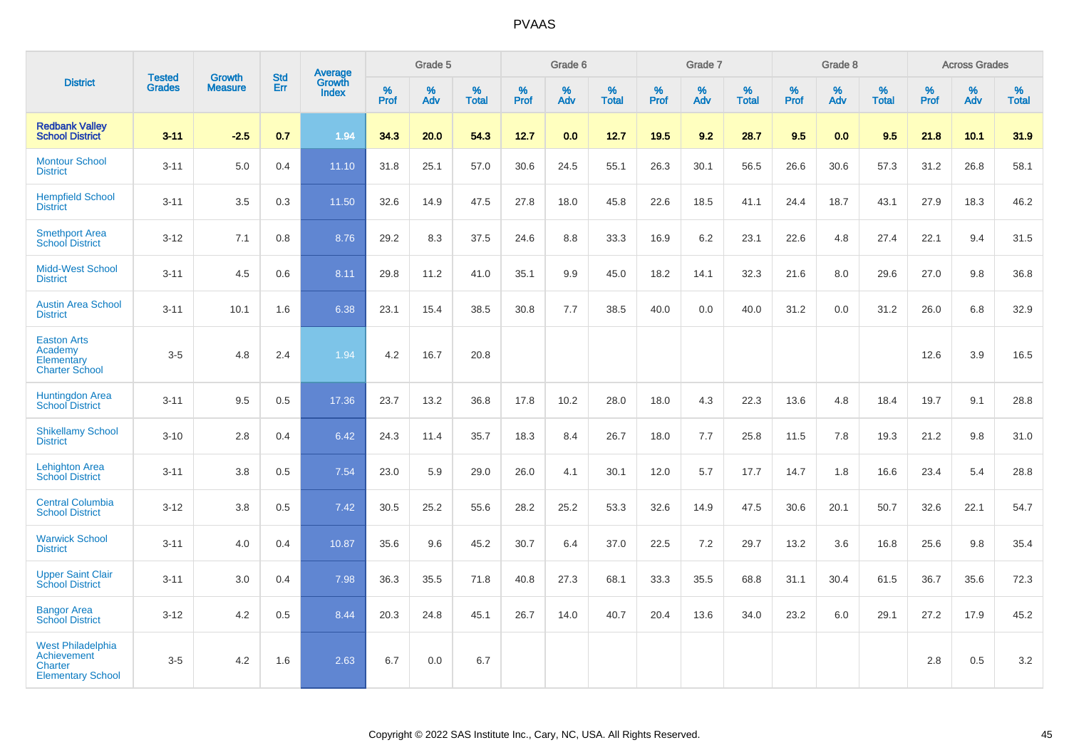# PVAAS

| District | Tested Grades | Growth Measure | Std Err | Average Growth Index | Grade 5 | | | Grade 6 | | | Grade 7 | | | Grade 8 | | | Across Grades | | |
|---|---|---|---|---|---|---|---|---|---|---|---|---|---|---|---|---|---|---|---|
| | | | | | % Prof | % Adv | % Total | % Prof | % Adv | % Total | % Prof | % Adv | % Total | % Prof | % Adv | % Total | % Prof | % Adv | % Total |
| **Redbank Valley School District** | **3-11** | **-2.5** | **0.7** | **1.94** | **34.3** | **20.0** | **54.3** | **12.7** | **0.0** | **12.7** | **19.5** | **9.2** | **28.7** | **9.5** | **0.0** | **9.5** | **21.8** | **10.1** | **31.9** |
| Montour School District | 3-11 | 5.0 | 0.4 | 11.10 | 31.8 | 25.1 | 57.0 | 30.6 | 24.5 | 55.1 | 26.3 | 30.1 | 56.5 | 26.6 | 30.6 | 57.3 | 31.2 | 26.8 | 58.1 |
| Hempfield School District | 3-11 | 3.5 | 0.3 | 11.50 | 32.6 | 14.9 | 47.5 | 27.8 | 18.0 | 45.8 | 22.6 | 18.5 | 41.1 | 24.4 | 18.7 | 43.1 | 27.9 | 18.3 | 46.2 |
| Smethport Area School District | 3-12 | 7.1 | 0.8 | 8.76 | 29.2 | 8.3 | 37.5 | 24.6 | 8.8 | 33.3 | 16.9 | 6.2 | 23.1 | 22.6 | 4.8 | 27.4 | 22.1 | 9.4 | 31.5 |
| Midd-West School District | 3-11 | 4.5 | 0.6 | 8.11 | 29.8 | 11.2 | 41.0 | 35.1 | 9.9 | 45.0 | 18.2 | 14.1 | 32.3 | 21.6 | 8.0 | 29.6 | 27.0 | 9.8 | 36.8 |
| Austin Area School District | 3-11 | 10.1 | 1.6 | 6.38 | 23.1 | 15.4 | 38.5 | 30.8 | 7.7 | 38.5 | 40.0 | 0.0 | 40.0 | 31.2 | 0.0 | 31.2 | 26.0 | 6.8 | 32.9 |
| Easton Arts Academy Elementary Charter School | 3-5 | 4.8 | 2.4 | 1.94 | 4.2 | 16.7 | 20.8 | | | | | | | | | | 12.6 | 3.9 | 16.5 |
| Huntingdon Area School District | 3-11 | 9.5 | 0.5 | 17.36 | 23.7 | 13.2 | 36.8 | 17.8 | 10.2 | 28.0 | 18.0 | 4.3 | 22.3 | 13.6 | 4.8 | 18.4 | 19.7 | 9.1 | 28.8 |
| Shikellamy School District | 3-10 | 2.8 | 0.4 | 6.42 | 24.3 | 11.4 | 35.7 | 18.3 | 8.4 | 26.7 | 18.0 | 7.7 | 25.8 | 11.5 | 7.8 | 19.3 | 21.2 | 9.8 | 31.0 |
| Lehighton Area School District | 3-11 | 3.8 | 0.5 | 7.54 | 23.0 | 5.9 | 29.0 | 26.0 | 4.1 | 30.1 | 12.0 | 5.7 | 17.7 | 14.7 | 1.8 | 16.6 | 23.4 | 5.4 | 28.8 |
| Central Columbia School District | 3-12 | 3.8 | 0.5 | 7.42 | 30.5 | 25.2 | 55.6 | 28.2 | 25.2 | 53.3 | 32.6 | 14.9 | 47.5 | 30.6 | 20.1 | 50.7 | 32.6 | 22.1 | 54.7 |
| Warwick School District | 3-11 | 4.0 | 0.4 | 10.87 | 35.6 | 9.6 | 45.2 | 30.7 | 6.4 | 37.0 | 22.5 | 7.2 | 29.7 | 13.2 | 3.6 | 16.8 | 25.6 | 9.8 | 35.4 |
| Upper Saint Clair School District | 3-11 | 3.0 | 0.4 | 7.98 | 36.3 | 35.5 | 71.8 | 40.8 | 27.3 | 68.1 | 33.3 | 35.5 | 68.8 | 31.1 | 30.4 | 61.5 | 36.7 | 35.6 | 72.3 |
| Bangor Area School District | 3-12 | 4.2 | 0.5 | 8.44 | 20.3 | 24.8 | 45.1 | 26.7 | 14.0 | 40.7 | 20.4 | 13.6 | 34.0 | 23.2 | 6.0 | 29.1 | 27.2 | 17.9 | 45.2 |
| West Philadelphia Achievement Charter Elementary School | 3-5 | 4.2 | 1.6 | 2.63 | 6.7 | 0.0 | 6.7 | | | | | | | | | | 2.8 | 0.5 | 3.2 |

Copyright © 2022 SAS Institute Inc., Cary, NC, USA. All Rights Reserved.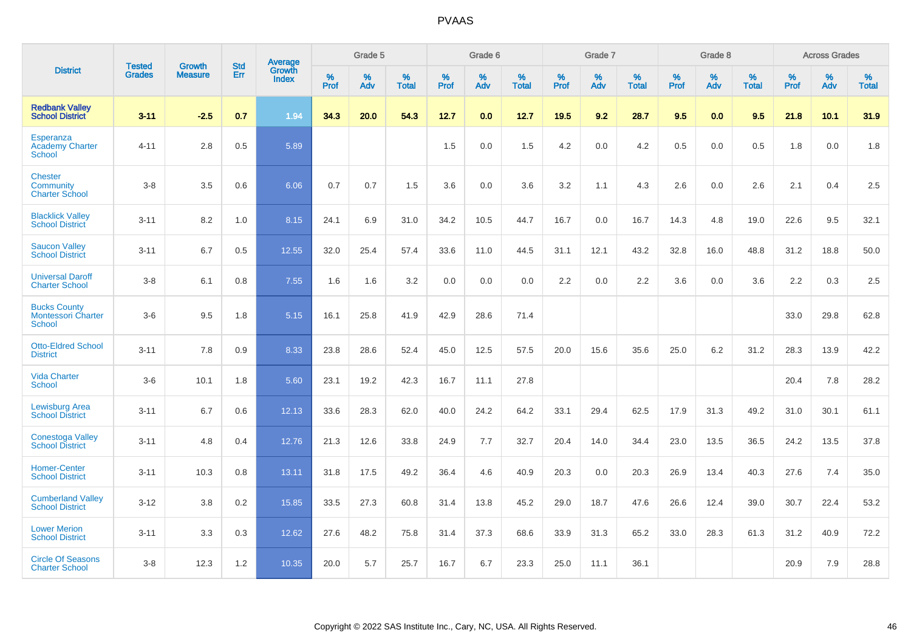# PVAAS

| District | Tested Grades | Growth Measure | Std Err | Average Growth Index | Grade 5 | | | Grade 6 | | | Grade 7 | | | Grade 8 | | | Across Grades | | |
|---|---|---|---|---|---|---|---|---|---|---|---|---|---|---|---|---|---|---|---|
| | | | | | % Prof | % Adv | % Total | % Prof | % Adv | % Total | % Prof | % Adv | % Total | % Prof | % Adv | % Total | % Prof | % Adv | % Total |
| **Redbank Valley School District** | **3-11** | **-2.5** | **0.7** | **1.94** | **34.3** | **20.0** | **54.3** | **12.7** | **0.0** | **12.7** | **19.5** | **9.2** | **28.7** | **9.5** | **0.0** | **9.5** | **21.8** | **10.1** | **31.9** |
| Esperanza Academy Charter School | 4-11 | 2.8 | 0.5 | 5.89 | | | | 1.5 | 0.0 | 1.5 | 4.2 | 0.0 | 4.2 | 0.5 | 0.0 | 0.5 | 1.8 | 0.0 | 1.8 |
| Chester Community Charter School | 3-8 | 3.5 | 0.6 | 6.06 | 0.7 | 0.7 | 1.5 | 3.6 | 0.0 | 3.6 | 3.2 | 1.1 | 4.3 | 2.6 | 0.0 | 2.6 | 2.1 | 0.4 | 2.5 |
| Blacklick Valley School District | 3-11 | 8.2 | 1.0 | 8.15 | 24.1 | 6.9 | 31.0 | 34.2 | 10.5 | 44.7 | 16.7 | 0.0 | 16.7 | 14.3 | 4.8 | 19.0 | 22.6 | 9.5 | 32.1 |
| Saucon Valley School District | 3-11 | 6.7 | 0.5 | 12.55 | 32.0 | 25.4 | 57.4 | 33.6 | 11.0 | 44.5 | 31.1 | 12.1 | 43.2 | 32.8 | 16.0 | 48.8 | 31.2 | 18.8 | 50.0 |
| Universal Daroff Charter School | 3-8 | 6.1 | 0.8 | 7.55 | 1.6 | 1.6 | 3.2 | 0.0 | 0.0 | 0.0 | 2.2 | 0.0 | 2.2 | 3.6 | 0.0 | 3.6 | 2.2 | 0.3 | 2.5 |
| Bucks County Montessori Charter School | 3-6 | 9.5 | 1.8 | 5.15 | 16.1 | 25.8 | 41.9 | 42.9 | 28.6 | 71.4 | | | | | | | 33.0 | 29.8 | 62.8 |
| Otto-Eldred School District | 3-11 | 7.8 | 0.9 | 8.33 | 23.8 | 28.6 | 52.4 | 45.0 | 12.5 | 57.5 | 20.0 | 15.6 | 35.6 | 25.0 | 6.2 | 31.2 | 28.3 | 13.9 | 42.2 |
| Vida Charter School | 3-6 | 10.1 | 1.8 | 5.60 | 23.1 | 19.2 | 42.3 | 16.7 | 11.1 | 27.8 | | | | | | | 20.4 | 7.8 | 28.2 |
| Lewisburg Area School District | 3-11 | 6.7 | 0.6 | 12.13 | 33.6 | 28.3 | 62.0 | 40.0 | 24.2 | 64.2 | 33.1 | 29.4 | 62.5 | 17.9 | 31.3 | 49.2 | 31.0 | 30.1 | 61.1 |
| Conestoga Valley School District | 3-11 | 4.8 | 0.4 | 12.76 | 21.3 | 12.6 | 33.8 | 24.9 | 7.7 | 32.7 | 20.4 | 14.0 | 34.4 | 23.0 | 13.5 | 36.5 | 24.2 | 13.5 | 37.8 |
| Homer-Center School District | 3-11 | 10.3 | 0.8 | 13.11 | 31.8 | 17.5 | 49.2 | 36.4 | 4.6 | 40.9 | 20.3 | 0.0 | 20.3 | 26.9 | 13.4 | 40.3 | 27.6 | 7.4 | 35.0 |
| Cumberland Valley School District | 3-12 | 3.8 | 0.2 | 15.85 | 33.5 | 27.3 | 60.8 | 31.4 | 13.8 | 45.2 | 29.0 | 18.7 | 47.6 | 26.6 | 12.4 | 39.0 | 30.7 | 22.4 | 53.2 |
| Lower Merion School District | 3-11 | 3.3 | 0.3 | 12.62 | 27.6 | 48.2 | 75.8 | 31.4 | 37.3 | 68.6 | 33.9 | 31.3 | 65.2 | 33.0 | 28.3 | 61.3 | 31.2 | 40.9 | 72.2 |
| Circle Of Seasons Charter School | 3-8 | 12.3 | 1.2 | 10.35 | 20.0 | 5.7 | 25.7 | 16.7 | 6.7 | 23.3 | 25.0 | 11.1 | 36.1 | | | | 20.9 | 7.9 | 28.8 |

Copyright © 2022 SAS Institute Inc., Cary, NC, USA. All Rights Reserved.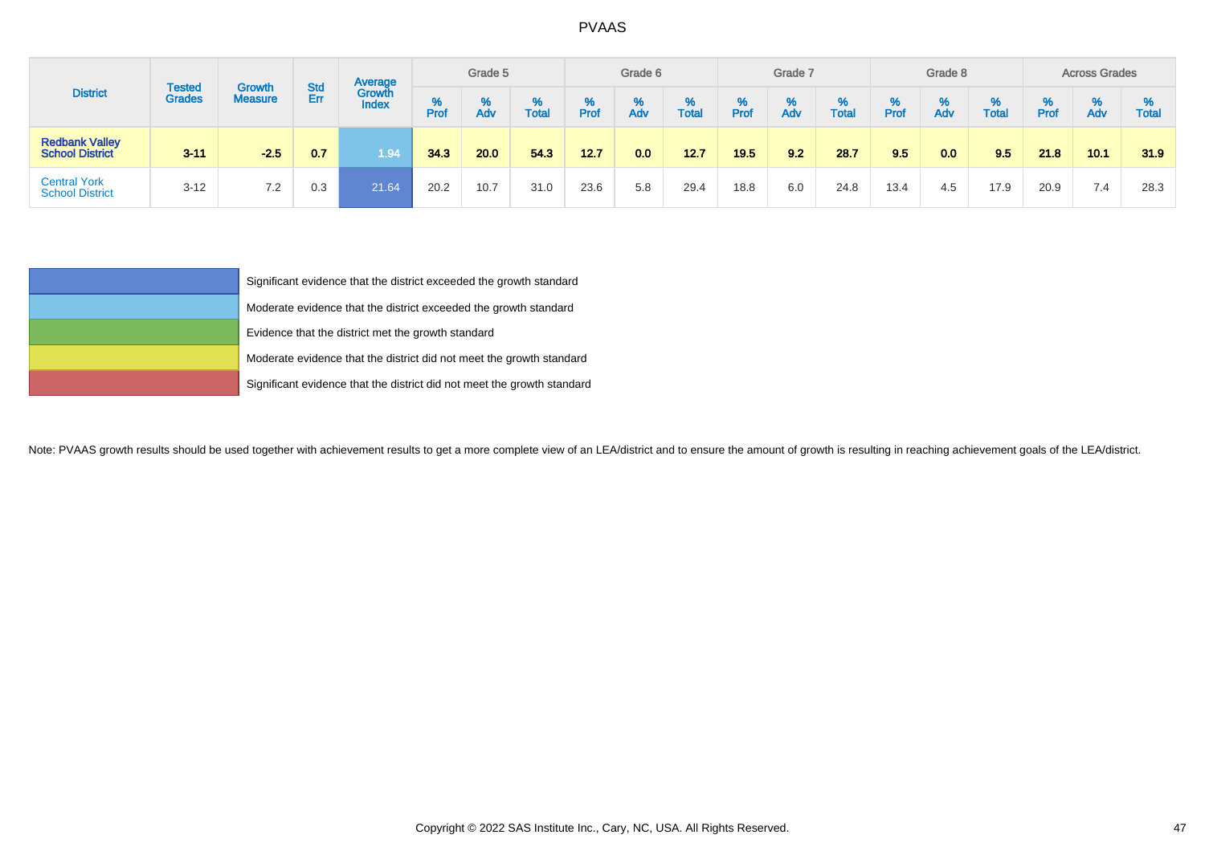# PVAAS

| District | Tested Grades | Growth Measure | Std Err | Average Growth Index | Grade 5 | | | Grade 6 | | | Grade 7 | | | Grade 8 | | | Across Grades | | |
|---|---|---|---|---|---|---|---|---|---|---|---|---|---|---|---|---|---|---|---|
| | | | | | % Prof | % Adv | % Total | % Prof | % Adv | % Total | % Prof | % Adv | % Total | % Prof | % Adv | % Total | % Prof | % Adv | % Total |
| **Redbank Valley School District** | **3-11** | **-2.5** | **0.7** | **1.94** | **34.3** | **20.0** | **54.3** | **12.7** | **0.0** | **12.7** | **19.5** | **9.2** | **28.7** | **9.5** | **0.0** | **9.5** | **21.8** | **10.1** | **31.9** |
| Central York School District | 3-12 | 7.2 | 0.3 | 21.64 | 20.2 | 10.7 | 31.0 | 23.6 | 5.8 | 29.4 | 18.8 | 6.0 | 24.8 | 13.4 | 4.5 | 17.9 | 20.9 | 7.4 | 28.3 |

Significant evidence that the district exceeded the growth standard

Moderate evidence that the district exceeded the growth standard

Evidence that the district met the growth standard

Moderate evidence that the district did not meet the growth standard

Significant evidence that the district did not meet the growth standard

Note: PVAAS growth results should be used together with achievement results to get a more complete view of an LEA/district and to ensure the amount of growth is resulting in reaching achievement goals of the LEA/district.

Copyright © 2022 SAS Institute Inc., Cary, NC, USA. All Rights Reserved.